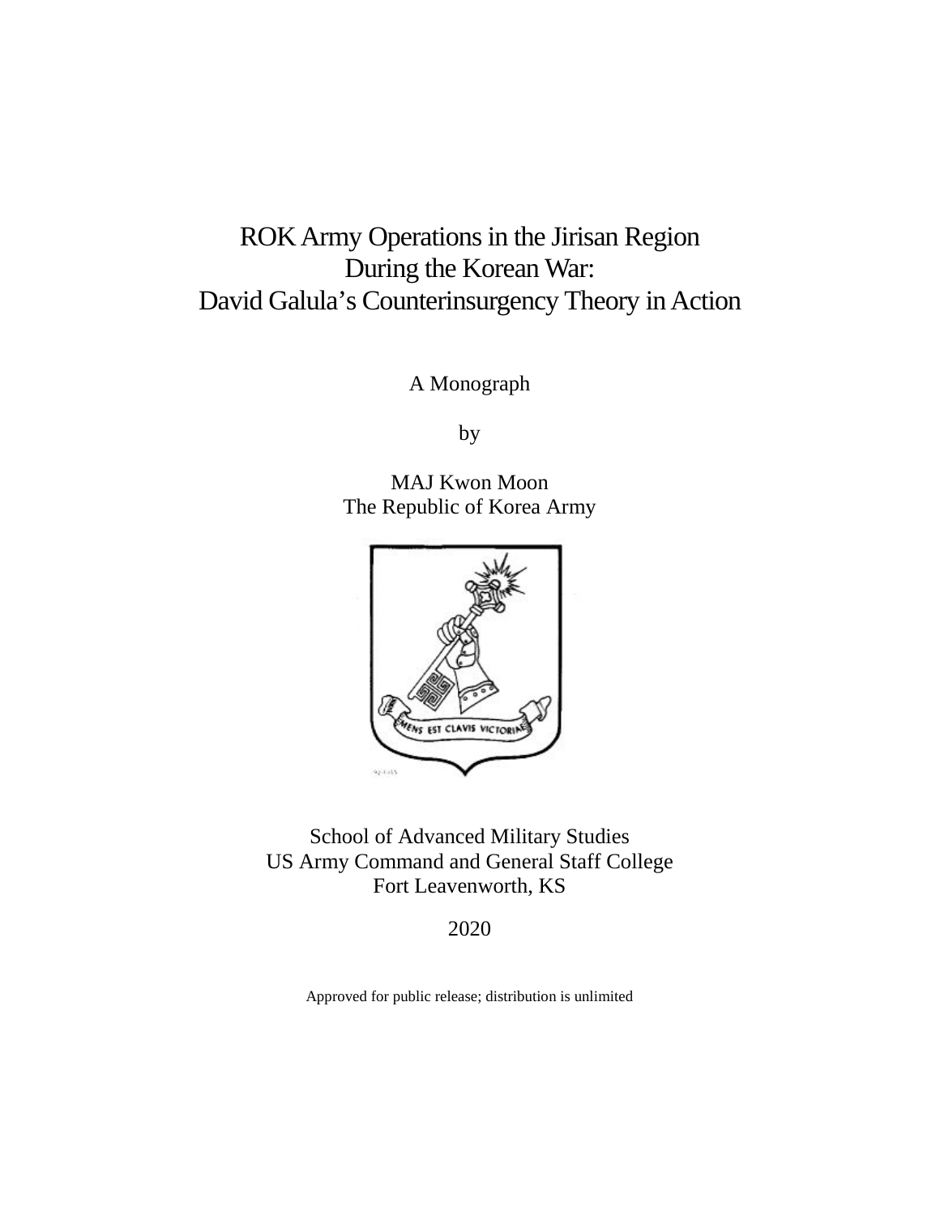# ROK Army Operations in the Jirisan Region During the Korean War: David Galula's Counterinsurgency Theory in Action

A Monograph

by

MAJ Kwon Moon
The Republic of Korea Army

School of Advanced Military Studies
US Army Command and General Staff College
Fort Leavenworth, KS

2020

Approved for public release; distribution is unlimited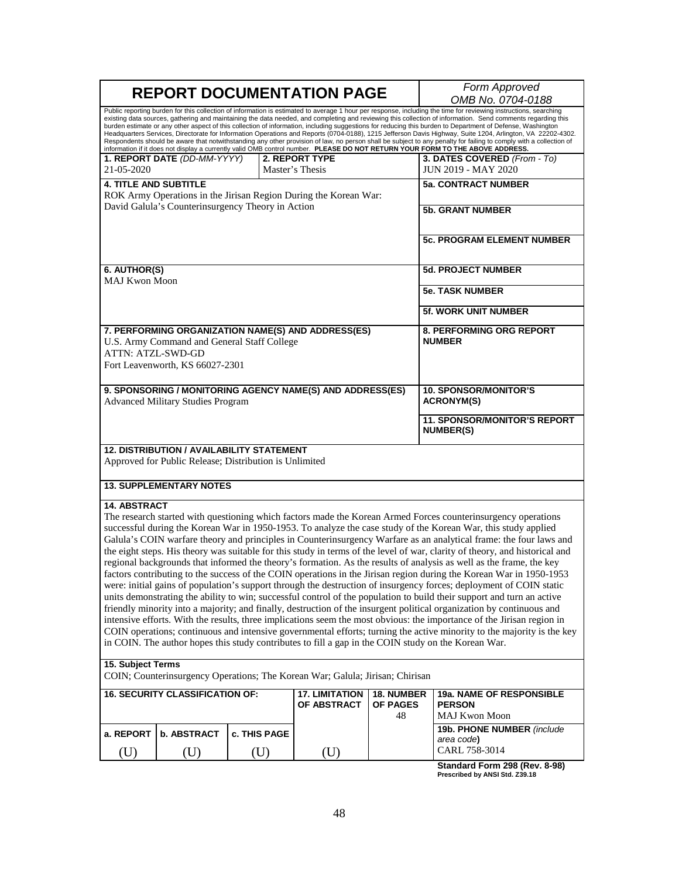# REPORT DOCUMENTATION PAGE

*Form Approved*
*OMB No. 0704-0188*

Public reporting burden for this collection of information is estimated to average 1 hour per response, including the time for reviewing instructions, searching existing data sources, gathering and maintaining the data needed, and completing and reviewing this collection of information. Send comments regarding this burden estimate or any other aspect of this collection of information, including suggestions for reducing this burden to Department of Defense, Washington Headquarters Services, Directorate for Information Operations and Reports (0704-0188), 1215 Jefferson Davis Highway, Suite 1204, Arlington, VA 22202-4302. Respondents should be aware that notwithstanding any other provision of law, no person shall be subject to any penalty for failing to comply with a collection of information if it does not display a currently valid OMB control number. **PLEASE DO NOT RETURN YOUR FORM TO THE ABOVE ADDRESS.**

| **1. REPORT DATE** *(DD-MM-YYYY)* | **2. REPORT TYPE** | **3. DATES COVERED** *(From - To)* |
|---|---|---|
| 21-05-2020 | Master's Thesis | JUN 2019 - MAY 2020 |

**4. TITLE AND SUBTITLE**
ROK Army Operations in the Jirisan Region During the Korean War: David Galula's Counterinsurgency Theory in Action

**5a. CONTRACT NUMBER**

**5b. GRANT NUMBER**

**5c. PROGRAM ELEMENT NUMBER**

**6. AUTHOR(S)**
MAJ Kwon Moon

**5d. PROJECT NUMBER**

**5e. TASK NUMBER**

**5f. WORK UNIT NUMBER**

**7. PERFORMING ORGANIZATION NAME(S) AND ADDRESS(ES)**
U.S. Army Command and General Staff College
ATTN: ATZL-SWD-GD
Fort Leavenworth, KS 66027-2301

**8. PERFORMING ORG REPORT NUMBER**

**9. SPONSORING / MONITORING AGENCY NAME(S) AND ADDRESS(ES)**
Advanced Military Studies Program

**10. SPONSOR/MONITOR'S ACRONYM(S)**

**11. SPONSOR/MONITOR'S REPORT NUMBER(S)**

**12. DISTRIBUTION / AVAILABILITY STATEMENT**
Approved for Public Release; Distribution is Unlimited

**13. SUPPLEMENTARY NOTES**

**14. ABSTRACT**
The research started with questioning which factors made the Korean Armed Forces counterinsurgency operations successful during the Korean War in 1950-1953. To analyze the case study of the Korean War, this study applied Galula's COIN warfare theory and principles in Counterinsurgency Warfare as an analytical frame: the four laws and the eight steps. His theory was suitable for this study in terms of the level of war, clarity of theory, and historical and regional backgrounds that informed the theory's formation. As the results of analysis as well as the frame, the key factors contributing to the success of the COIN operations in the Jirisan region during the Korean War in 1950-1953 were: initial gains of population's support through the destruction of insurgency forces; deployment of COIN static units demonstrating the ability to win; successful control of the population to build their support and turn an active friendly minority into a majority; and finally, destruction of the insurgent political organization by continuous and intensive efforts. With the results, three implications seem the most obvious: the importance of the Jirisan region in COIN operations; continuous and intensive governmental efforts; turning the active minority to the majority is the key in COIN. The author hopes this study contributes to fill a gap in the COIN study on the Korean War.

**15. Subject Terms**
COIN; Counterinsurgency Operations; The Korean War; Galula; Jirisan; Chirisan

| **16. SECURITY CLASSIFICATION OF:** | | | **17. LIMITATION OF ABSTRACT** | **18. NUMBER OF PAGES** | **19a. NAME OF RESPONSIBLE PERSON** |
|---|---|---|---|---|---|
| | | | | 48 | MAJ Kwon Moon |
| **a. REPORT** | **b. ABSTRACT** | **c. THIS PAGE** | | | **19b. PHONE NUMBER** *(include area code)* |
| (U) | (U) | (U) | (U) | | CARL 758-3014 |

**Standard Form 298 (Rev. 8-98)**
**Prescribed by ANSI Std. Z39.18**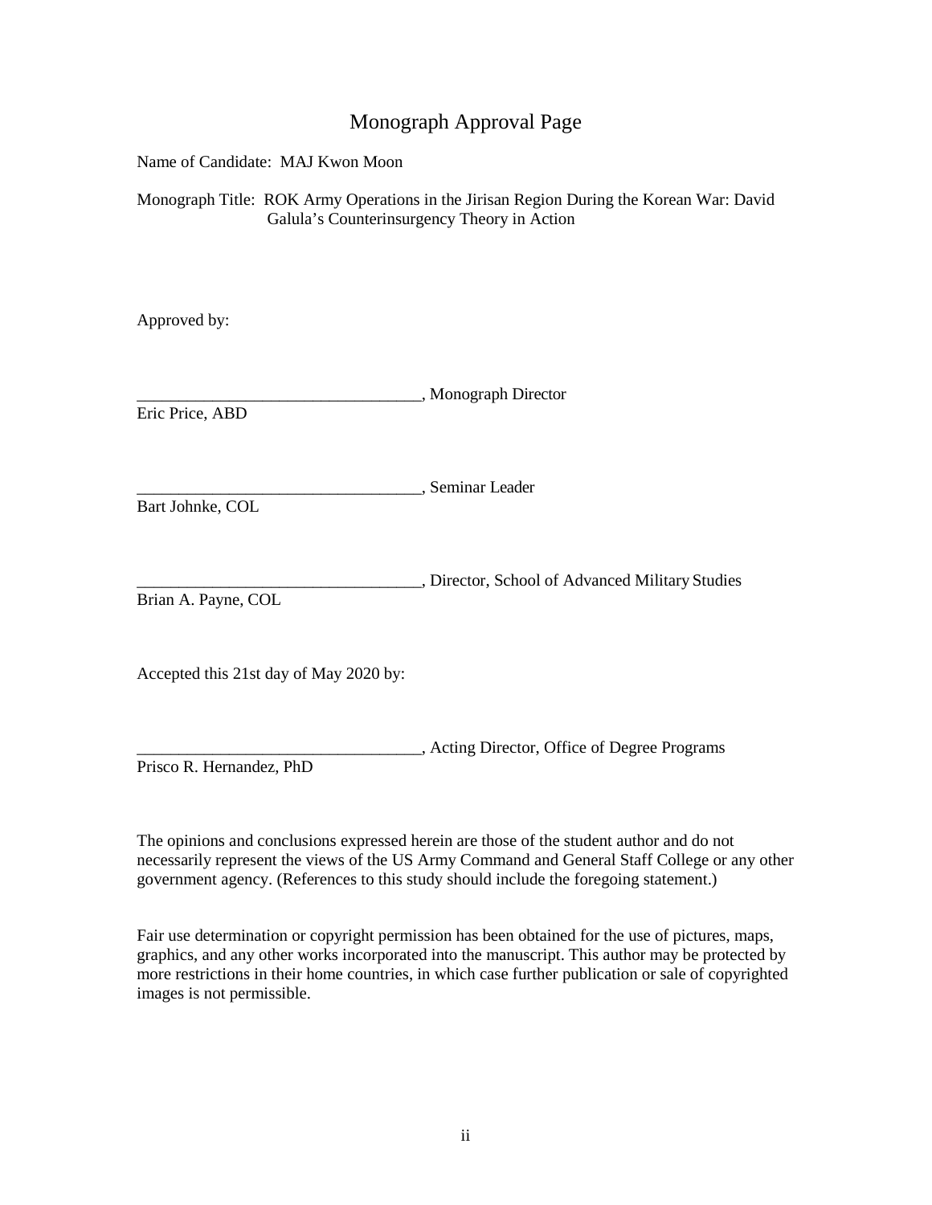# Monograph Approval Page

Name of Candidate: MAJ Kwon Moon

Monograph Title: ROK Army Operations in the Jirisan Region During the Korean War: David Galula's Counterinsurgency Theory in Action

Approved by:

__________________________________, Monograph Director
Eric Price, ABD

__________________________________, Seminar Leader
Bart Johnke, COL

__________________________________, Director, School of Advanced Military Studies
Brian A. Payne, COL

Accepted this 21st day of May 2020 by:

__________________________________, Acting Director, Office of Degree Programs
Prisco R. Hernandez, PhD

The opinions and conclusions expressed herein are those of the student author and do not necessarily represent the views of the US Army Command and General Staff College or any other government agency. (References to this study should include the foregoing statement.)

Fair use determination or copyright permission has been obtained for the use of pictures, maps, graphics, and any other works incorporated into the manuscript. This author may be protected by more restrictions in their home countries, in which case further publication or sale of copyrighted images is not permissible.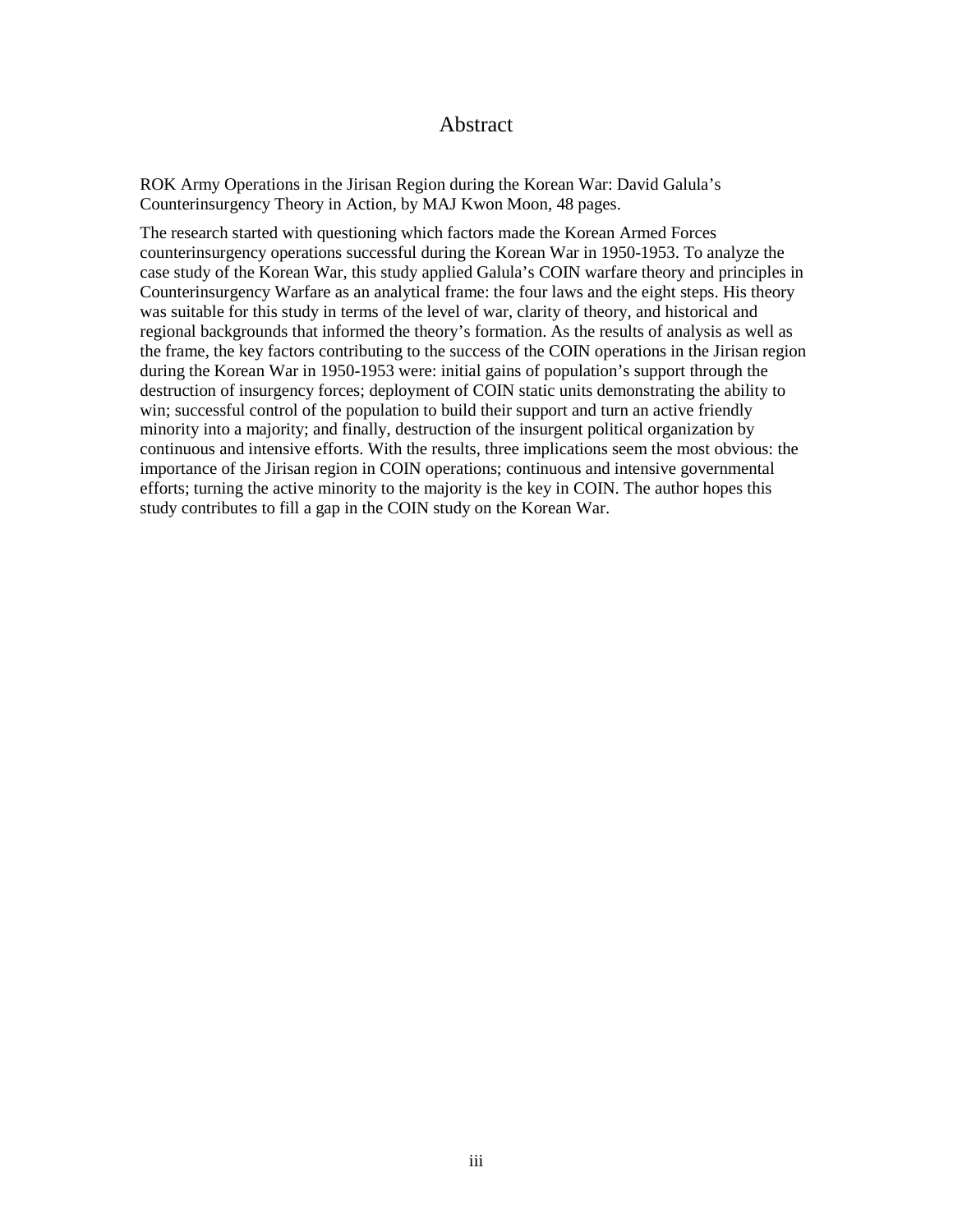# Abstract

ROK Army Operations in the Jirisan Region during the Korean War: David Galula's Counterinsurgency Theory in Action, by MAJ Kwon Moon, 48 pages.

The research started with questioning which factors made the Korean Armed Forces counterinsurgency operations successful during the Korean War in 1950-1953. To analyze the case study of the Korean War, this study applied Galula's COIN warfare theory and principles in Counterinsurgency Warfare as an analytical frame: the four laws and the eight steps. His theory was suitable for this study in terms of the level of war, clarity of theory, and historical and regional backgrounds that informed the theory's formation. As the results of analysis as well as the frame, the key factors contributing to the success of the COIN operations in the Jirisan region during the Korean War in 1950-1953 were: initial gains of population's support through the destruction of insurgency forces; deployment of COIN static units demonstrating the ability to win; successful control of the population to build their support and turn an active friendly minority into a majority; and finally, destruction of the insurgent political organization by continuous and intensive efforts. With the results, three implications seem the most obvious: the importance of the Jirisan region in COIN operations; continuous and intensive governmental efforts; turning the active minority to the majority is the key in COIN. The author hopes this study contributes to fill a gap in the COIN study on the Korean War.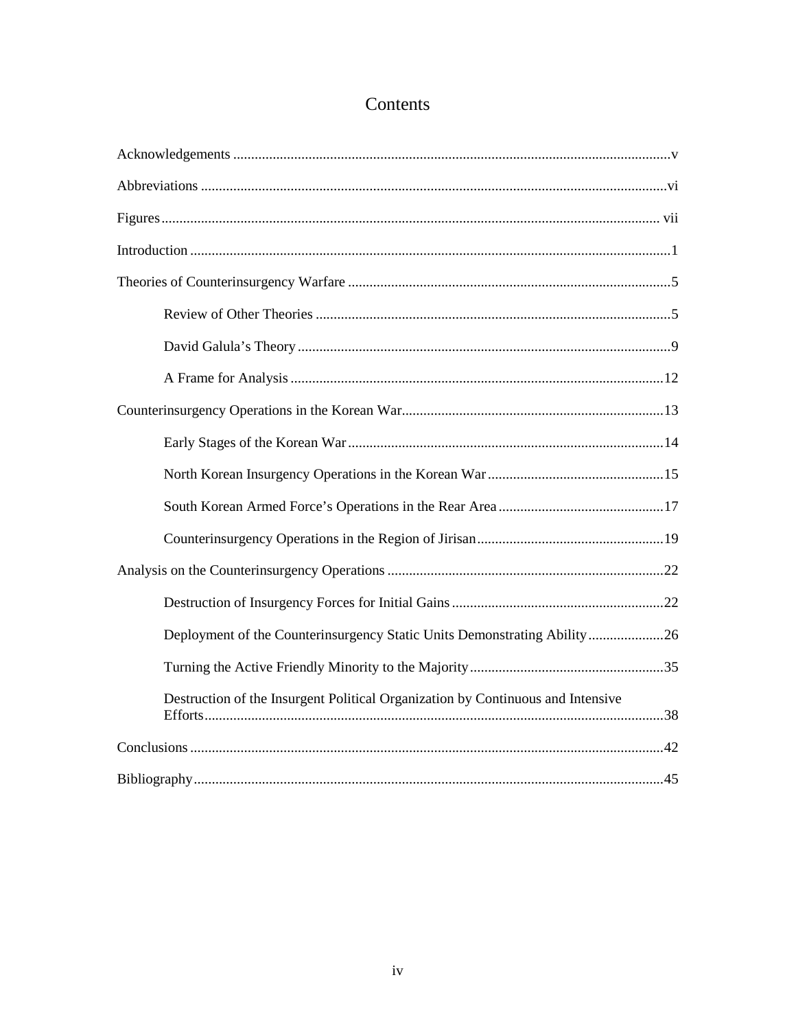# Contents

Acknowledgements ........................................................................................................................v

Abbreviations ................................................................................................................................vi

Figures.......................................................................................................................................... vii

Introduction ....................................................................................................................................1

Theories of Counterinsurgency Warfare .........................................................................................5

- Review of Other Theories ..................................................................................................5
- David Galula's Theory .......................................................................................................9
- A Frame for Analysis ........................................................................................................12

Counterinsurgency Operations in the Korean War.........................................................................13

- Early Stages of the Korean War ........................................................................................14
- North Korean Insurgency Operations in the Korean War .................................................15
- South Korean Armed Force's Operations in the Rear Area ..............................................17
- Counterinsurgency Operations in the Region of Jirisan....................................................19

Analysis on the Counterinsurgency Operations .............................................................................22

- Destruction of Insurgency Forces for Initial Gains ...........................................................22
- Deployment of the Counterinsurgency Static Units Demonstrating Ability.....................26
- Turning the Active Friendly Minority to the Majority......................................................35
- Destruction of the Insurgent Political Organization by Continuous and Intensive Efforts...............................................................................................................................38

Conclusions ...................................................................................................................................42

Bibliography..................................................................................................................................45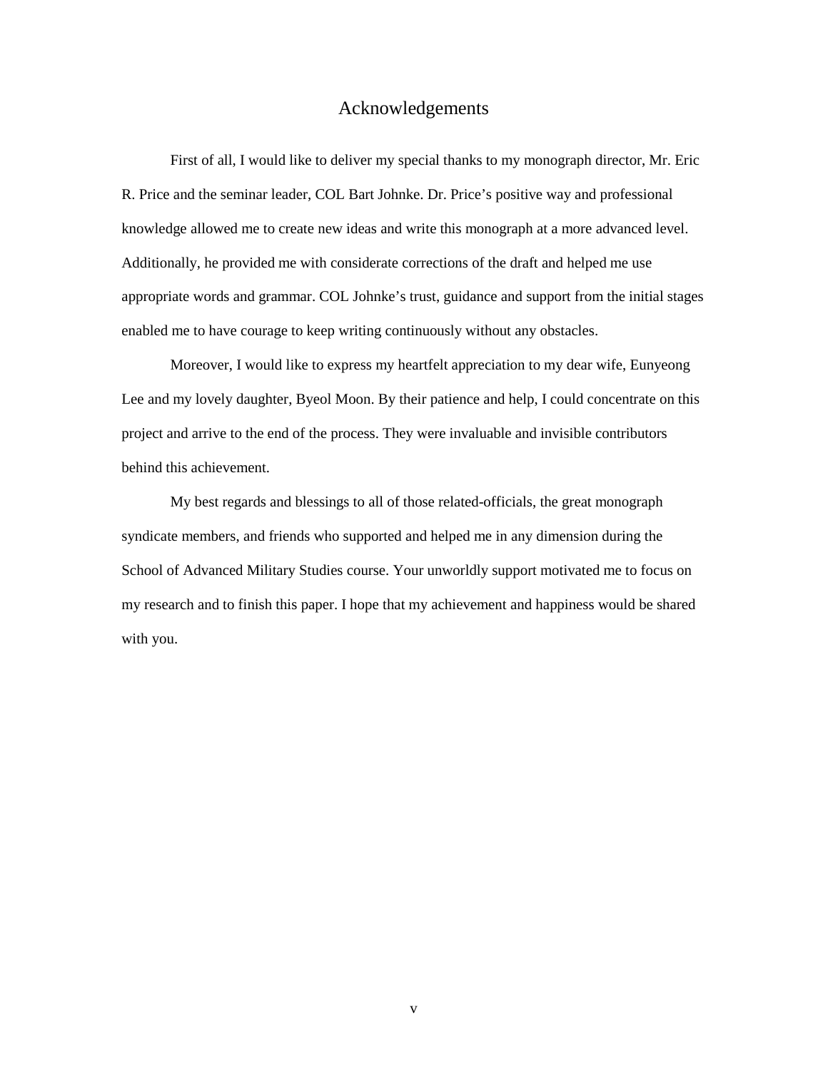# Acknowledgements

First of all, I would like to deliver my special thanks to my monograph director, Mr. Eric R. Price and the seminar leader, COL Bart Johnke. Dr. Price's positive way and professional knowledge allowed me to create new ideas and write this monograph at a more advanced level. Additionally, he provided me with considerate corrections of the draft and helped me use appropriate words and grammar. COL Johnke's trust, guidance and support from the initial stages enabled me to have courage to keep writing continuously without any obstacles.

Moreover, I would like to express my heartfelt appreciation to my dear wife, Eunyeong Lee and my lovely daughter, Byeol Moon. By their patience and help, I could concentrate on this project and arrive to the end of the process. They were invaluable and invisible contributors behind this achievement.

My best regards and blessings to all of those related-officials, the great monograph syndicate members, and friends who supported and helped me in any dimension during the School of Advanced Military Studies course. Your unworldly support motivated me to focus on my research and to finish this paper. I hope that my achievement and happiness would be shared with you.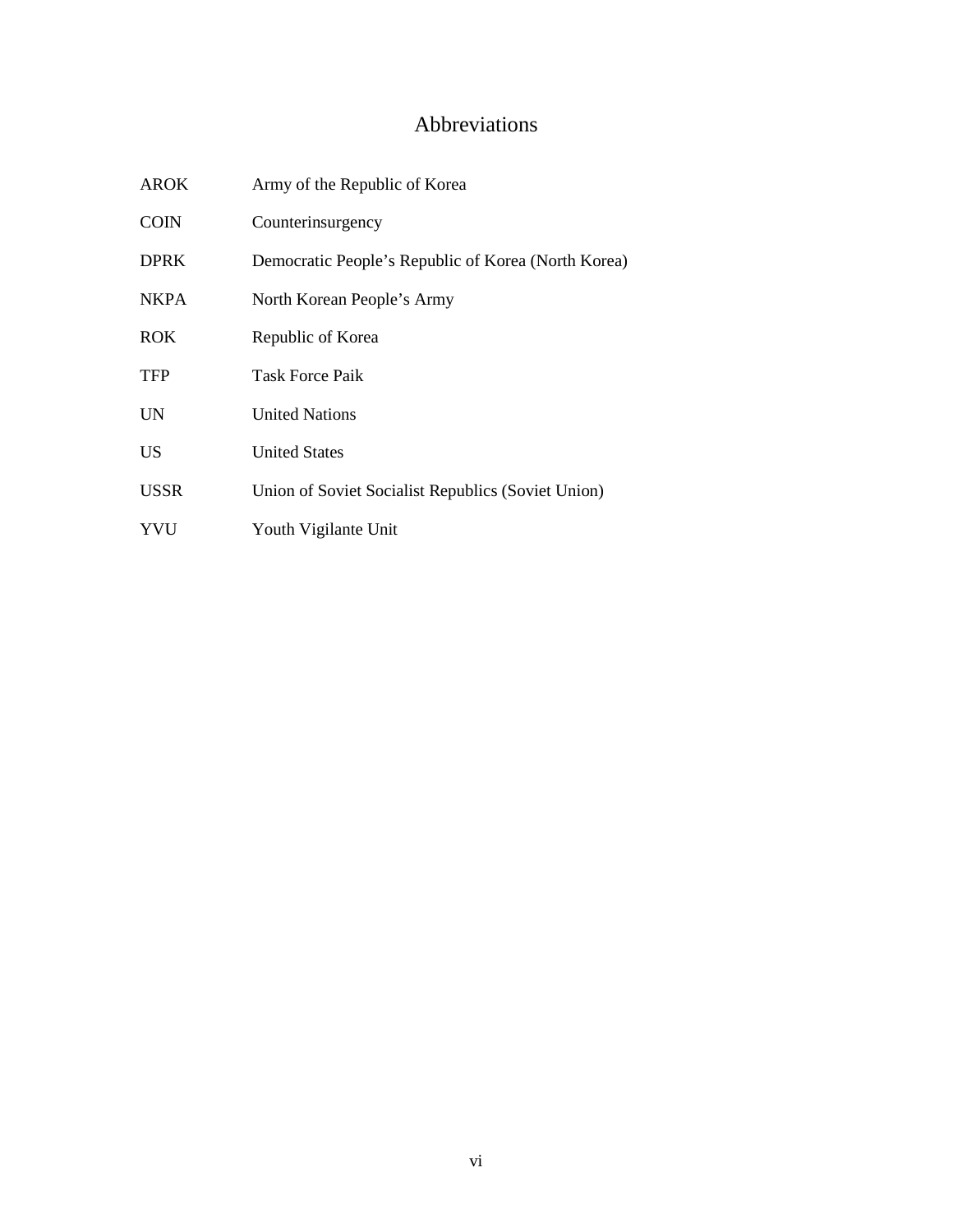# Abbreviations

| | |
|---|---|
| AROK | Army of the Republic of Korea |
| COIN | Counterinsurgency |
| DPRK | Democratic People's Republic of Korea (North Korea) |
| NKPA | North Korean People's Army |
| ROK | Republic of Korea |
| TFP | Task Force Paik |
| UN | United Nations |
| US | United States |
| USSR | Union of Soviet Socialist Republics (Soviet Union) |
| YVU | Youth Vigilante Unit |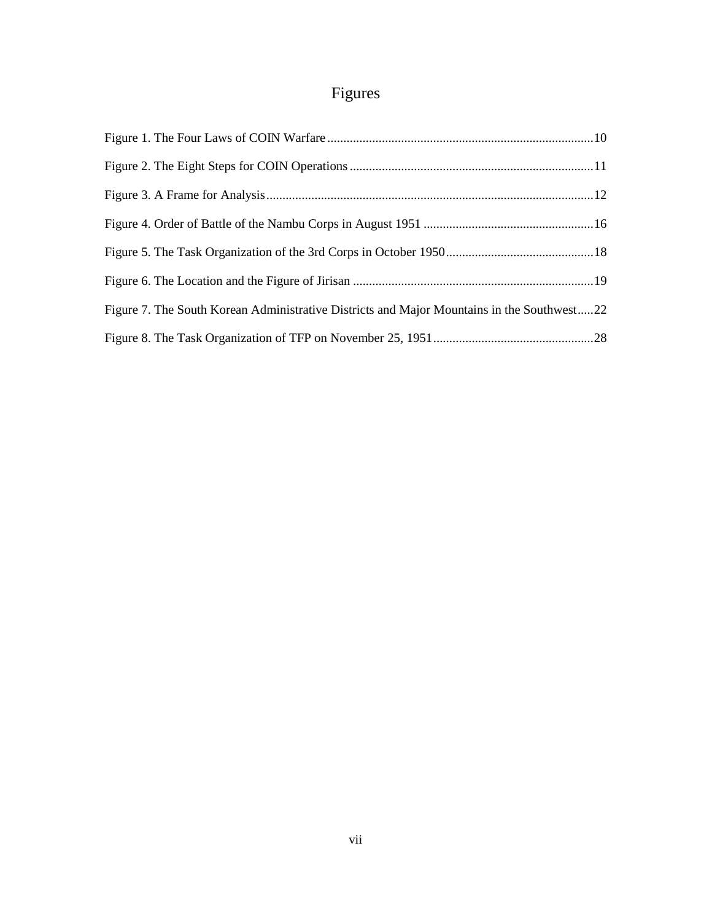# Figures

Figure 1. The Four Laws of COIN Warfare ........................................................................10

Figure 2. The Eight Steps for COIN Operations .................................................................11

Figure 3. A Frame for Analysis ...........................................................................................12

Figure 4. Order of Battle of the Nambu Corps in August 1951 ..........................................16

Figure 5. The Task Organization of the 3rd Corps in October 1950 ...................................18

Figure 6. The Location and the Figure of Jirisan ................................................................19

Figure 7. The South Korean Administrative Districts and Major Mountains in the Southwest.....22

Figure 8. The Task Organization of TFP on November 25, 1951 ........................................28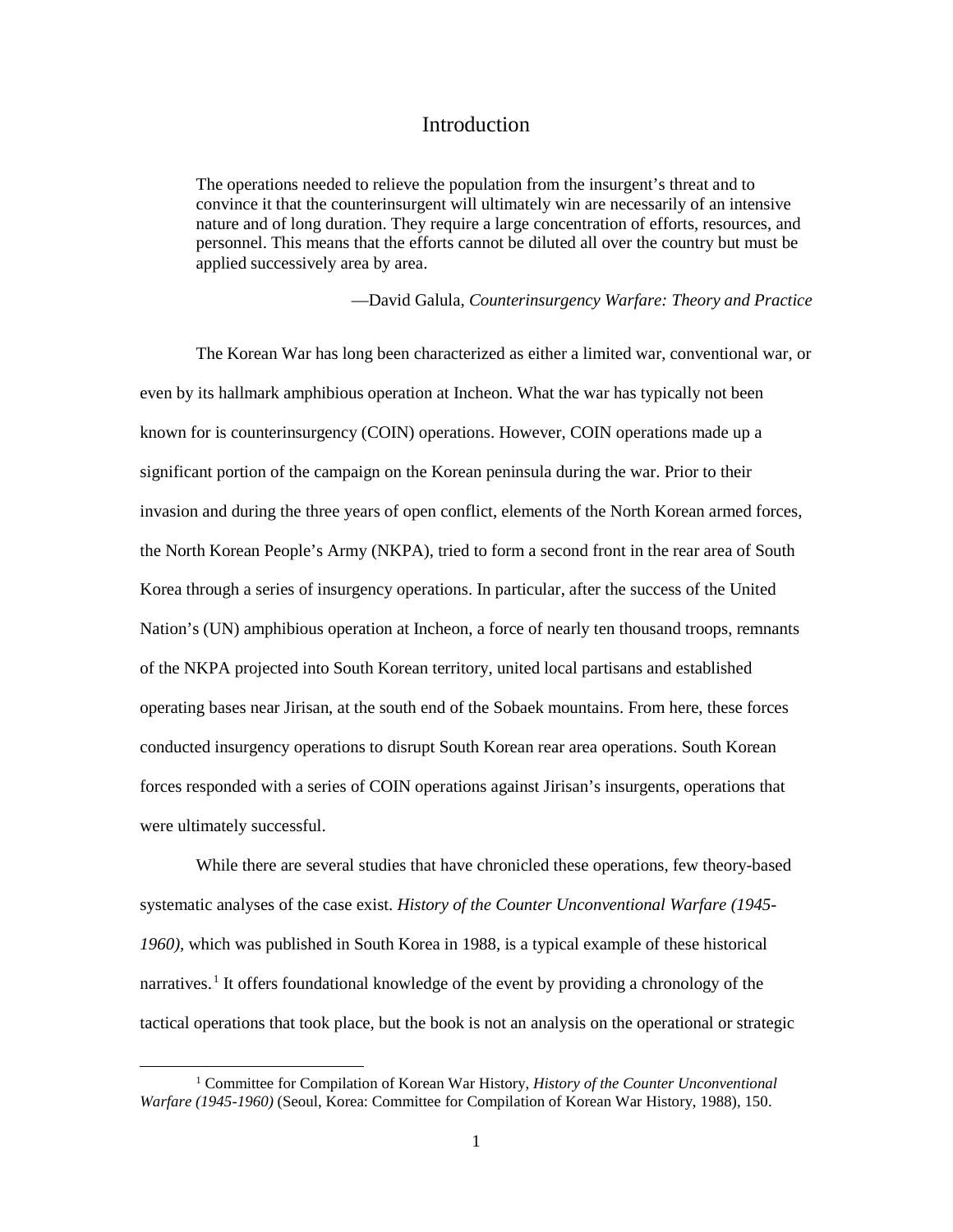# Introduction

> The operations needed to relieve the population from the insurgent's threat and to convince it that the counterinsurgent will ultimately win are necessarily of an intensive nature and of long duration. They require a large concentration of efforts, resources, and personnel. This means that the efforts cannot be diluted all over the country but must be applied successively area by area.
>
> —David Galula, *Counterinsurgency Warfare: Theory and Practice*

The Korean War has long been characterized as either a limited war, conventional war, or even by its hallmark amphibious operation at Incheon. What the war has typically not been known for is counterinsurgency (COIN) operations. However, COIN operations made up a significant portion of the campaign on the Korean peninsula during the war. Prior to their invasion and during the three years of open conflict, elements of the North Korean armed forces, the North Korean People's Army (NKPA), tried to form a second front in the rear area of South Korea through a series of insurgency operations. In particular, after the success of the United Nation's (UN) amphibious operation at Incheon, a force of nearly ten thousand troops, remnants of the NKPA projected into South Korean territory, united local partisans and established operating bases near Jirisan, at the south end of the Sobaek mountains. From here, these forces conducted insurgency operations to disrupt South Korean rear area operations. South Korean forces responded with a series of COIN operations against Jirisan's insurgents, operations that were ultimately successful.

While there are several studies that have chronicled these operations, few theory-based systematic analyses of the case exist. *History of the Counter Unconventional Warfare (1945-1960),* which was published in South Korea in 1988, is a typical example of these historical narratives.[1] It offers foundational knowledge of the event by providing a chronology of the tactical operations that took place, but the book is not an analysis on the operational or strategic

[1] Committee for Compilation of Korean War History, *History of the Counter Unconventional Warfare (1945-1960)* (Seoul, Korea: Committee for Compilation of Korean War History, 1988), 150.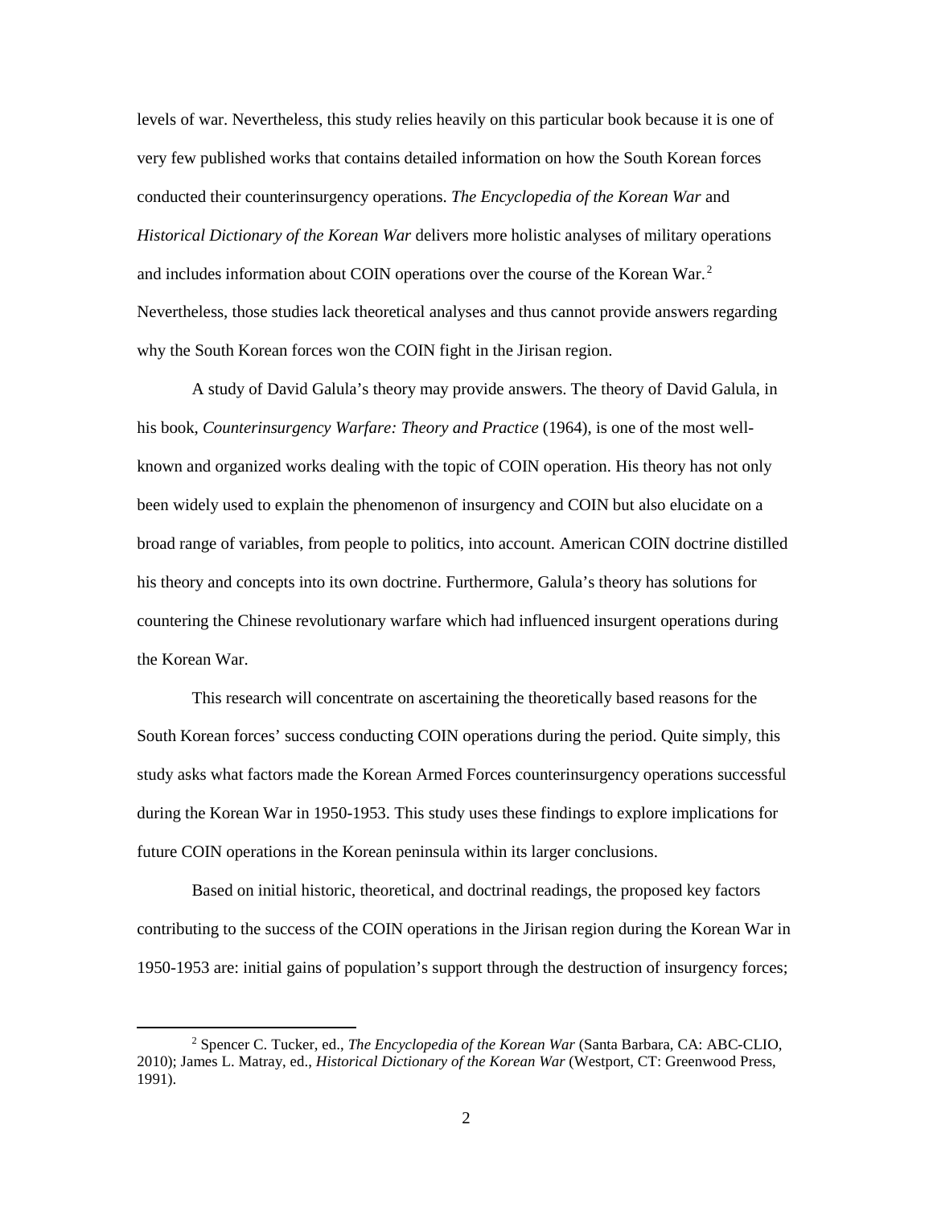levels of war. Nevertheless, this study relies heavily on this particular book because it is one of very few published works that contains detailed information on how the South Korean forces conducted their counterinsurgency operations. *The Encyclopedia of the Korean War* and *Historical Dictionary of the Korean War* delivers more holistic analyses of military operations and includes information about COIN operations over the course of the Korean War.[2] Nevertheless, those studies lack theoretical analyses and thus cannot provide answers regarding why the South Korean forces won the COIN fight in the Jirisan region.

A study of David Galula's theory may provide answers. The theory of David Galula, in his book, *Counterinsurgency Warfare: Theory and Practice* (1964), is one of the most well-known and organized works dealing with the topic of COIN operation. His theory has not only been widely used to explain the phenomenon of insurgency and COIN but also elucidate on a broad range of variables, from people to politics, into account. American COIN doctrine distilled his theory and concepts into its own doctrine. Furthermore, Galula's theory has solutions for countering the Chinese revolutionary warfare which had influenced insurgent operations during the Korean War.

This research will concentrate on ascertaining the theoretically based reasons for the South Korean forces' success conducting COIN operations during the period. Quite simply, this study asks what factors made the Korean Armed Forces counterinsurgency operations successful during the Korean War in 1950-1953. This study uses these findings to explore implications for future COIN operations in the Korean peninsula within its larger conclusions.

Based on initial historic, theoretical, and doctrinal readings, the proposed key factors contributing to the success of the COIN operations in the Jirisan region during the Korean War in 1950-1953 are: initial gains of population's support through the destruction of insurgency forces;

---

[2] Spencer C. Tucker, ed., *The Encyclopedia of the Korean War* (Santa Barbara, CA: ABC-CLIO, 2010); James L. Matray, ed., *Historical Dictionary of the Korean War* (Westport, CT: Greenwood Press, 1991).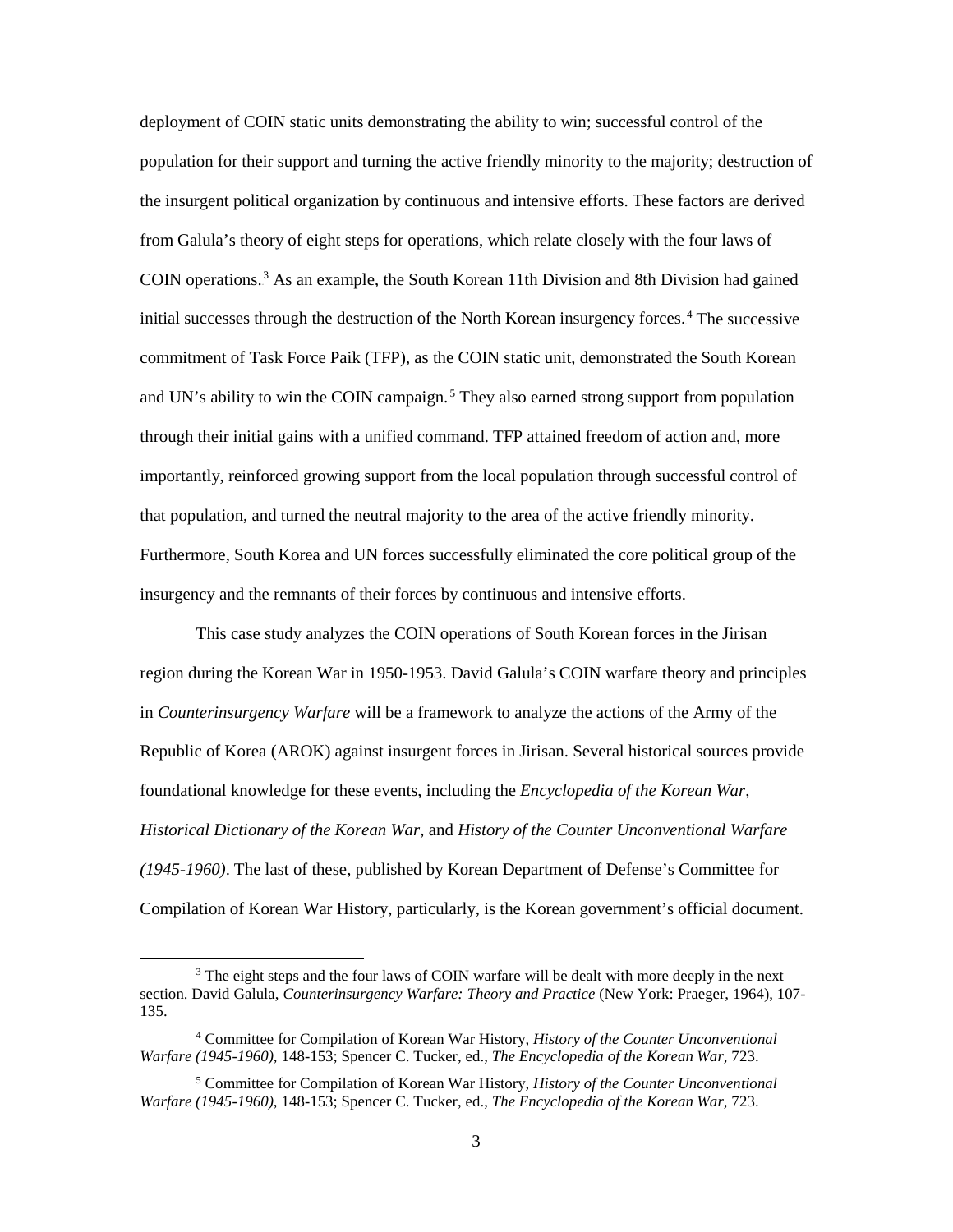deployment of COIN static units demonstrating the ability to win; successful control of the population for their support and turning the active friendly minority to the majority; destruction of the insurgent political organization by continuous and intensive efforts. These factors are derived from Galula's theory of eight steps for operations, which relate closely with the four laws of COIN operations.[3] As an example, the South Korean 11th Division and 8th Division had gained initial successes through the destruction of the North Korean insurgency forces.[4] The successive commitment of Task Force Paik (TFP), as the COIN static unit, demonstrated the South Korean and UN's ability to win the COIN campaign.[5] They also earned strong support from population through their initial gains with a unified command. TFP attained freedom of action and, more importantly, reinforced growing support from the local population through successful control of that population, and turned the neutral majority to the area of the active friendly minority. Furthermore, South Korea and UN forces successfully eliminated the core political group of the insurgency and the remnants of their forces by continuous and intensive efforts.

This case study analyzes the COIN operations of South Korean forces in the Jirisan region during the Korean War in 1950-1953. David Galula's COIN warfare theory and principles in *Counterinsurgency Warfare* will be a framework to analyze the actions of the Army of the Republic of Korea (AROK) against insurgent forces in Jirisan. Several historical sources provide foundational knowledge for these events, including the *Encyclopedia of the Korean War*, *Historical Dictionary of the Korean War*, and *History of the Counter Unconventional Warfare (1945-1960)*. The last of these, published by Korean Department of Defense's Committee for Compilation of Korean War History, particularly, is the Korean government's official document.

---

[3] The eight steps and the four laws of COIN warfare will be dealt with more deeply in the next section. David Galula, *Counterinsurgency Warfare: Theory and Practice* (New York: Praeger, 1964), 107-135.

[4] Committee for Compilation of Korean War History, *History of the Counter Unconventional Warfare (1945-1960)*, 148-153; Spencer C. Tucker, ed., *The Encyclopedia of the Korean War*, 723.

[5] Committee for Compilation of Korean War History, *History of the Counter Unconventional Warfare (1945-1960)*, 148-153; Spencer C. Tucker, ed., *The Encyclopedia of the Korean War*, 723.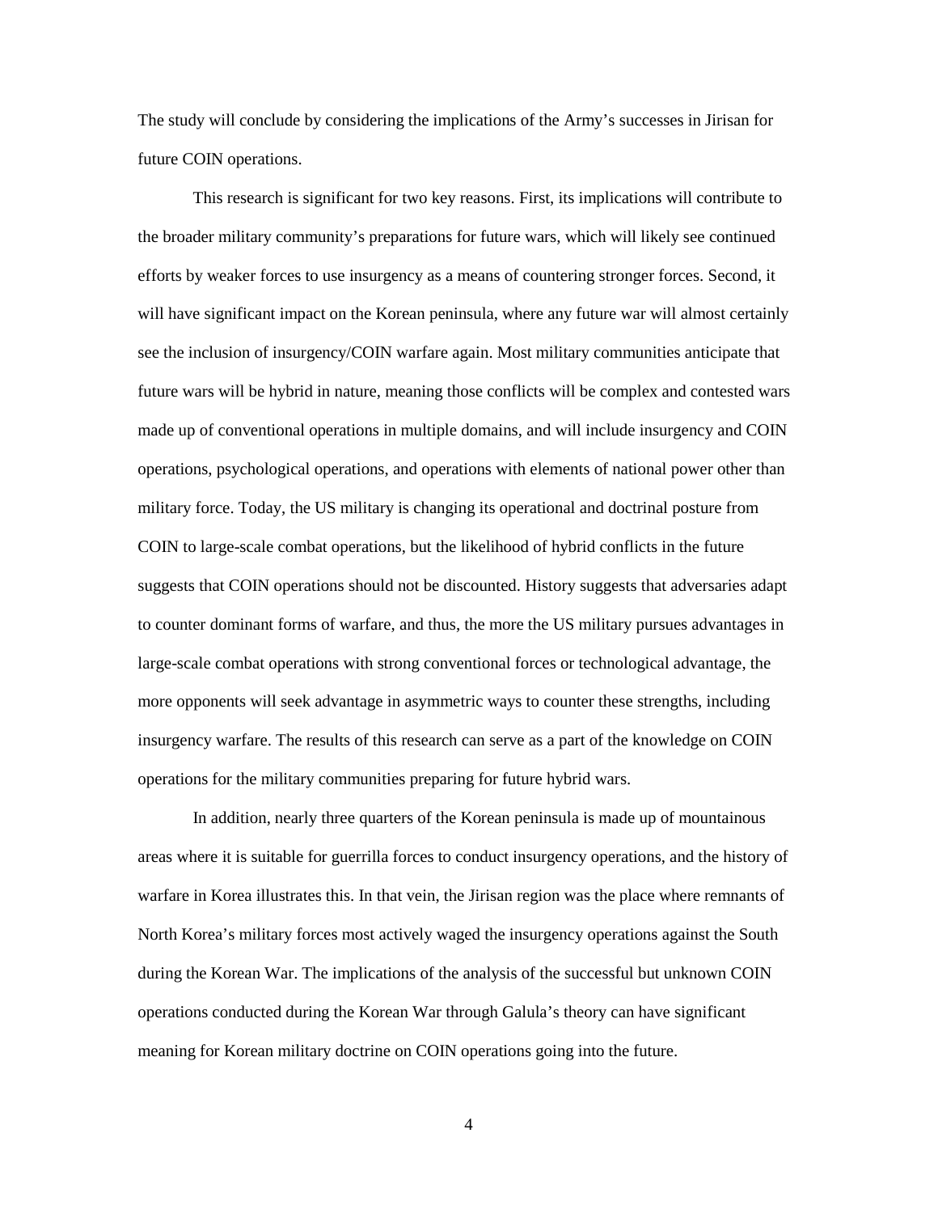The study will conclude by considering the implications of the Army's successes in Jirisan for future COIN operations.

This research is significant for two key reasons. First, its implications will contribute to the broader military community's preparations for future wars, which will likely see continued efforts by weaker forces to use insurgency as a means of countering stronger forces. Second, it will have significant impact on the Korean peninsula, where any future war will almost certainly see the inclusion of insurgency/COIN warfare again. Most military communities anticipate that future wars will be hybrid in nature, meaning those conflicts will be complex and contested wars made up of conventional operations in multiple domains, and will include insurgency and COIN operations, psychological operations, and operations with elements of national power other than military force. Today, the US military is changing its operational and doctrinal posture from COIN to large-scale combat operations, but the likelihood of hybrid conflicts in the future suggests that COIN operations should not be discounted. History suggests that adversaries adapt to counter dominant forms of warfare, and thus, the more the US military pursues advantages in large-scale combat operations with strong conventional forces or technological advantage, the more opponents will seek advantage in asymmetric ways to counter these strengths, including insurgency warfare. The results of this research can serve as a part of the knowledge on COIN operations for the military communities preparing for future hybrid wars.

In addition, nearly three quarters of the Korean peninsula is made up of mountainous areas where it is suitable for guerrilla forces to conduct insurgency operations, and the history of warfare in Korea illustrates this. In that vein, the Jirisan region was the place where remnants of North Korea's military forces most actively waged the insurgency operations against the South during the Korean War. The implications of the analysis of the successful but unknown COIN operations conducted during the Korean War through Galula's theory can have significant meaning for Korean military doctrine on COIN operations going into the future.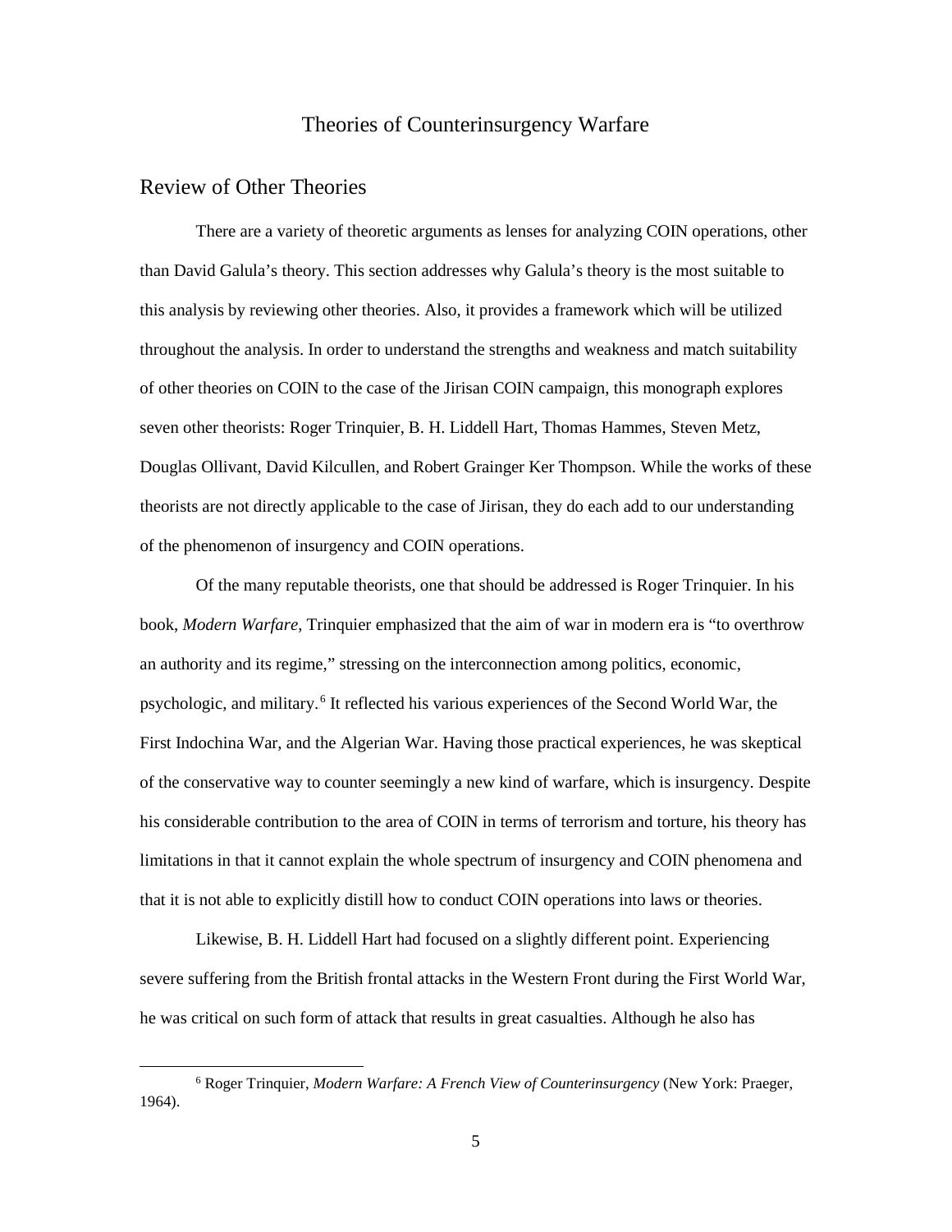# Theories of Counterinsurgency Warfare

## Review of Other Theories

There are a variety of theoretic arguments as lenses for analyzing COIN operations, other than David Galula's theory. This section addresses why Galula's theory is the most suitable to this analysis by reviewing other theories. Also, it provides a framework which will be utilized throughout the analysis. In order to understand the strengths and weakness and match suitability of other theories on COIN to the case of the Jirisan COIN campaign, this monograph explores seven other theorists: Roger Trinquier, B. H. Liddell Hart, Thomas Hammes, Steven Metz, Douglas Ollivant, David Kilcullen, and Robert Grainger Ker Thompson. While the works of these theorists are not directly applicable to the case of Jirisan, they do each add to our understanding of the phenomenon of insurgency and COIN operations.

Of the many reputable theorists, one that should be addressed is Roger Trinquier. In his book, *Modern Warfare*, Trinquier emphasized that the aim of war in modern era is "to overthrow an authority and its regime," stressing on the interconnection among politics, economic, psychologic, and military.[6] It reflected his various experiences of the Second World War, the First Indochina War, and the Algerian War. Having those practical experiences, he was skeptical of the conservative way to counter seemingly a new kind of warfare, which is insurgency. Despite his considerable contribution to the area of COIN in terms of terrorism and torture, his theory has limitations in that it cannot explain the whole spectrum of insurgency and COIN phenomena and that it is not able to explicitly distill how to conduct COIN operations into laws or theories.

Likewise, B. H. Liddell Hart had focused on a slightly different point. Experiencing severe suffering from the British frontal attacks in the Western Front during the First World War, he was critical on such form of attack that results in great casualties. Although he also has

---

[6] Roger Trinquier, *Modern Warfare: A French View of Counterinsurgency* (New York: Praeger, 1964).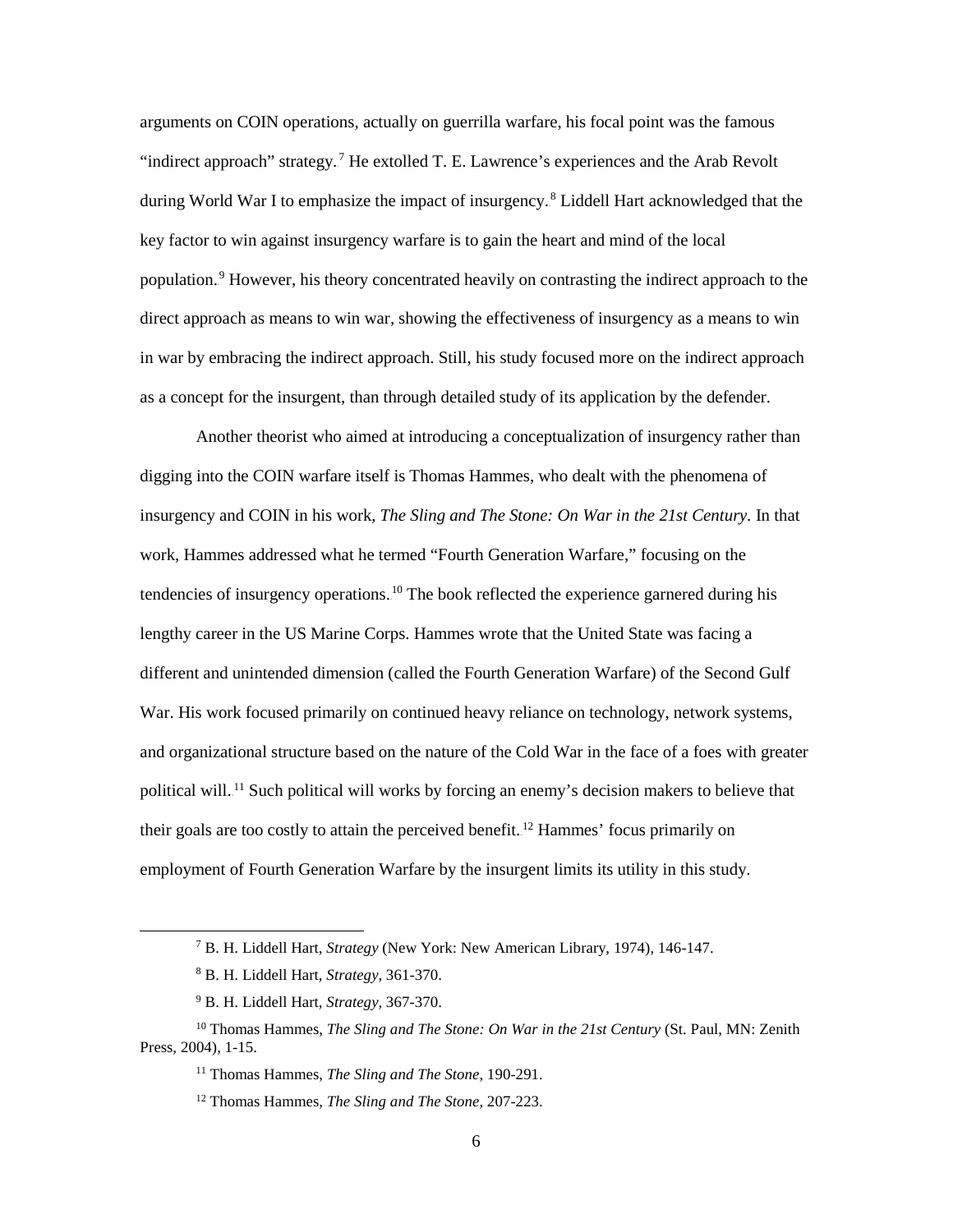arguments on COIN operations, actually on guerrilla warfare, his focal point was the famous "indirect approach" strategy.[7] He extolled T. E. Lawrence's experiences and the Arab Revolt during World War I to emphasize the impact of insurgency.[8] Liddell Hart acknowledged that the key factor to win against insurgency warfare is to gain the heart and mind of the local population.[9] However, his theory concentrated heavily on contrasting the indirect approach to the direct approach as means to win war, showing the effectiveness of insurgency as a means to win in war by embracing the indirect approach. Still, his study focused more on the indirect approach as a concept for the insurgent, than through detailed study of its application by the defender.

Another theorist who aimed at introducing a conceptualization of insurgency rather than digging into the COIN warfare itself is Thomas Hammes, who dealt with the phenomena of insurgency and COIN in his work, *The Sling and The Stone: On War in the 21st Century*. In that work, Hammes addressed what he termed "Fourth Generation Warfare," focusing on the tendencies of insurgency operations.[10] The book reflected the experience garnered during his lengthy career in the US Marine Corps. Hammes wrote that the United State was facing a different and unintended dimension (called the Fourth Generation Warfare) of the Second Gulf War. His work focused primarily on continued heavy reliance on technology, network systems, and organizational structure based on the nature of the Cold War in the face of a foes with greater political will.[11] Such political will works by forcing an enemy's decision makers to believe that their goals are too costly to attain the perceived benefit.[12] Hammes' focus primarily on employment of Fourth Generation Warfare by the insurgent limits its utility in this study.

---

[7] B. H. Liddell Hart, *Strategy* (New York: New American Library, 1974), 146-147.

[8] B. H. Liddell Hart, *Strategy*, 361-370.

[9] B. H. Liddell Hart, *Strategy*, 367-370.

[10] Thomas Hammes, *The Sling and The Stone: On War in the 21st Century* (St. Paul, MN: Zenith Press, 2004), 1-15.

[11] Thomas Hammes, *The Sling and The Stone*, 190-291.

[12] Thomas Hammes, *The Sling and The Stone*, 207-223.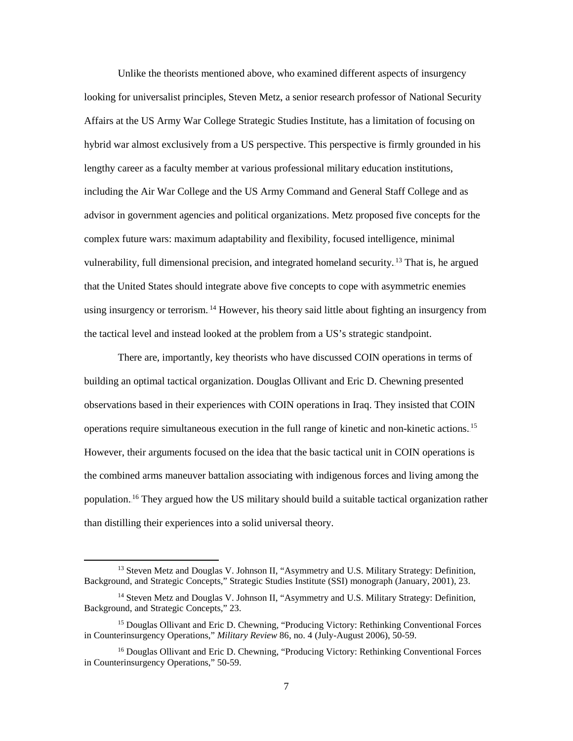Unlike the theorists mentioned above, who examined different aspects of insurgency looking for universalist principles, Steven Metz, a senior research professor of National Security Affairs at the US Army War College Strategic Studies Institute, has a limitation of focusing on hybrid war almost exclusively from a US perspective. This perspective is firmly grounded in his lengthy career as a faculty member at various professional military education institutions, including the Air War College and the US Army Command and General Staff College and as advisor in government agencies and political organizations. Metz proposed five concepts for the complex future wars: maximum adaptability and flexibility, focused intelligence, minimal vulnerability, full dimensional precision, and integrated homeland security.[13] That is, he argued that the United States should integrate above five concepts to cope with asymmetric enemies using insurgency or terrorism.[14] However, his theory said little about fighting an insurgency from the tactical level and instead looked at the problem from a US's strategic standpoint.

There are, importantly, key theorists who have discussed COIN operations in terms of building an optimal tactical organization. Douglas Ollivant and Eric D. Chewning presented observations based in their experiences with COIN operations in Iraq. They insisted that COIN operations require simultaneous execution in the full range of kinetic and non-kinetic actions.[15] However, their arguments focused on the idea that the basic tactical unit in COIN operations is the combined arms maneuver battalion associating with indigenous forces and living among the population.[16] They argued how the US military should build a suitable tactical organization rather than distilling their experiences into a solid universal theory.

---

[13] Steven Metz and Douglas V. Johnson II, "Asymmetry and U.S. Military Strategy: Definition, Background, and Strategic Concepts," Strategic Studies Institute (SSI) monograph (January, 2001), 23.

[14] Steven Metz and Douglas V. Johnson II, "Asymmetry and U.S. Military Strategy: Definition, Background, and Strategic Concepts," 23.

[15] Douglas Ollivant and Eric D. Chewning, "Producing Victory: Rethinking Conventional Forces in Counterinsurgency Operations," *Military Review* 86, no. 4 (July-August 2006), 50-59.

[16] Douglas Ollivant and Eric D. Chewning, "Producing Victory: Rethinking Conventional Forces in Counterinsurgency Operations," 50-59.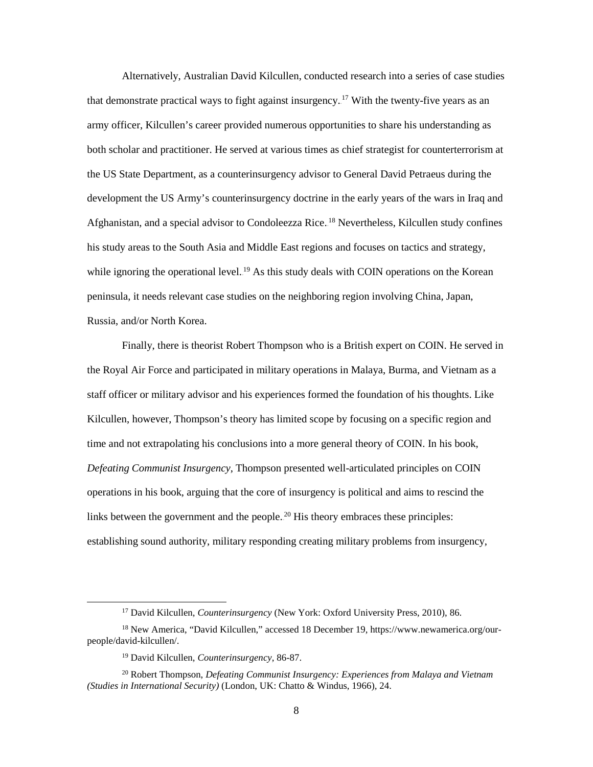Alternatively, Australian David Kilcullen, conducted research into a series of case studies that demonstrate practical ways to fight against insurgency.[17] With the twenty-five years as an army officer, Kilcullen's career provided numerous opportunities to share his understanding as both scholar and practitioner. He served at various times as chief strategist for counterterrorism at the US State Department, as a counterinsurgency advisor to General David Petraeus during the development the US Army's counterinsurgency doctrine in the early years of the wars in Iraq and Afghanistan, and a special advisor to Condoleezza Rice.[18] Nevertheless, Kilcullen study confines his study areas to the South Asia and Middle East regions and focuses on tactics and strategy, while ignoring the operational level.[19] As this study deals with COIN operations on the Korean peninsula, it needs relevant case studies on the neighboring region involving China, Japan, Russia, and/or North Korea.

Finally, there is theorist Robert Thompson who is a British expert on COIN. He served in the Royal Air Force and participated in military operations in Malaya, Burma, and Vietnam as a staff officer or military advisor and his experiences formed the foundation of his thoughts. Like Kilcullen, however, Thompson's theory has limited scope by focusing on a specific region and time and not extrapolating his conclusions into a more general theory of COIN. In his book, *Defeating Communist Insurgency*, Thompson presented well-articulated principles on COIN operations in his book, arguing that the core of insurgency is political and aims to rescind the links between the government and the people.[20] His theory embraces these principles: establishing sound authority, military responding creating military problems from insurgency,

---

[17] David Kilcullen, *Counterinsurgency* (New York: Oxford University Press, 2010), 86.

[18] New America, "David Kilcullen," accessed 18 December 19, https://www.newamerica.org/our-people/david-kilcullen/.

[19] David Kilcullen, *Counterinsurgency*, 86-87.

[20] Robert Thompson, *Defeating Communist Insurgency: Experiences from Malaya and Vietnam (Studies in International Security)* (London, UK: Chatto & Windus, 1966), 24.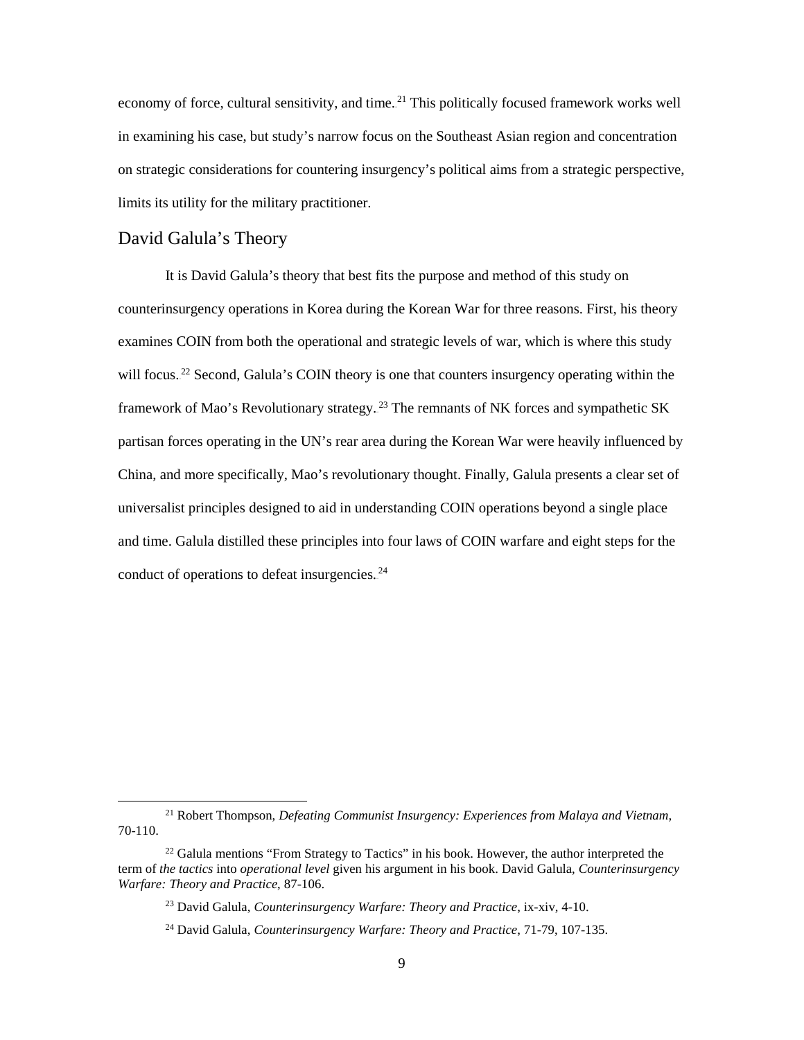economy of force, cultural sensitivity, and time.[21] This politically focused framework works well in examining his case, but study's narrow focus on the Southeast Asian region and concentration on strategic considerations for countering insurgency's political aims from a strategic perspective, limits its utility for the military practitioner.

## David Galula's Theory

It is David Galula's theory that best fits the purpose and method of this study on counterinsurgency operations in Korea during the Korean War for three reasons. First, his theory examines COIN from both the operational and strategic levels of war, which is where this study will focus.[22] Second, Galula's COIN theory is one that counters insurgency operating within the framework of Mao's Revolutionary strategy.[23] The remnants of NK forces and sympathetic SK partisan forces operating in the UN's rear area during the Korean War were heavily influenced by China, and more specifically, Mao's revolutionary thought. Finally, Galula presents a clear set of universalist principles designed to aid in understanding COIN operations beyond a single place and time. Galula distilled these principles into four laws of COIN warfare and eight steps for the conduct of operations to defeat insurgencies.[24]

---

[21] Robert Thompson, *Defeating Communist Insurgency: Experiences from Malaya and Vietnam*, 70-110.

[22] Galula mentions "From Strategy to Tactics" in his book. However, the author interpreted the term of *the tactics* into *operational level* given his argument in his book. David Galula, *Counterinsurgency Warfare: Theory and Practice*, 87-106.

[23] David Galula, *Counterinsurgency Warfare: Theory and Practice*, ix-xiv, 4-10.

[24] David Galula, *Counterinsurgency Warfare: Theory and Practice*, 71-79, 107-135.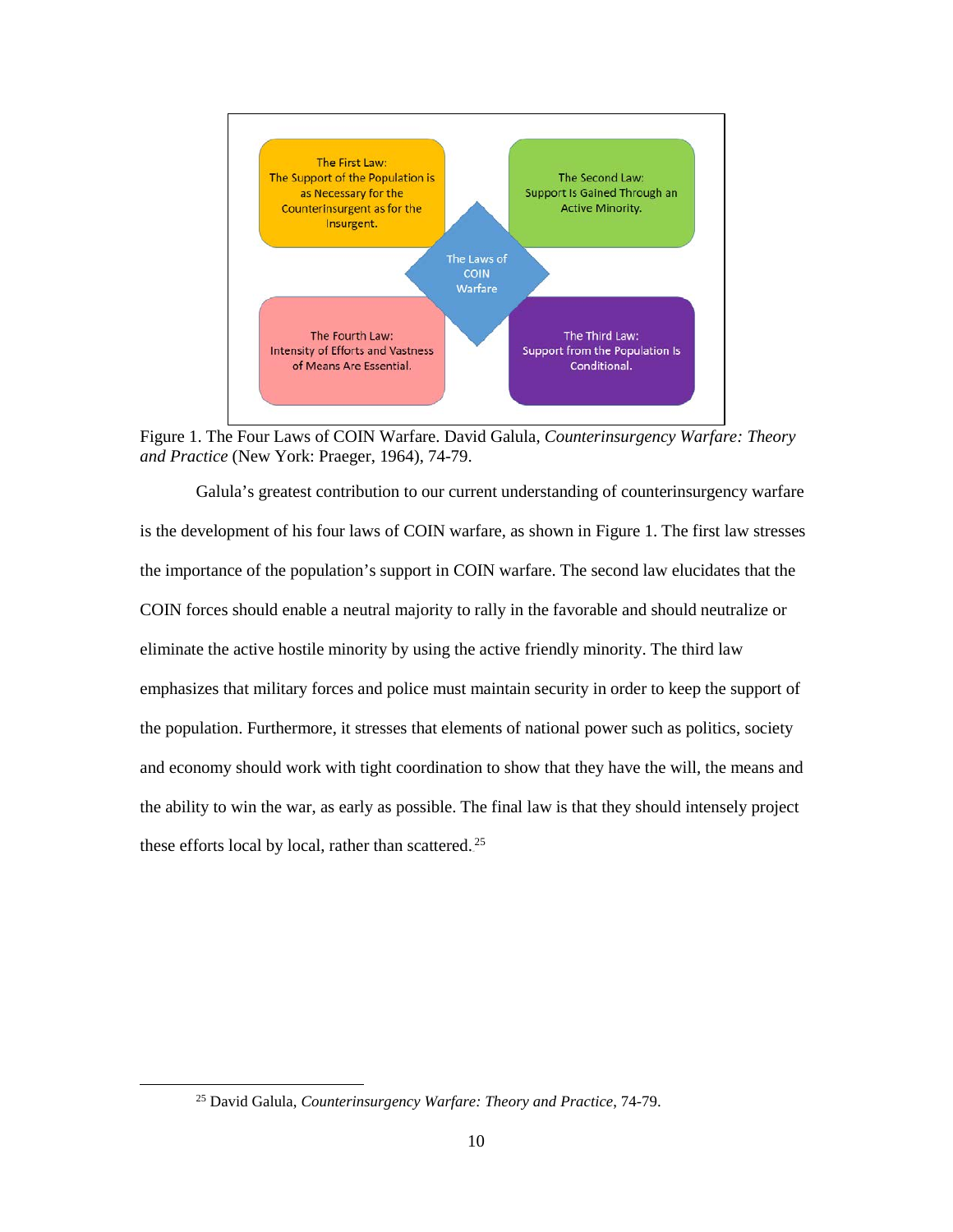The First Law: The Support of the Population is as Necessary for the Counterinsurgent as for the Insurgent.

The Second Law: Support Is Gained Through an Active Minority.

The Laws of COIN Warfare

The Fourth Law: Intensity of Efforts and Vastness of Means Are Essential.

The Third Law: Support from the Population Is Conditional.

Figure 1. The Four Laws of COIN Warfare. David Galula, *Counterinsurgency Warfare: Theory and Practice* (New York: Praeger, 1964), 74-79.

Galula's greatest contribution to our current understanding of counterinsurgency warfare is the development of his four laws of COIN warfare, as shown in Figure 1. The first law stresses the importance of the population's support in COIN warfare. The second law elucidates that the COIN forces should enable a neutral majority to rally in the favorable and should neutralize or eliminate the active hostile minority by using the active friendly minority. The third law emphasizes that military forces and police must maintain security in order to keep the support of the population. Furthermore, it stresses that elements of national power such as politics, society and economy should work with tight coordination to show that they have the will, the means and the ability to win the war, as early as possible. The final law is that they should intensely project these efforts local by local, rather than scattered.[25]

[25] David Galula, *Counterinsurgency Warfare: Theory and Practice*, 74-79.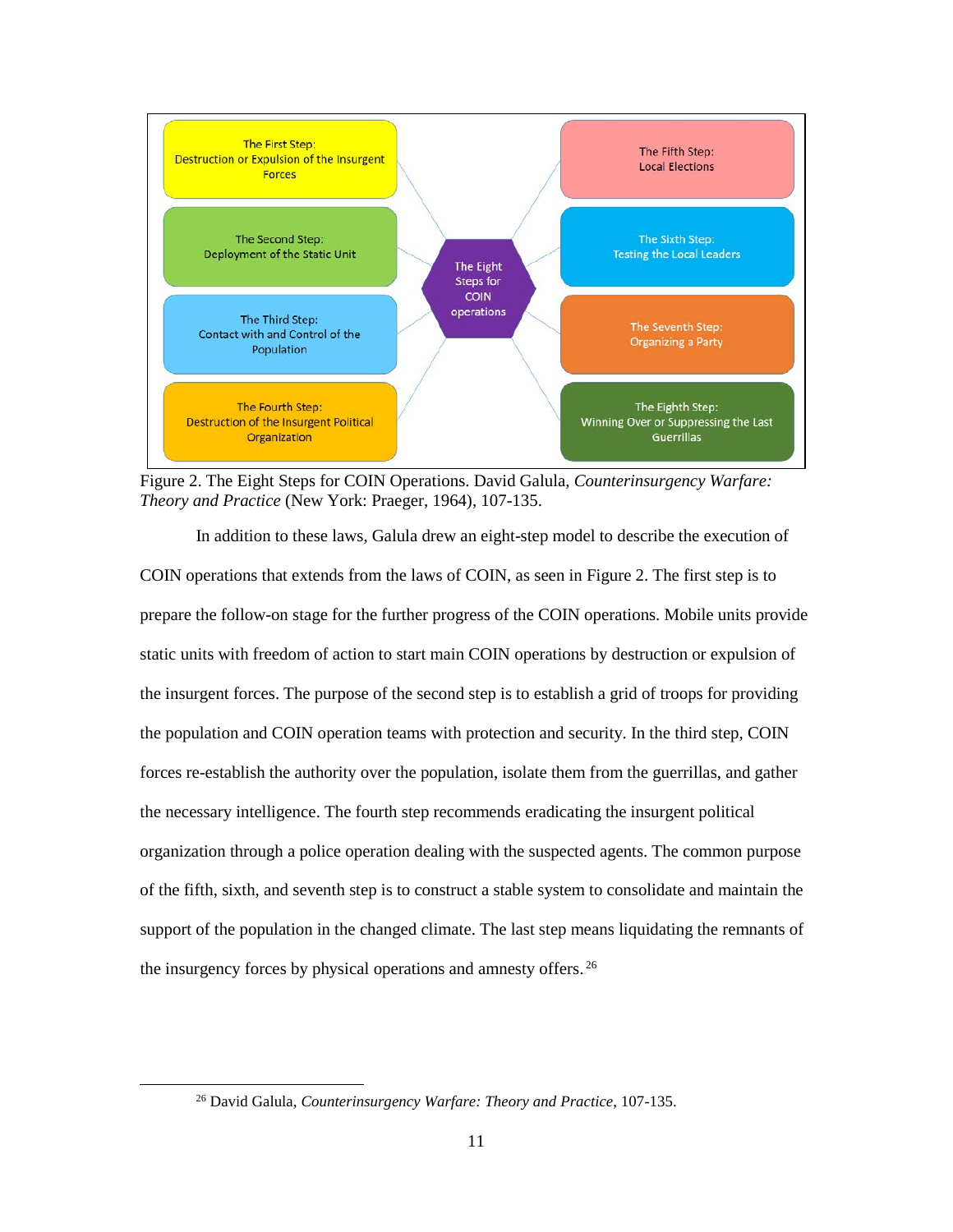The First Step: Destruction or Expulsion of the Insurgent Forces

The Second Step: Deployment of the Static Unit

The Third Step: Contact with and Control of the Population

The Fourth Step: Destruction of the Insurgent Political Organization

The Eight Steps for COIN operations

The Fifth Step: Local Elections

The Sixth Step: Testing the Local Leaders

The Seventh Step: Organizing a Party

The Eighth Step: Winning Over or Suppressing the Last Guerrillas

Figure 2. The Eight Steps for COIN Operations. David Galula, *Counterinsurgency Warfare: Theory and Practice* (New York: Praeger, 1964), 107-135.

In addition to these laws, Galula drew an eight-step model to describe the execution of COIN operations that extends from the laws of COIN, as seen in Figure 2. The first step is to prepare the follow-on stage for the further progress of the COIN operations. Mobile units provide static units with freedom of action to start main COIN operations by destruction or expulsion of the insurgent forces. The purpose of the second step is to establish a grid of troops for providing the population and COIN operation teams with protection and security. In the third step, COIN forces re-establish the authority over the population, isolate them from the guerrillas, and gather the necessary intelligence. The fourth step recommends eradicating the insurgent political organization through a police operation dealing with the suspected agents. The common purpose of the fifth, sixth, and seventh step is to construct a stable system to consolidate and maintain the support of the population in the changed climate. The last step means liquidating the remnants of the insurgency forces by physical operations and amnesty offers.[26]

[26] David Galula, *Counterinsurgency Warfare: Theory and Practice*, 107-135.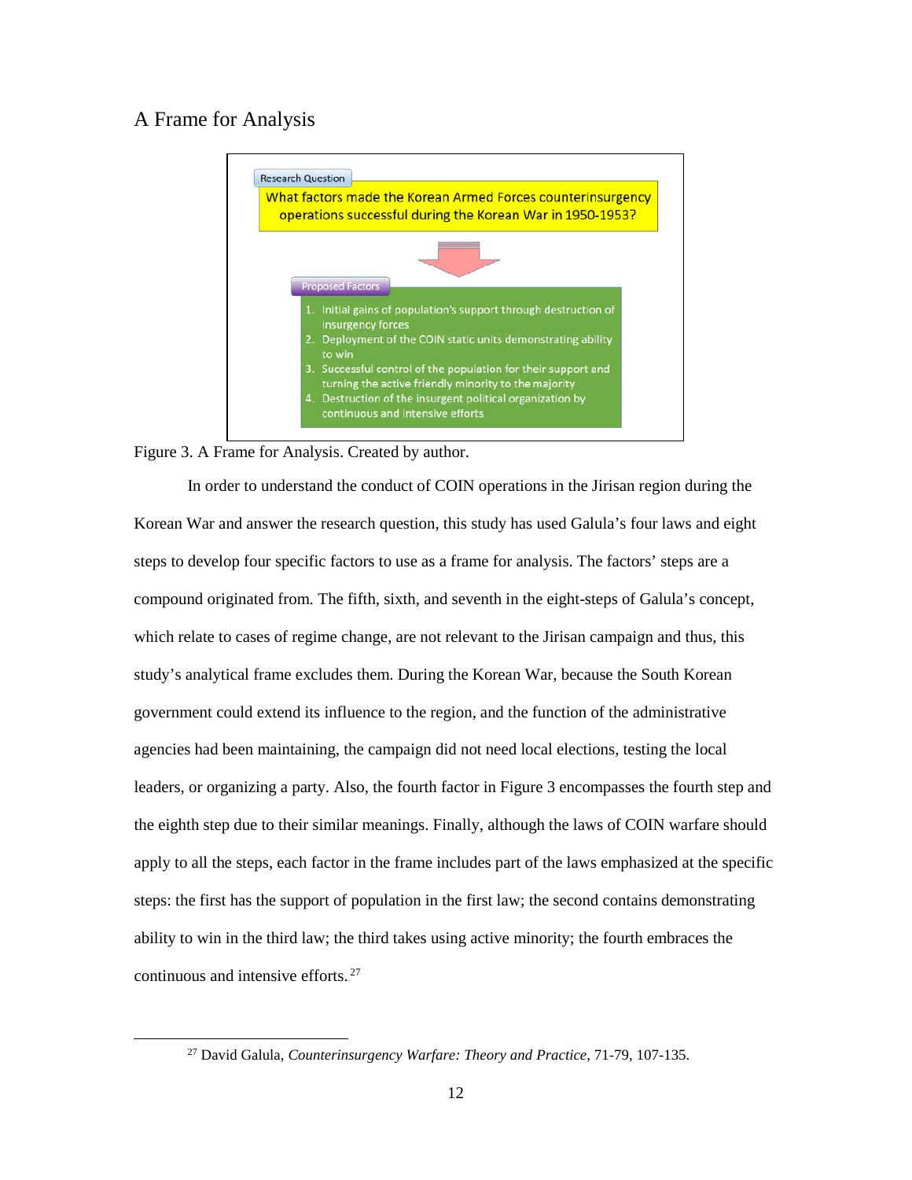## A Frame for Analysis

Research Question

What factors made the Korean Armed Forces counterinsurgency operations successful during the Korean War in 1950-1953?

Proposed Factors

1. Initial gains of population's support through destruction of insurgency forces
2. Deployment of the COIN static units demonstrating ability to win
3. Successful control of the population for their support and turning the active friendly minority to the majority
4. Destruction of the insurgent political organization by continuous and intensive efforts

Figure 3. A Frame for Analysis. Created by author.

In order to understand the conduct of COIN operations in the Jirisan region during the Korean War and answer the research question, this study has used Galula's four laws and eight steps to develop four specific factors to use as a frame for analysis. The factors' steps are a compound originated from. The fifth, sixth, and seventh in the eight-steps of Galula's concept, which relate to cases of regime change, are not relevant to the Jirisan campaign and thus, this study's analytical frame excludes them. During the Korean War, because the South Korean government could extend its influence to the region, and the function of the administrative agencies had been maintaining, the campaign did not need local elections, testing the local leaders, or organizing a party. Also, the fourth factor in Figure 3 encompasses the fourth step and the eighth step due to their similar meanings. Finally, although the laws of COIN warfare should apply to all the steps, each factor in the frame includes part of the laws emphasized at the specific steps: the first has the support of population in the first law; the second contains demonstrating ability to win in the third law; the third takes using active minority; the fourth embraces the continuous and intensive efforts.[27]

[27] David Galula, *Counterinsurgency Warfare: Theory and Practice*, 71-79, 107-135.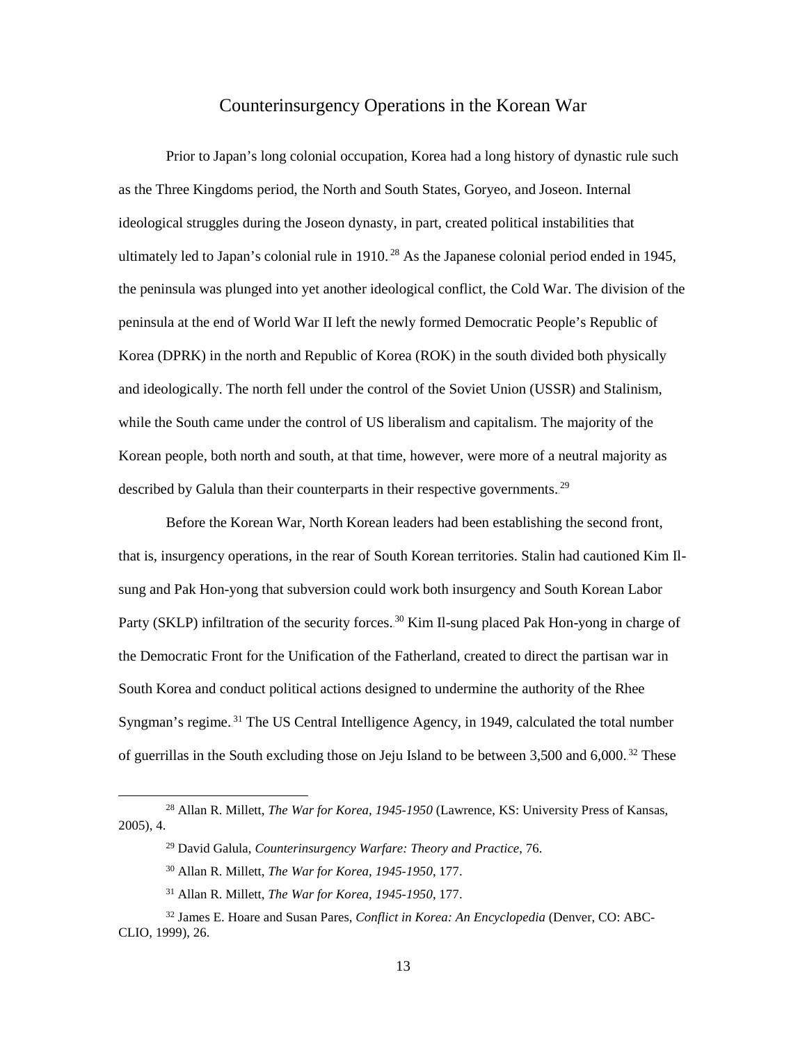## Counterinsurgency Operations in the Korean War

Prior to Japan's long colonial occupation, Korea had a long history of dynastic rule such as the Three Kingdoms period, the North and South States, Goryeo, and Joseon. Internal ideological struggles during the Joseon dynasty, in part, created political instabilities that ultimately led to Japan's colonial rule in 1910.[28] As the Japanese colonial period ended in 1945, the peninsula was plunged into yet another ideological conflict, the Cold War. The division of the peninsula at the end of World War II left the newly formed Democratic People's Republic of Korea (DPRK) in the north and Republic of Korea (ROK) in the south divided both physically and ideologically. The north fell under the control of the Soviet Union (USSR) and Stalinism, while the South came under the control of US liberalism and capitalism. The majority of the Korean people, both north and south, at that time, however, were more of a neutral majority as described by Galula than their counterparts in their respective governments.[29]

Before the Korean War, North Korean leaders had been establishing the second front, that is, insurgency operations, in the rear of South Korean territories. Stalin had cautioned Kim Il-sung and Pak Hon-yong that subversion could work both insurgency and South Korean Labor Party (SKLP) infiltration of the security forces.[30] Kim Il-sung placed Pak Hon-yong in charge of the Democratic Front for the Unification of the Fatherland, created to direct the partisan war in South Korea and conduct political actions designed to undermine the authority of the Rhee Syngman's regime.[31] The US Central Intelligence Agency, in 1949, calculated the total number of guerrillas in the South excluding those on Jeju Island to be between 3,500 and 6,000.[32] These

---

[28] Allan R. Millett, *The War for Korea, 1945-1950* (Lawrence, KS: University Press of Kansas, 2005), 4.

[29] David Galula, *Counterinsurgency Warfare: Theory and Practice*, 76.

[30] Allan R. Millett, *The War for Korea, 1945-1950*, 177.

[31] Allan R. Millett, *The War for Korea, 1945-1950*, 177.

[32] James E. Hoare and Susan Pares, *Conflict in Korea: An Encyclopedia* (Denver, CO: ABC-CLIO, 1999), 26.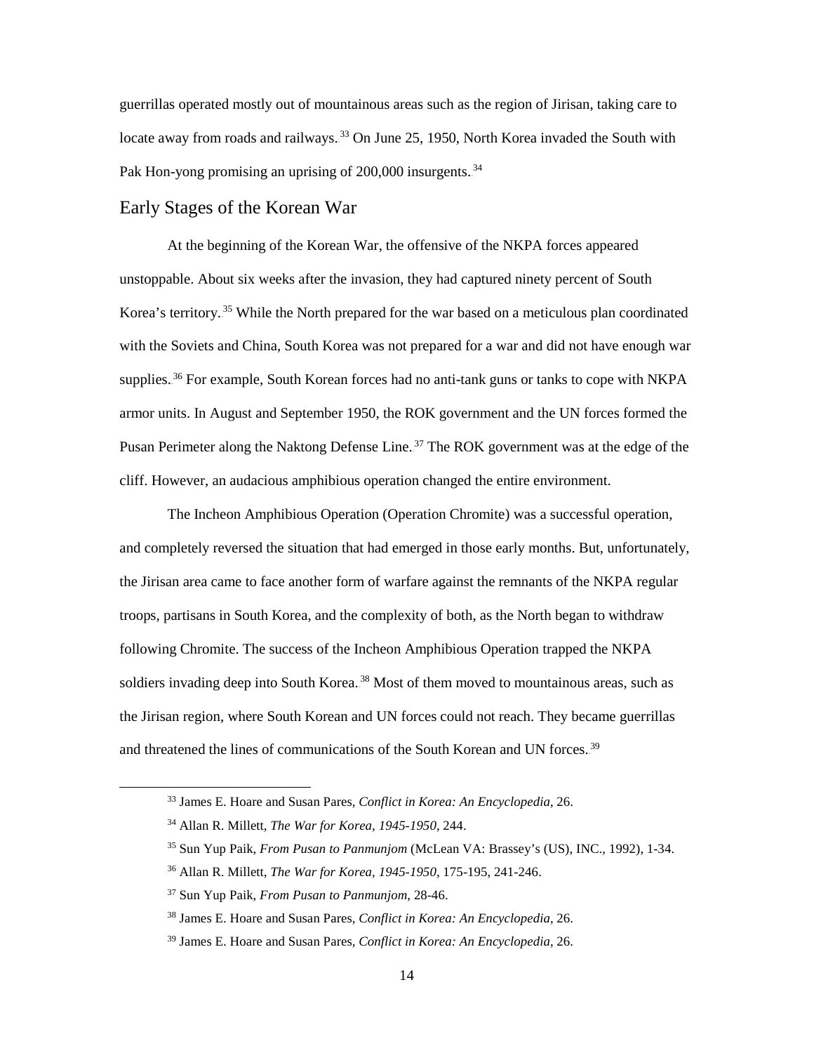guerrillas operated mostly out of mountainous areas such as the region of Jirisan, taking care to locate away from roads and railways.[33] On June 25, 1950, North Korea invaded the South with Pak Hon-yong promising an uprising of 200,000 insurgents.[34]

## Early Stages of the Korean War

At the beginning of the Korean War, the offensive of the NKPA forces appeared unstoppable. About six weeks after the invasion, they had captured ninety percent of South Korea's territory.[35] While the North prepared for the war based on a meticulous plan coordinated with the Soviets and China, South Korea was not prepared for a war and did not have enough war supplies.[36] For example, South Korean forces had no anti-tank guns or tanks to cope with NKPA armor units. In August and September 1950, the ROK government and the UN forces formed the Pusan Perimeter along the Naktong Defense Line.[37] The ROK government was at the edge of the cliff. However, an audacious amphibious operation changed the entire environment.

The Incheon Amphibious Operation (Operation Chromite) was a successful operation, and completely reversed the situation that had emerged in those early months. But, unfortunately, the Jirisan area came to face another form of warfare against the remnants of the NKPA regular troops, partisans in South Korea, and the complexity of both, as the North began to withdraw following Chromite. The success of the Incheon Amphibious Operation trapped the NKPA soldiers invading deep into South Korea.[38] Most of them moved to mountainous areas, such as the Jirisan region, where South Korean and UN forces could not reach. They became guerrillas and threatened the lines of communications of the South Korean and UN forces.[39]

---

[33] James E. Hoare and Susan Pares, *Conflict in Korea: An Encyclopedia*, 26.

[34] Allan R. Millett, *The War for Korea, 1945-1950*, 244.

[35] Sun Yup Paik, *From Pusan to Panmunjom* (McLean VA: Brassey's (US), INC., 1992), 1-34.

[36] Allan R. Millett, *The War for Korea, 1945-1950*, 175-195, 241-246.

[37] Sun Yup Paik, *From Pusan to Panmunjom*, 28-46.

[38] James E. Hoare and Susan Pares, *Conflict in Korea: An Encyclopedia*, 26.

[39] James E. Hoare and Susan Pares, *Conflict in Korea: An Encyclopedia*, 26.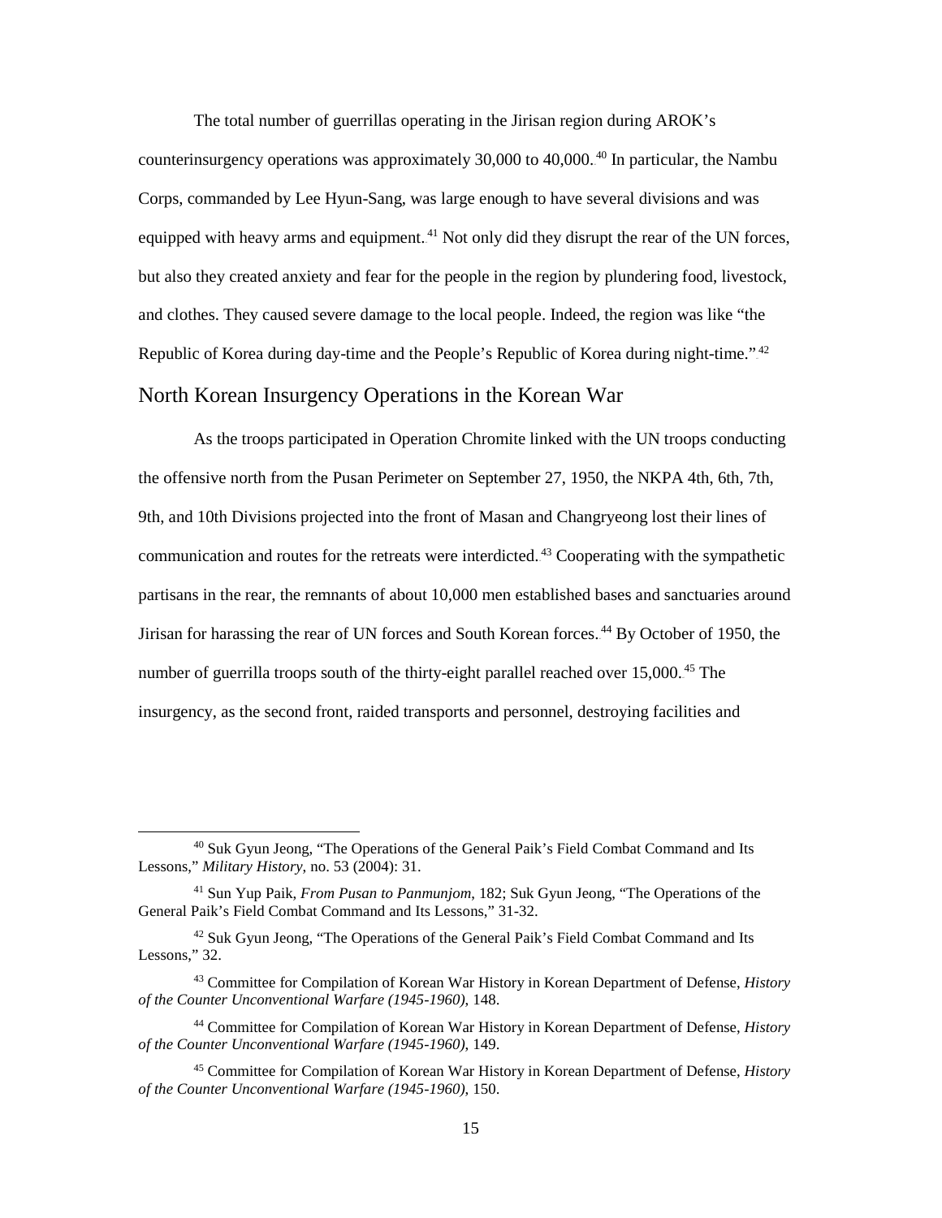The total number of guerrillas operating in the Jirisan region during AROK's counterinsurgency operations was approximately 30,000 to 40,000.[40] In particular, the Nambu Corps, commanded by Lee Hyun-Sang, was large enough to have several divisions and was equipped with heavy arms and equipment.[41] Not only did they disrupt the rear of the UN forces, but also they created anxiety and fear for the people in the region by plundering food, livestock, and clothes. They caused severe damage to the local people. Indeed, the region was like "the Republic of Korea during day-time and the People's Republic of Korea during night-time."[42]

## North Korean Insurgency Operations in the Korean War

As the troops participated in Operation Chromite linked with the UN troops conducting the offensive north from the Pusan Perimeter on September 27, 1950, the NKPA 4th, 6th, 7th, 9th, and 10th Divisions projected into the front of Masan and Changryeong lost their lines of communication and routes for the retreats were interdicted.[43] Cooperating with the sympathetic partisans in the rear, the remnants of about 10,000 men established bases and sanctuaries around Jirisan for harassing the rear of UN forces and South Korean forces.[44] By October of 1950, the number of guerrilla troops south of the thirty-eight parallel reached over 15,000.[45] The insurgency, as the second front, raided transports and personnel, destroying facilities and

---

[40] Suk Gyun Jeong, "The Operations of the General Paik's Field Combat Command and Its Lessons," *Military History*, no. 53 (2004): 31.

[41] Sun Yup Paik, *From Pusan to Panmunjom*, 182; Suk Gyun Jeong, "The Operations of the General Paik's Field Combat Command and Its Lessons," 31-32.

[42] Suk Gyun Jeong, "The Operations of the General Paik's Field Combat Command and Its Lessons," 32.

[43] Committee for Compilation of Korean War History in Korean Department of Defense, *History of the Counter Unconventional Warfare (1945-1960)*, 148.

[44] Committee for Compilation of Korean War History in Korean Department of Defense, *History of the Counter Unconventional Warfare (1945-1960)*, 149.

[45] Committee for Compilation of Korean War History in Korean Department of Defense, *History of the Counter Unconventional Warfare (1945-1960)*, 150.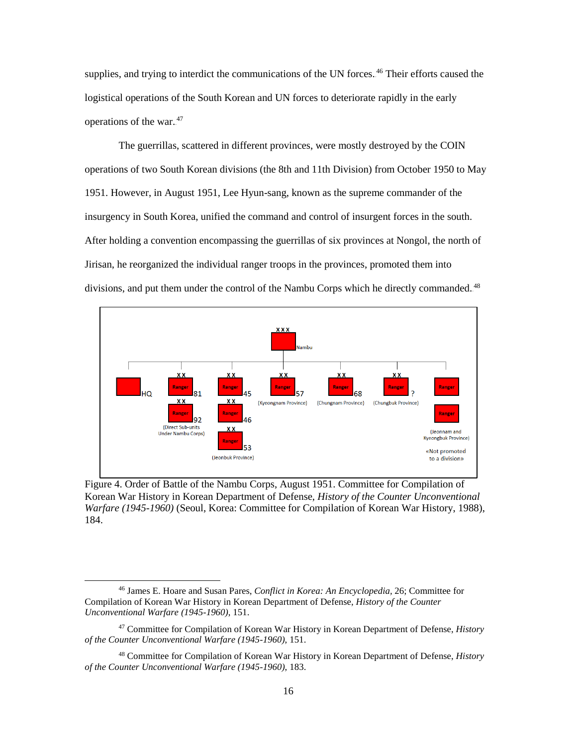supplies, and trying to interdict the communications of the UN forces.[46] Their efforts caused the logistical operations of the South Korean and UN forces to deteriorate rapidly in the early operations of the war.[47]

The guerrillas, scattered in different provinces, were mostly destroyed by the COIN operations of two South Korean divisions (the 8th and 11th Division) from October 1950 to May 1951. However, in August 1951, Lee Hyun-sang, known as the supreme commander of the insurgency in South Korea, unified the command and control of insurgent forces in the south. After holding a convention encompassing the guerrillas of six provinces at Nongol, the north of Jirisan, he reorganized the individual ranger troops in the provinces, promoted them into divisions, and put them under the control of the Nambu Corps which he directly commanded.[48]

Figure 4. Order of Battle of the Nambu Corps, August 1951. Committee for Compilation of Korean War History in Korean Department of Defense, *History of the Counter Unconventional Warfare (1945-1960)* (Seoul, Korea: Committee for Compilation of Korean War History, 1988), 184.

---

[46] James E. Hoare and Susan Pares, *Conflict in Korea: An Encyclopedia*, 26; Committee for Compilation of Korean War History in Korean Department of Defense, *History of the Counter Unconventional Warfare (1945-1960)*, 151.

[47] Committee for Compilation of Korean War History in Korean Department of Defense, *History of the Counter Unconventional Warfare (1945-1960)*, 151.

[48] Committee for Compilation of Korean War History in Korean Department of Defense, *History of the Counter Unconventional Warfare (1945-1960)*, 183.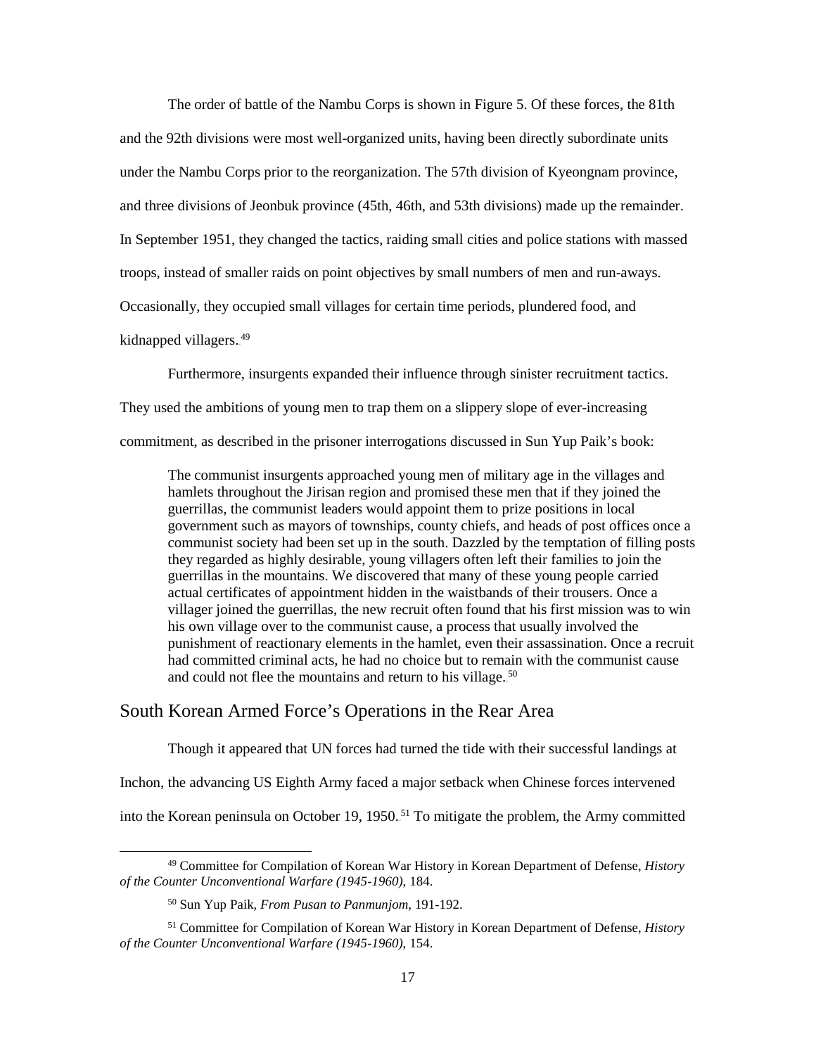The order of battle of the Nambu Corps is shown in Figure 5. Of these forces, the 81th and the 92th divisions were most well-organized units, having been directly subordinate units under the Nambu Corps prior to the reorganization. The 57th division of Kyeongnam province, and three divisions of Jeonbuk province (45th, 46th, and 53th divisions) made up the remainder. In September 1951, they changed the tactics, raiding small cities and police stations with massed troops, instead of smaller raids on point objectives by small numbers of men and run-aways. Occasionally, they occupied small villages for certain time periods, plundered food, and kidnapped villagers.[49]

Furthermore, insurgents expanded their influence through sinister recruitment tactics. They used the ambitions of young men to trap them on a slippery slope of ever-increasing commitment, as described in the prisoner interrogations discussed in Sun Yup Paik's book:

> The communist insurgents approached young men of military age in the villages and hamlets throughout the Jirisan region and promised these men that if they joined the guerrillas, the communist leaders would appoint them to prize positions in local government such as mayors of townships, county chiefs, and heads of post offices once a communist society had been set up in the south. Dazzled by the temptation of filling posts they regarded as highly desirable, young villagers often left their families to join the guerrillas in the mountains. We discovered that many of these young people carried actual certificates of appointment hidden in the waistbands of their trousers. Once a villager joined the guerrillas, the new recruit often found that his first mission was to win his own village over to the communist cause, a process that usually involved the punishment of reactionary elements in the hamlet, even their assassination. Once a recruit had committed criminal acts, he had no choice but to remain with the communist cause and could not flee the mountains and return to his village.[50]

## South Korean Armed Force's Operations in the Rear Area

Though it appeared that UN forces had turned the tide with their successful landings at Inchon, the advancing US Eighth Army faced a major setback when Chinese forces intervened into the Korean peninsula on October 19, 1950.[51] To mitigate the problem, the Army committed

---

[49] Committee for Compilation of Korean War History in Korean Department of Defense, *History of the Counter Unconventional Warfare (1945-1960)*, 184.

[50] Sun Yup Paik, *From Pusan to Panmunjom*, 191-192.

[51] Committee for Compilation of Korean War History in Korean Department of Defense, *History of the Counter Unconventional Warfare (1945-1960)*, 154.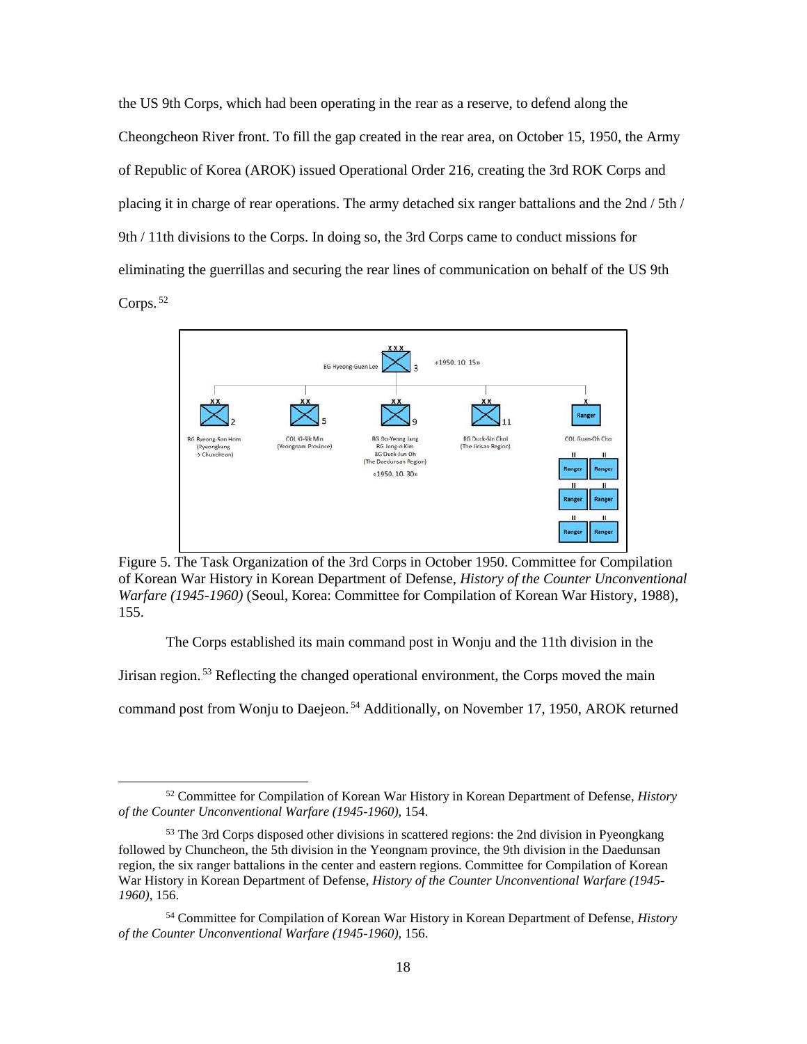the US 9th Corps, which had been operating in the rear as a reserve, to defend along the Cheongcheon River front. To fill the gap created in the rear area, on October 15, 1950, the Army of Republic of Korea (AROK) issued Operational Order 216, creating the 3rd ROK Corps and placing it in charge of rear operations. The army detached six ranger battalions and the 2nd / 5th / 9th / 11th divisions to the Corps. In doing so, the 3rd Corps came to conduct missions for eliminating the guerrillas and securing the rear lines of communication on behalf of the US 9th Corps.[52]

Figure 5. The Task Organization of the 3rd Corps in October 1950. Committee for Compilation of Korean War History in Korean Department of Defense, *History of the Counter Unconventional Warfare (1945-1960)* (Seoul, Korea: Committee for Compilation of Korean War History, 1988), 155.

The Corps established its main command post in Wonju and the 11th division in the Jirisan region.[53] Reflecting the changed operational environment, the Corps moved the main command post from Wonju to Daejeon.[54] Additionally, on November 17, 1950, AROK returned

[52] Committee for Compilation of Korean War History in Korean Department of Defense, *History of the Counter Unconventional Warfare (1945-1960)*, 154.

[53] The 3rd Corps disposed other divisions in scattered regions: the 2nd division in Pyeongkang followed by Chuncheon, the 5th division in the Yeongnam province, the 9th division in the Daedunsan region, the six ranger battalions in the center and eastern regions. Committee for Compilation of Korean War History in Korean Department of Defense, *History of the Counter Unconventional Warfare (1945-1960)*, 156.

[54] Committee for Compilation of Korean War History in Korean Department of Defense, *History of the Counter Unconventional Warfare (1945-1960)*, 156.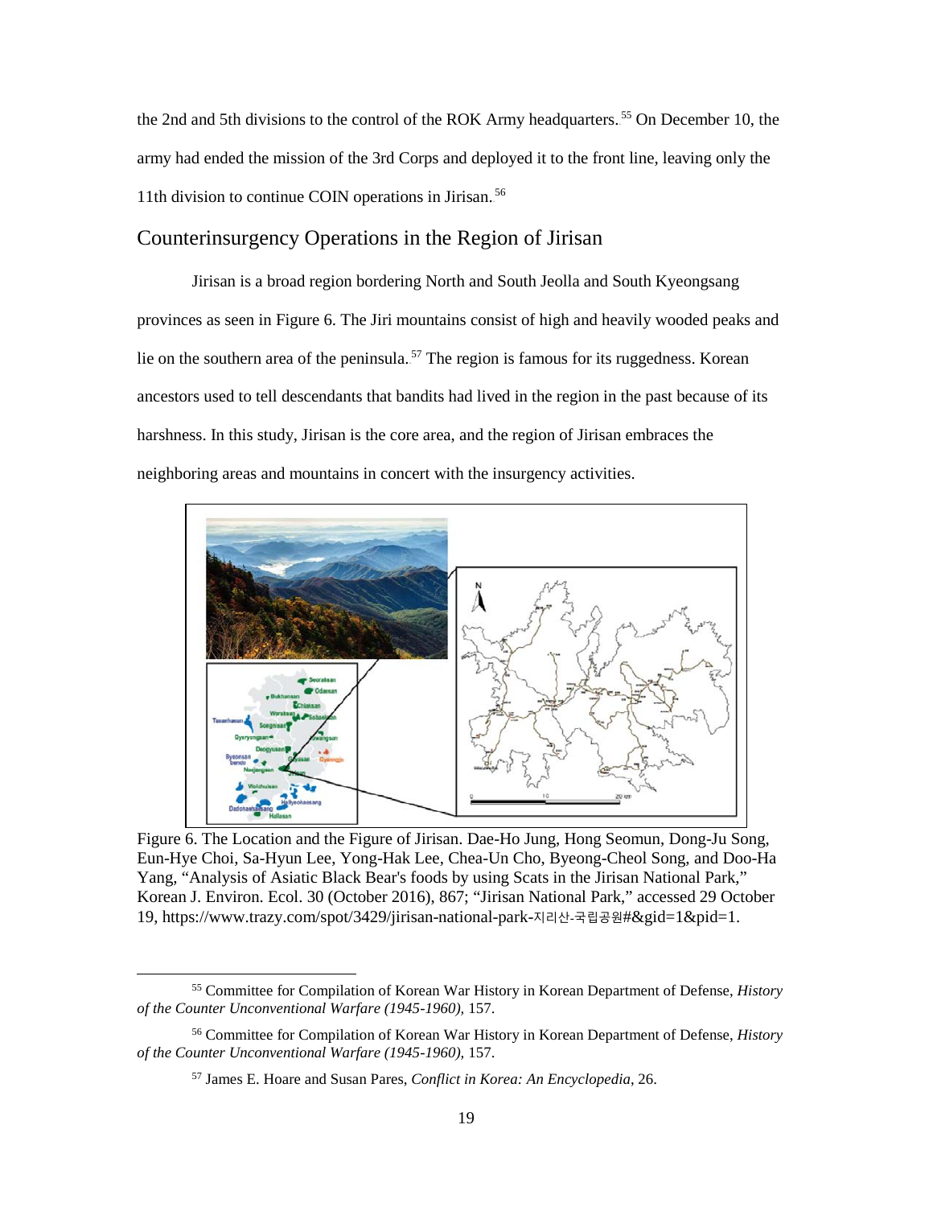the 2nd and 5th divisions to the control of the ROK Army headquarters.[55] On December 10, the army had ended the mission of the 3rd Corps and deployed it to the front line, leaving only the 11th division to continue COIN operations in Jirisan.[56]

## Counterinsurgency Operations in the Region of Jirisan

Jirisan is a broad region bordering North and South Jeolla and South Kyeongsang provinces as seen in Figure 6. The Jiri mountains consist of high and heavily wooded peaks and lie on the southern area of the peninsula.[57] The region is famous for its ruggedness. Korean ancestors used to tell descendants that bandits had lived in the region in the past because of its harshness. In this study, Jirisan is the core area, and the region of Jirisan embraces the neighboring areas and mountains in concert with the insurgency activities.

Figure 6. The Location and the Figure of Jirisan. Dae-Ho Jung, Hong Seomun, Dong-Ju Song, Eun-Hye Choi, Sa-Hyun Lee, Yong-Hak Lee, Chea-Un Cho, Byeong-Cheol Song, and Doo-Ha Yang, "Analysis of Asiatic Black Bear's foods by using Scats in the Jirisan National Park," Korean J. Environ. Ecol. 30 (October 2016), 867; "Jirisan National Park," accessed 29 October 19, https://www.trazy.com/spot/3429/jirisan-national-park-지리산-국립공원#&gid=1&pid=1.

---

[55] Committee for Compilation of Korean War History in Korean Department of Defense, *History of the Counter Unconventional Warfare (1945-1960)*, 157.

[56] Committee for Compilation of Korean War History in Korean Department of Defense, *History of the Counter Unconventional Warfare (1945-1960)*, 157.

[57] James E. Hoare and Susan Pares, *Conflict in Korea: An Encyclopedia*, 26.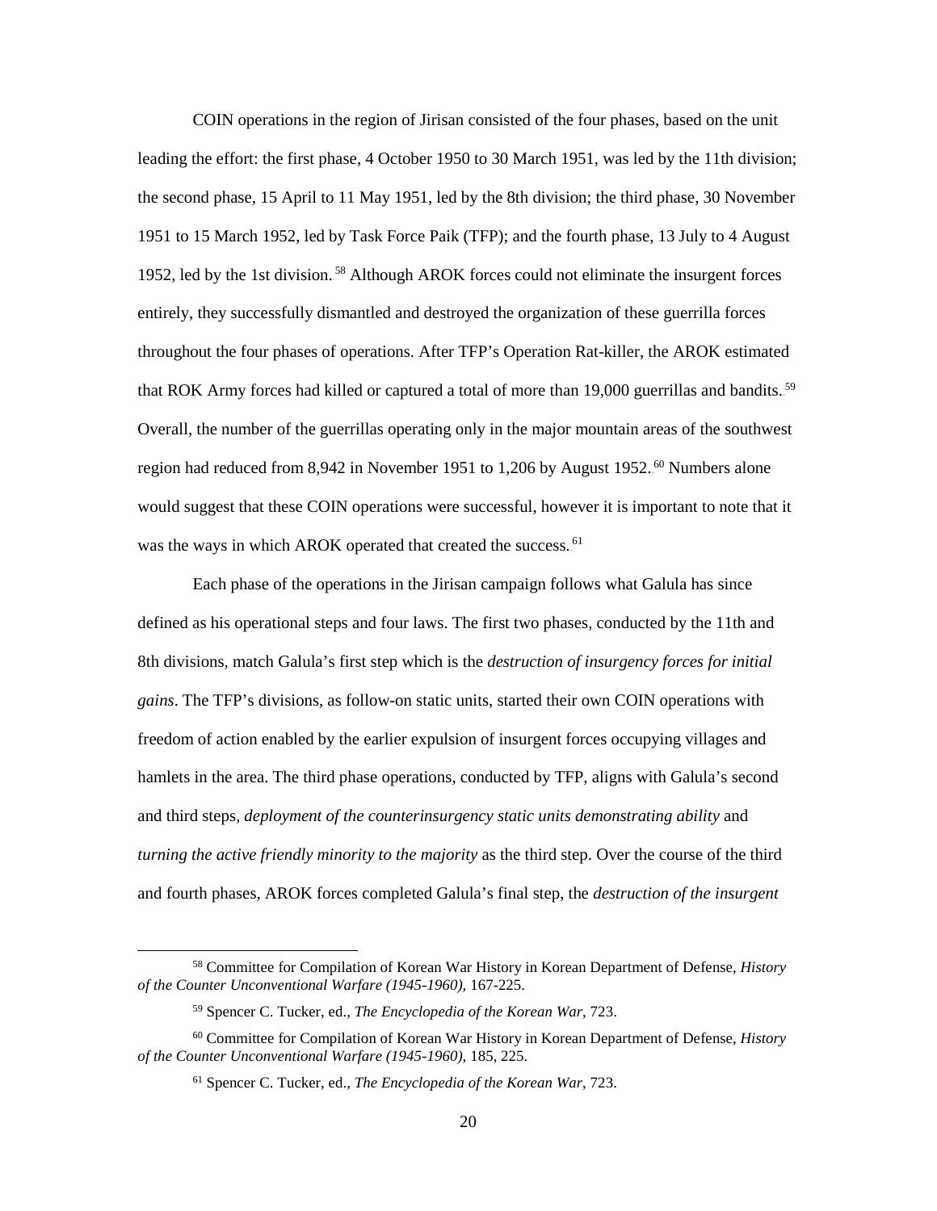COIN operations in the region of Jirisan consisted of the four phases, based on the unit leading the effort: the first phase, 4 October 1950 to 30 March 1951, was led by the 11th division; the second phase, 15 April to 11 May 1951, led by the 8th division; the third phase, 30 November 1951 to 15 March 1952, led by Task Force Paik (TFP); and the fourth phase, 13 July to 4 August 1952, led by the 1st division.[58] Although AROK forces could not eliminate the insurgent forces entirely, they successfully dismantled and destroyed the organization of these guerrilla forces throughout the four phases of operations. After TFP's Operation Rat-killer, the AROK estimated that ROK Army forces had killed or captured a total of more than 19,000 guerrillas and bandits.[59] Overall, the number of the guerrillas operating only in the major mountain areas of the southwest region had reduced from 8,942 in November 1951 to 1,206 by August 1952.[60] Numbers alone would suggest that these COIN operations were successful, however it is important to note that it was the ways in which AROK operated that created the success.[61]

Each phase of the operations in the Jirisan campaign follows what Galula has since defined as his operational steps and four laws. The first two phases, conducted by the 11th and 8th divisions, match Galula's first step which is the *destruction of insurgency forces for initial gains*. The TFP's divisions, as follow-on static units, started their own COIN operations with freedom of action enabled by the earlier expulsion of insurgent forces occupying villages and hamlets in the area. The third phase operations, conducted by TFP, aligns with Galula's second and third steps, *deployment of the counterinsurgency static units demonstrating ability* and *turning the active friendly minority to the majority* as the third step. Over the course of the third and fourth phases, AROK forces completed Galula's final step, the *destruction of the insurgent*

---

[58] Committee for Compilation of Korean War History in Korean Department of Defense, *History of the Counter Unconventional Warfare (1945-1960),* 167-225.

[59] Spencer C. Tucker, ed., *The Encyclopedia of the Korean War*, 723.

[60] Committee for Compilation of Korean War History in Korean Department of Defense, *History of the Counter Unconventional Warfare (1945-1960),* 185, 225.

[61] Spencer C. Tucker, ed., *The Encyclopedia of the Korean War*, 723.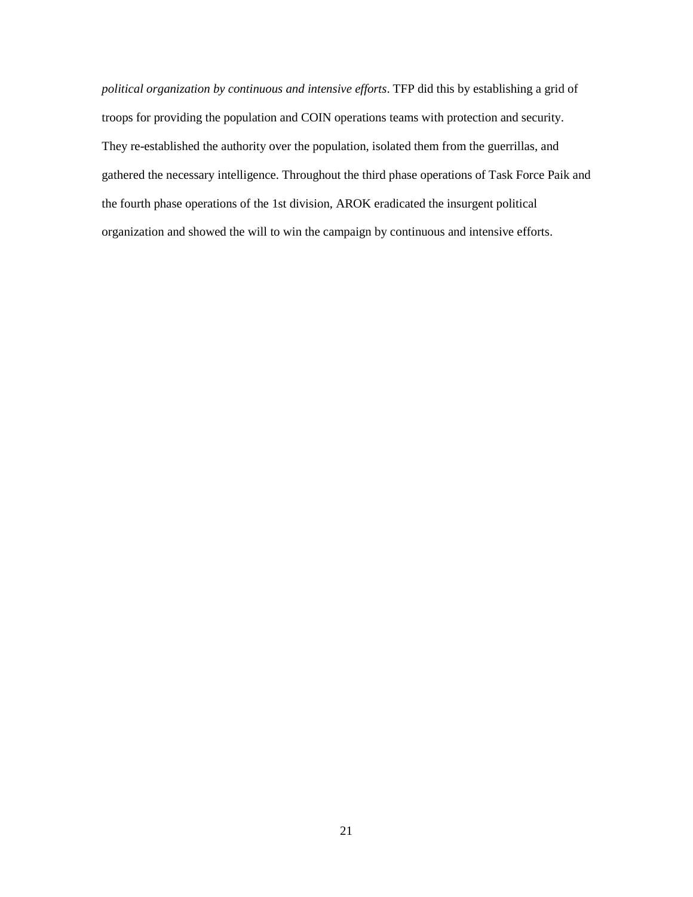*political organization by continuous and intensive efforts*. TFP did this by establishing a grid of troops for providing the population and COIN operations teams with protection and security. They re-established the authority over the population, isolated them from the guerrillas, and gathered the necessary intelligence. Throughout the third phase operations of Task Force Paik and the fourth phase operations of the 1st division, AROK eradicated the insurgent political organization and showed the will to win the campaign by continuous and intensive efforts.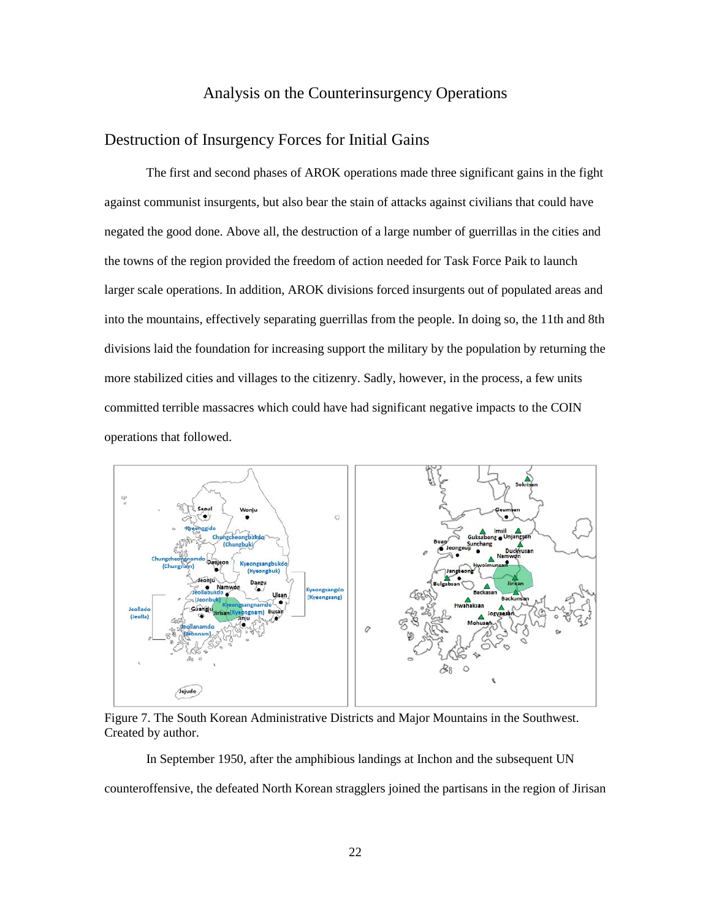## Analysis on the Counterinsurgency Operations

### Destruction of Insurgency Forces for Initial Gains

The first and second phases of AROK operations made three significant gains in the fight against communist insurgents, but also bear the stain of attacks against civilians that could have negated the good done. Above all, the destruction of a large number of guerrillas in the cities and the towns of the region provided the freedom of action needed for Task Force Paik to launch larger scale operations. In addition, AROK divisions forced insurgents out of populated areas and into the mountains, effectively separating guerrillas from the people. In doing so, the 11th and 8th divisions laid the foundation for increasing support the military by the population by returning the more stabilized cities and villages to the citizenry. Sadly, however, in the process, a few units committed terrible massacres which could have had significant negative impacts to the COIN operations that followed.

Figure 7. The South Korean Administrative Districts and Major Mountains in the Southwest. Created by author.

In September 1950, after the amphibious landings at Inchon and the subsequent UN counteroffensive, the defeated North Korean stragglers joined the partisans in the region of Jirisan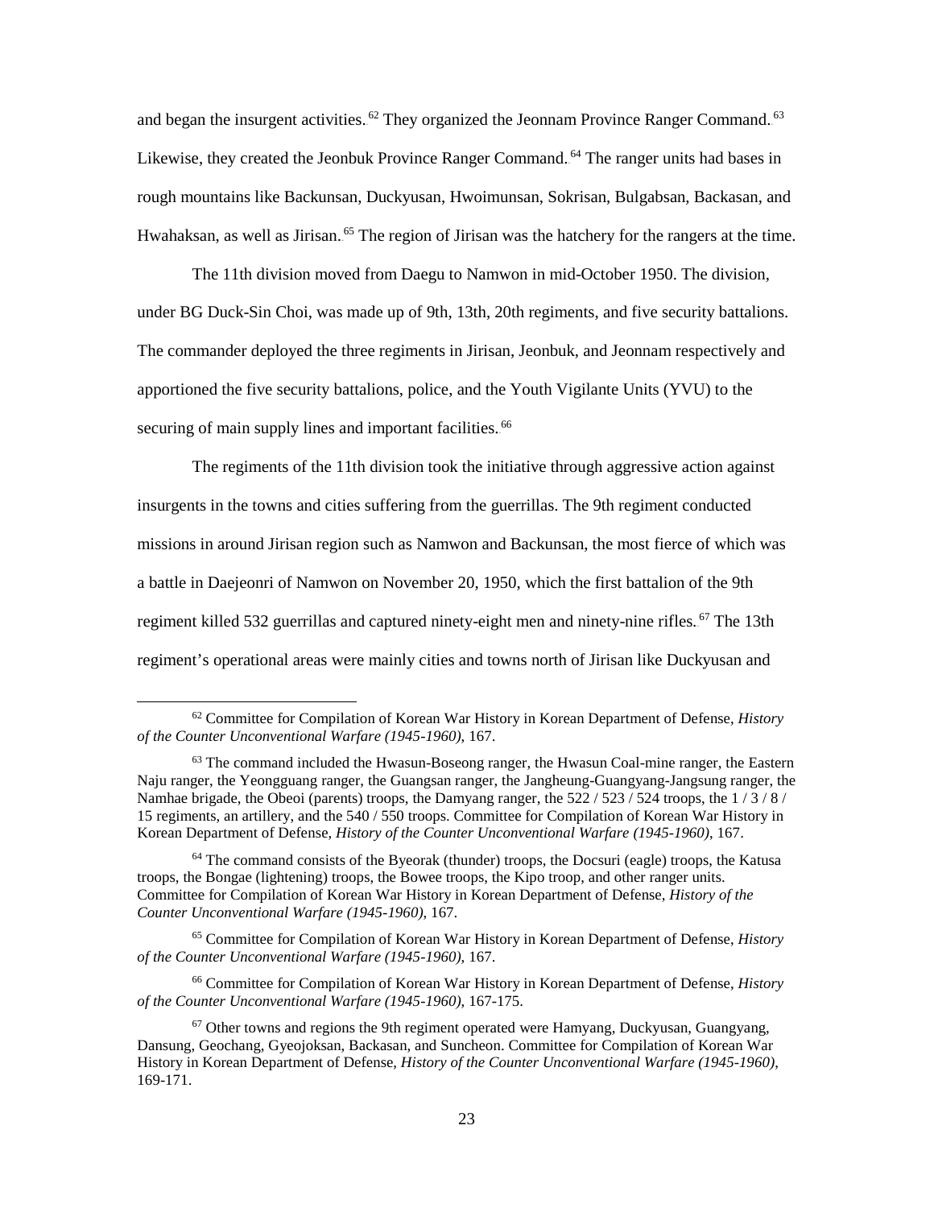and began the insurgent activities.[62] They organized the Jeonnam Province Ranger Command.[63] Likewise, they created the Jeonbuk Province Ranger Command.[64] The ranger units had bases in rough mountains like Backunsan, Duckyusan, Hwoimunsan, Sokrisan, Bulgabsan, Backasan, and Hwahaksan, as well as Jirisan.[65] The region of Jirisan was the hatchery for the rangers at the time.

The 11th division moved from Daegu to Namwon in mid-October 1950. The division, under BG Duck-Sin Choi, was made up of 9th, 13th, 20th regiments, and five security battalions. The commander deployed the three regiments in Jirisan, Jeonbuk, and Jeonnam respectively and apportioned the five security battalions, police, and the Youth Vigilante Units (YVU) to the securing of main supply lines and important facilities.[66]

The regiments of the 11th division took the initiative through aggressive action against insurgents in the towns and cities suffering from the guerrillas. The 9th regiment conducted missions in around Jirisan region such as Namwon and Backunsan, the most fierce of which was a battle in Daejeonri of Namwon on November 20, 1950, which the first battalion of the 9th regiment killed 532 guerrillas and captured ninety-eight men and ninety-nine rifles.[67] The 13th regiment's operational areas were mainly cities and towns north of Jirisan like Duckyusan and

---

[62] Committee for Compilation of Korean War History in Korean Department of Defense, *History of the Counter Unconventional Warfare (1945-1960)*, 167.

[63] The command included the Hwasun-Boseong ranger, the Hwasun Coal-mine ranger, the Eastern Naju ranger, the Yeongguang ranger, the Guangsan ranger, the Jangheung-Guangyang-Jangsung ranger, the Namhae brigade, the Obeoi (parents) troops, the Damyang ranger, the 522 / 523 / 524 troops, the 1 / 3 / 8 / 15 regiments, an artillery, and the 540 / 550 troops. Committee for Compilation of Korean War History in Korean Department of Defense, *History of the Counter Unconventional Warfare (1945-1960)*, 167.

[64] The command consists of the Byeorak (thunder) troops, the Docsuri (eagle) troops, the Katusa troops, the Bongae (lightening) troops, the Bowee troops, the Kipo troop, and other ranger units. Committee for Compilation of Korean War History in Korean Department of Defense, *History of the Counter Unconventional Warfare (1945-1960)*, 167.

[65] Committee for Compilation of Korean War History in Korean Department of Defense, *History of the Counter Unconventional Warfare (1945-1960)*, 167.

[66] Committee for Compilation of Korean War History in Korean Department of Defense, *History of the Counter Unconventional Warfare (1945-1960)*, 167-175.

[67] Other towns and regions the 9th regiment operated were Hamyang, Duckyusan, Guangyang, Dansung, Geochang, Gyeojoksan, Backasan, and Suncheon. Committee for Compilation of Korean War History in Korean Department of Defense, *History of the Counter Unconventional Warfare (1945-1960)*, 169-171.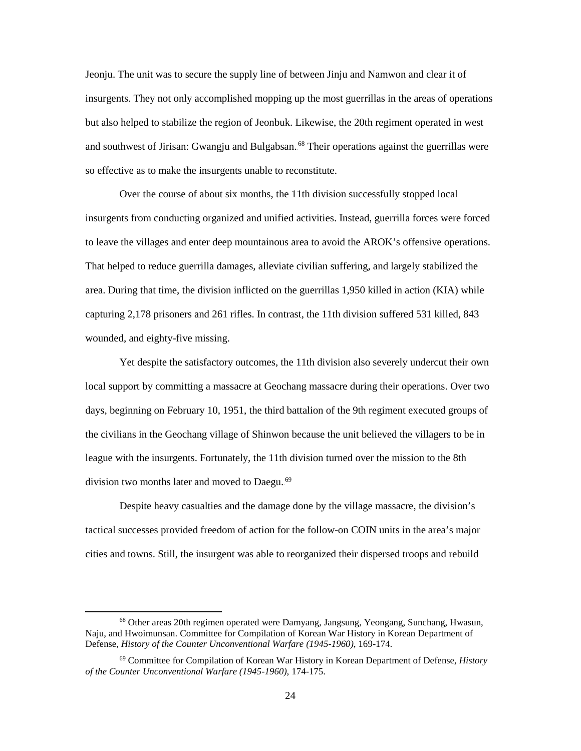Jeonju. The unit was to secure the supply line of between Jinju and Namwon and clear it of insurgents. They not only accomplished mopping up the most guerrillas in the areas of operations but also helped to stabilize the region of Jeonbuk. Likewise, the 20th regiment operated in west and southwest of Jirisan: Gwangju and Bulgabsan.[68] Their operations against the guerrillas were so effective as to make the insurgents unable to reconstitute.

Over the course of about six months, the 11th division successfully stopped local insurgents from conducting organized and unified activities. Instead, guerrilla forces were forced to leave the villages and enter deep mountainous area to avoid the AROK's offensive operations. That helped to reduce guerrilla damages, alleviate civilian suffering, and largely stabilized the area. During that time, the division inflicted on the guerrillas 1,950 killed in action (KIA) while capturing 2,178 prisoners and 261 rifles. In contrast, the 11th division suffered 531 killed, 843 wounded, and eighty-five missing.

Yet despite the satisfactory outcomes, the 11th division also severely undercut their own local support by committing a massacre at Geochang massacre during their operations. Over two days, beginning on February 10, 1951, the third battalion of the 9th regiment executed groups of the civilians in the Geochang village of Shinwon because the unit believed the villagers to be in league with the insurgents. Fortunately, the 11th division turned over the mission to the 8th division two months later and moved to Daegu.[69]

Despite heavy casualties and the damage done by the village massacre, the division's tactical successes provided freedom of action for the follow-on COIN units in the area's major cities and towns. Still, the insurgent was able to reorganized their dispersed troops and rebuild

---

[68] Other areas 20th regimen operated were Damyang, Jangsung, Yeongang, Sunchang, Hwasun, Naju, and Hwoimunsan. Committee for Compilation of Korean War History in Korean Department of Defense, *History of the Counter Unconventional Warfare (1945-1960)*, 169-174.

[69] Committee for Compilation of Korean War History in Korean Department of Defense, *History of the Counter Unconventional Warfare (1945-1960)*, 174-175.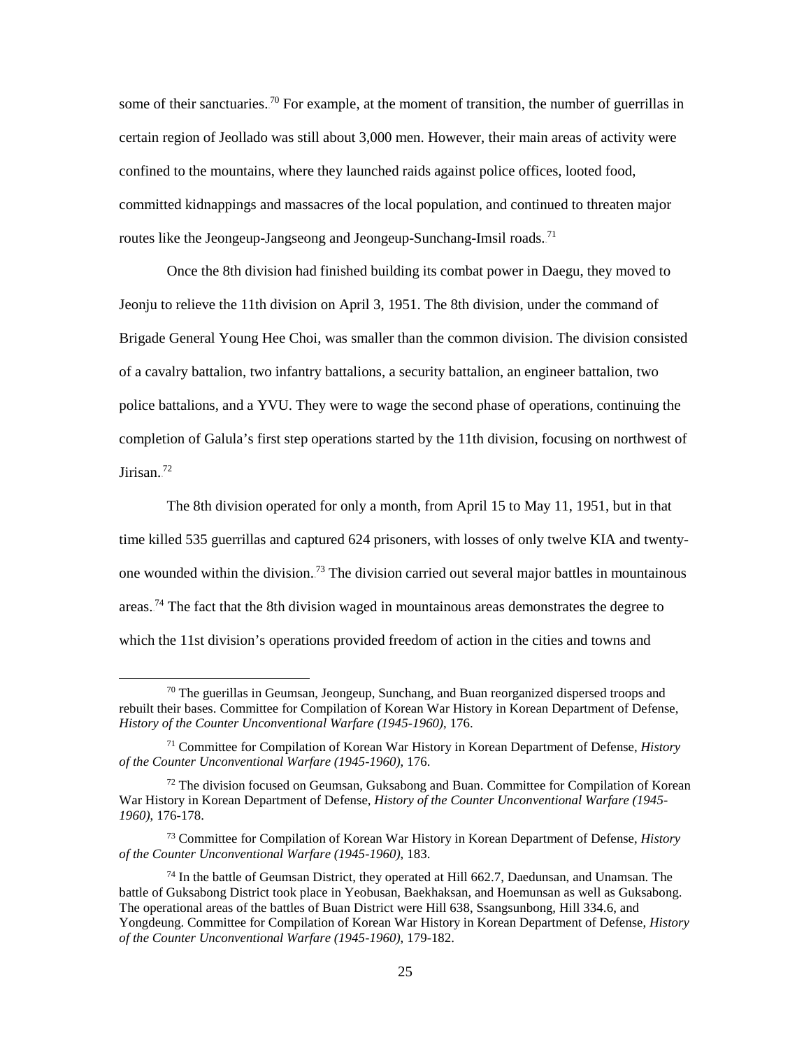some of their sanctuaries.[70] For example, at the moment of transition, the number of guerrillas in certain region of Jeollado was still about 3,000 men. However, their main areas of activity were confined to the mountains, where they launched raids against police offices, looted food, committed kidnappings and massacres of the local population, and continued to threaten major routes like the Jeongeup-Jangseong and Jeongeup-Sunchang-Imsil roads.[71]

Once the 8th division had finished building its combat power in Daegu, they moved to Jeonju to relieve the 11th division on April 3, 1951. The 8th division, under the command of Brigade General Young Hee Choi, was smaller than the common division. The division consisted of a cavalry battalion, two infantry battalions, a security battalion, an engineer battalion, two police battalions, and a YVU. They were to wage the second phase of operations, continuing the completion of Galula's first step operations started by the 11th division, focusing on northwest of Jirisan.[72]

The 8th division operated for only a month, from April 15 to May 11, 1951, but in that time killed 535 guerrillas and captured 624 prisoners, with losses of only twelve KIA and twenty-one wounded within the division.[73] The division carried out several major battles in mountainous areas.[74] The fact that the 8th division waged in mountainous areas demonstrates the degree to which the 11st division's operations provided freedom of action in the cities and towns and

---

[70] The guerillas in Geumsan, Jeongeup, Sunchang, and Buan reorganized dispersed troops and rebuilt their bases. Committee for Compilation of Korean War History in Korean Department of Defense, *History of the Counter Unconventional Warfare (1945-1960)*, 176.

[71] Committee for Compilation of Korean War History in Korean Department of Defense, *History of the Counter Unconventional Warfare (1945-1960)*, 176.

[72] The division focused on Geumsan, Guksabong and Buan. Committee for Compilation of Korean War History in Korean Department of Defense, *History of the Counter Unconventional Warfare (1945-1960)*, 176-178.

[73] Committee for Compilation of Korean War History in Korean Department of Defense, *History of the Counter Unconventional Warfare (1945-1960)*, 183.

[74] In the battle of Geumsan District, they operated at Hill 662.7, Daedunsan, and Unamsan. The battle of Guksabong District took place in Yeobusan, Baekhaksan, and Hoemunsan as well as Guksabong. The operational areas of the battles of Buan District were Hill 638, Ssangsunbong, Hill 334.6, and Yongdeung. Committee for Compilation of Korean War History in Korean Department of Defense, *History of the Counter Unconventional Warfare (1945-1960)*, 179-182.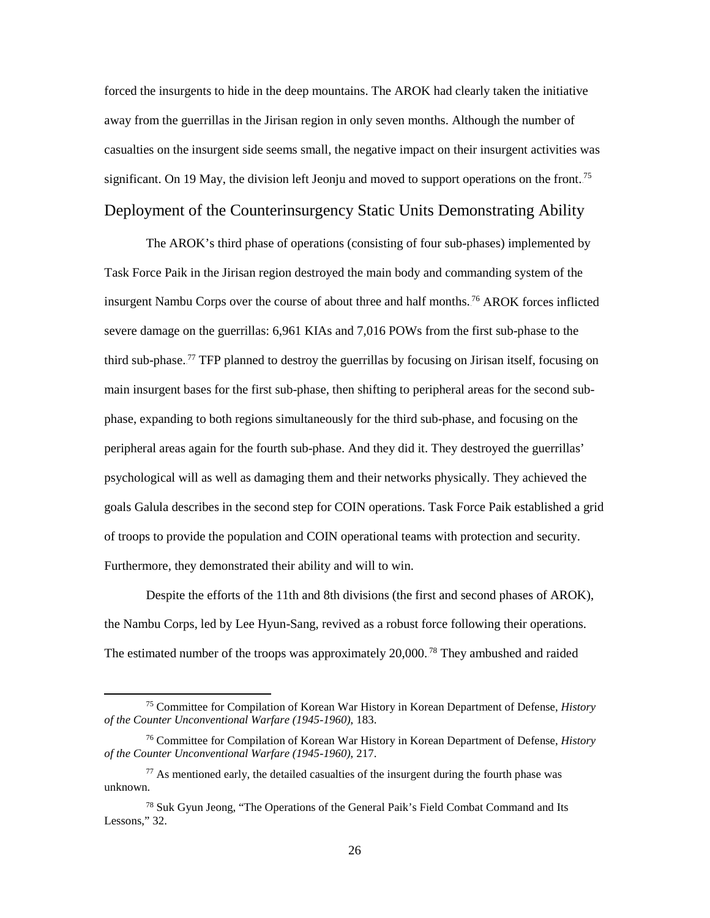forced the insurgents to hide in the deep mountains. The AROK had clearly taken the initiative away from the guerrillas in the Jirisan region in only seven months. Although the number of casualties on the insurgent side seems small, the negative impact on their insurgent activities was significant. On 19 May, the division left Jeonju and moved to support operations on the front.[75]

## Deployment of the Counterinsurgency Static Units Demonstrating Ability

The AROK's third phase of operations (consisting of four sub-phases) implemented by Task Force Paik in the Jirisan region destroyed the main body and commanding system of the insurgent Nambu Corps over the course of about three and half months.[76] AROK forces inflicted severe damage on the guerrillas: 6,961 KIAs and 7,016 POWs from the first sub-phase to the third sub-phase.[77] TFP planned to destroy the guerrillas by focusing on Jirisan itself, focusing on main insurgent bases for the first sub-phase, then shifting to peripheral areas for the second sub-phase, expanding to both regions simultaneously for the third sub-phase, and focusing on the peripheral areas again for the fourth sub-phase. And they did it. They destroyed the guerrillas' psychological will as well as damaging them and their networks physically. They achieved the goals Galula describes in the second step for COIN operations. Task Force Paik established a grid of troops to provide the population and COIN operational teams with protection and security. Furthermore, they demonstrated their ability and will to win.

Despite the efforts of the 11th and 8th divisions (the first and second phases of AROK), the Nambu Corps, led by Lee Hyun-Sang, revived as a robust force following their operations. The estimated number of the troops was approximately 20,000.[78] They ambushed and raided

---

[75] Committee for Compilation of Korean War History in Korean Department of Defense, *History of the Counter Unconventional Warfare (1945-1960)*, 183.

[76] Committee for Compilation of Korean War History in Korean Department of Defense, *History of the Counter Unconventional Warfare (1945-1960)*, 217.

[77] As mentioned early, the detailed casualties of the insurgent during the fourth phase was unknown.

[78] Suk Gyun Jeong, "The Operations of the General Paik's Field Combat Command and Its Lessons," 32.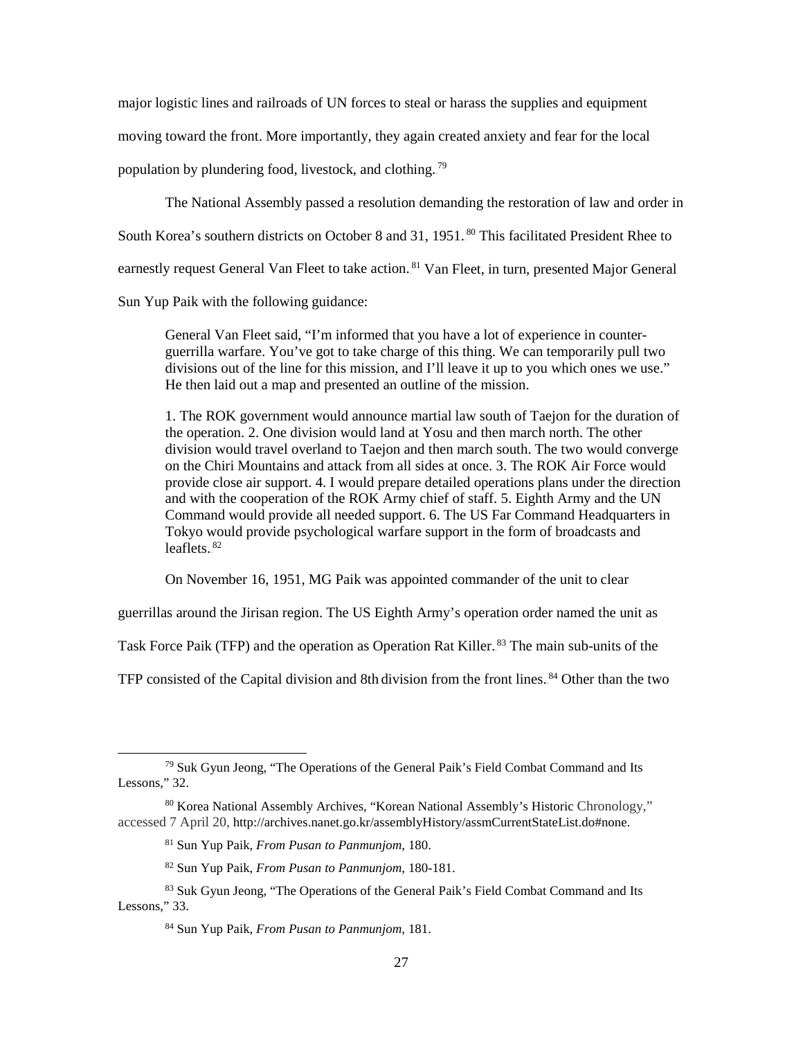major logistic lines and railroads of UN forces to steal or harass the supplies and equipment moving toward the front. More importantly, they again created anxiety and fear for the local population by plundering food, livestock, and clothing.[79]

The National Assembly passed a resolution demanding the restoration of law and order in South Korea's southern districts on October 8 and 31, 1951.[80] This facilitated President Rhee to earnestly request General Van Fleet to take action.[81] Van Fleet, in turn, presented Major General Sun Yup Paik with the following guidance:

> General Van Fleet said, "I'm informed that you have a lot of experience in counter-guerrilla warfare. You've got to take charge of this thing. We can temporarily pull two divisions out of the line for this mission, and I'll leave it up to you which ones we use." He then laid out a map and presented an outline of the mission.
>
> 1. The ROK government would announce martial law south of Taejon for the duration of the operation. 2. One division would land at Yosu and then march north. The other division would travel overland to Taejon and then march south. The two would converge on the Chiri Mountains and attack from all sides at once. 3. The ROK Air Force would provide close air support. 4. I would prepare detailed operations plans under the direction and with the cooperation of the ROK Army chief of staff. 5. Eighth Army and the UN Command would provide all needed support. 6. The US Far Command Headquarters in Tokyo would provide psychological warfare support in the form of broadcasts and leaflets.[82]

On November 16, 1951, MG Paik was appointed commander of the unit to clear guerrillas around the Jirisan region. The US Eighth Army's operation order named the unit as Task Force Paik (TFP) and the operation as Operation Rat Killer.[83] The main sub-units of the TFP consisted of the Capital division and 8th division from the front lines.[84] Other than the two

---

[79] Suk Gyun Jeong, "The Operations of the General Paik's Field Combat Command and Its Lessons," 32.

[80] Korea National Assembly Archives, "Korean National Assembly's Historic Chronology," accessed 7 April 20, http://archives.nanet.go.kr/assemblyHistory/assmCurrentStateList.do#none.

[81] Sun Yup Paik, *From Pusan to Panmunjom*, 180.

[82] Sun Yup Paik, *From Pusan to Panmunjom*, 180-181.

[83] Suk Gyun Jeong, "The Operations of the General Paik's Field Combat Command and Its Lessons," 33.

[84] Sun Yup Paik, *From Pusan to Panmunjom*, 181.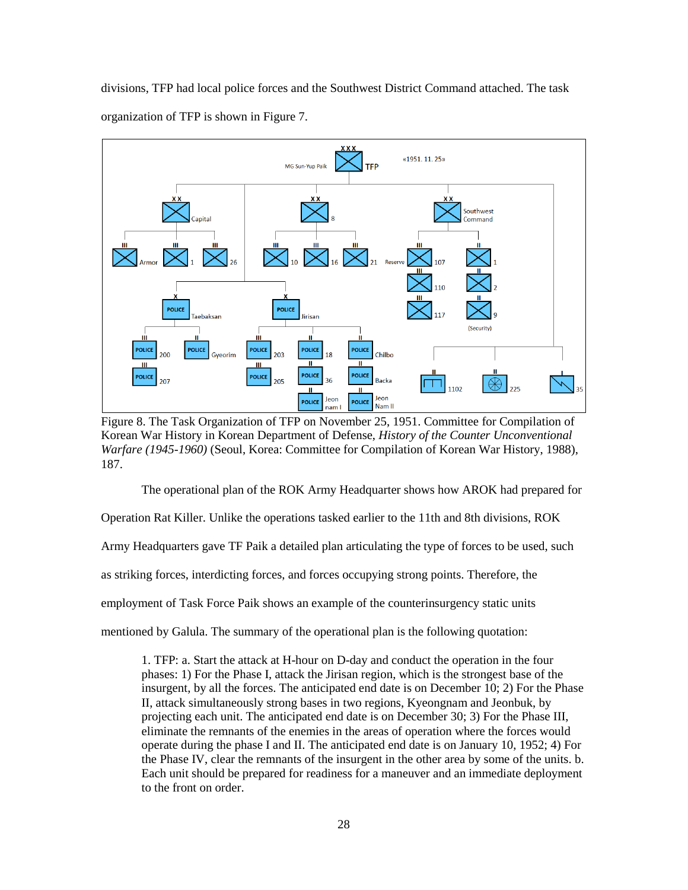divisions, TFP had local police forces and the Southwest District Command attached. The task organization of TFP is shown in Figure 7.

Figure 8. The Task Organization of TFP on November 25, 1951. Committee for Compilation of Korean War History in Korean Department of Defense, *History of the Counter Unconventional Warfare (1945-1960)* (Seoul, Korea: Committee for Compilation of Korean War History, 1988), 187.

The operational plan of the ROK Army Headquarter shows how AROK had prepared for Operation Rat Killer. Unlike the operations tasked earlier to the 11th and 8th divisions, ROK Army Headquarters gave TF Paik a detailed plan articulating the type of forces to be used, such as striking forces, interdicting forces, and forces occupying strong points. Therefore, the employment of Task Force Paik shows an example of the counterinsurgency static units mentioned by Galula. The summary of the operational plan is the following quotation:

> 1. TFP: a. Start the attack at H-hour on D-day and conduct the operation in the four phases: 1) For the Phase I, attack the Jirisan region, which is the strongest base of the insurgent, by all the forces. The anticipated end date is on December 10; 2) For the Phase II, attack simultaneously strong bases in two regions, Kyeongnam and Jeonbuk, by projecting each unit. The anticipated end date is on December 30; 3) For the Phase III, eliminate the remnants of the enemies in the areas of operation where the forces would operate during the phase I and II. The anticipated end date is on January 10, 1952; 4) For the Phase IV, clear the remnants of the insurgent in the other area by some of the units. b. Each unit should be prepared for readiness for a maneuver and an immediate deployment to the front on order.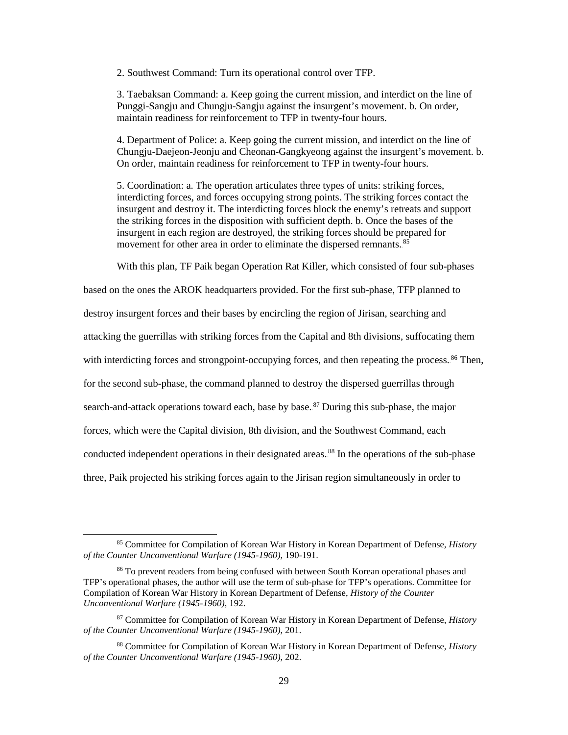2. Southwest Command: Turn its operational control over TFP.

3. Taebaksan Command: a. Keep going the current mission, and interdict on the line of Punggi-Sangju and Chungju-Sangju against the insurgent's movement. b. On order, maintain readiness for reinforcement to TFP in twenty-four hours.

4. Department of Police: a. Keep going the current mission, and interdict on the line of Chungju-Daejeon-Jeonju and Cheonan-Gangkyeong against the insurgent's movement. b. On order, maintain readiness for reinforcement to TFP in twenty-four hours.

5. Coordination: a. The operation articulates three types of units: striking forces, interdicting forces, and forces occupying strong points. The striking forces contact the insurgent and destroy it. The interdicting forces block the enemy's retreats and support the striking forces in the disposition with sufficient depth. b. Once the bases of the insurgent in each region are destroyed, the striking forces should be prepared for movement for other area in order to eliminate the dispersed remnants.[85]

With this plan, TF Paik began Operation Rat Killer, which consisted of four sub-phases based on the ones the AROK headquarters provided. For the first sub-phase, TFP planned to destroy insurgent forces and their bases by encircling the region of Jirisan, searching and attacking the guerrillas with striking forces from the Capital and 8th divisions, suffocating them with interdicting forces and strongpoint-occupying forces, and then repeating the process.[86] Then, for the second sub-phase, the command planned to destroy the dispersed guerrillas through search-and-attack operations toward each, base by base.[87] During this sub-phase, the major forces, which were the Capital division, 8th division, and the Southwest Command, each conducted independent operations in their designated areas.[88] In the operations of the sub-phase three, Paik projected his striking forces again to the Jirisan region simultaneously in order to

---

[85] Committee for Compilation of Korean War History in Korean Department of Defense, *History of the Counter Unconventional Warfare (1945-1960)*, 190-191.

[86] To prevent readers from being confused with between South Korean operational phases and TFP's operational phases, the author will use the term of sub-phase for TFP's operations. Committee for Compilation of Korean War History in Korean Department of Defense, *History of the Counter Unconventional Warfare (1945-1960)*, 192.

[87] Committee for Compilation of Korean War History in Korean Department of Defense, *History of the Counter Unconventional Warfare (1945-1960)*, 201.

[88] Committee for Compilation of Korean War History in Korean Department of Defense, *History of the Counter Unconventional Warfare (1945-1960)*, 202.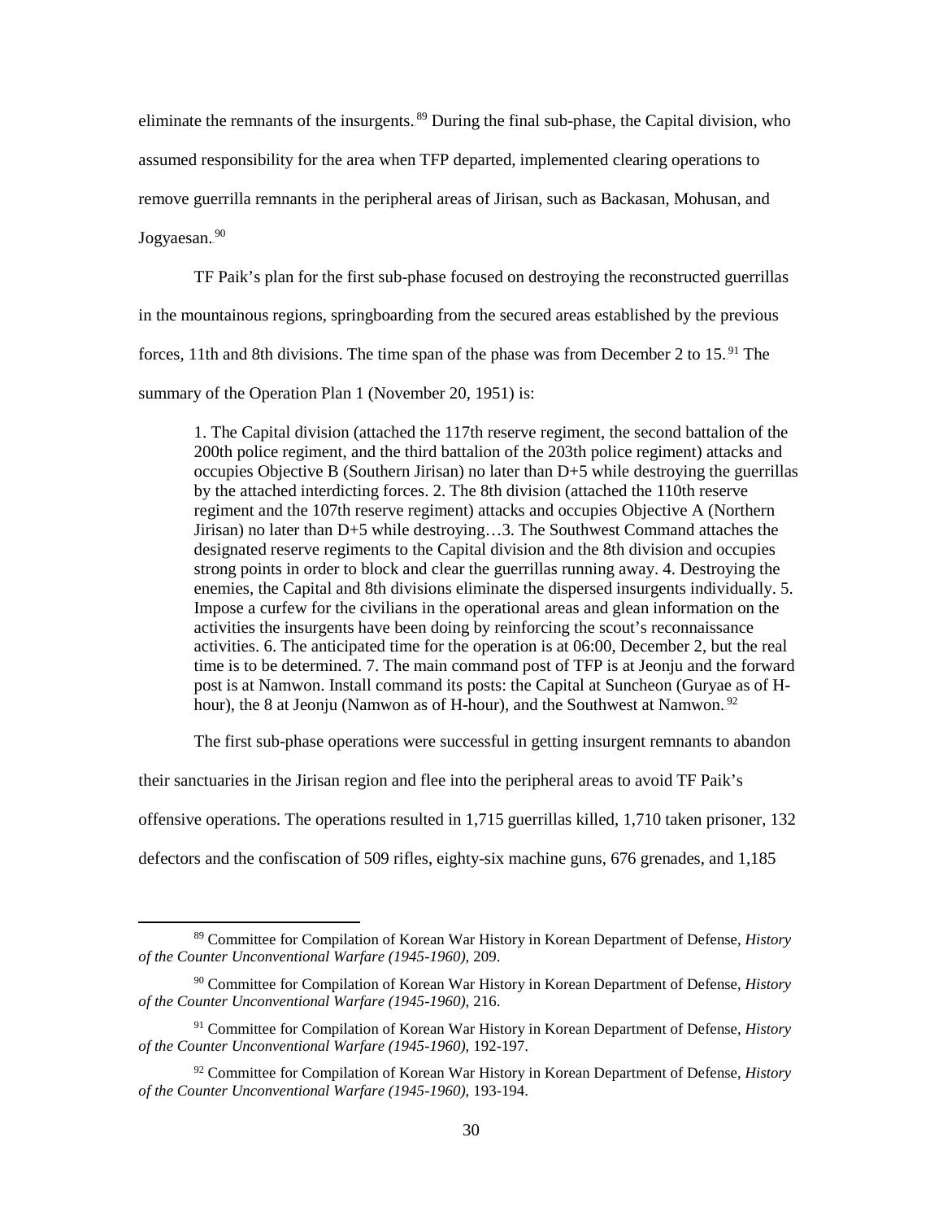eliminate the remnants of the insurgents.[89] During the final sub-phase, the Capital division, who assumed responsibility for the area when TFP departed, implemented clearing operations to remove guerrilla remnants in the peripheral areas of Jirisan, such as Backasan, Mohusan, and Jogyaesan.[90]

TF Paik's plan for the first sub-phase focused on destroying the reconstructed guerrillas in the mountainous regions, springboarding from the secured areas established by the previous forces, 11th and 8th divisions. The time span of the phase was from December 2 to 15.[91] The summary of the Operation Plan 1 (November 20, 1951) is:

> 1. The Capital division (attached the 117th reserve regiment, the second battalion of the 200th police regiment, and the third battalion of the 203th police regiment) attacks and occupies Objective B (Southern Jirisan) no later than D+5 while destroying the guerrillas by the attached interdicting forces. 2. The 8th division (attached the 110th reserve regiment and the 107th reserve regiment) attacks and occupies Objective A (Northern Jirisan) no later than D+5 while destroying…3. The Southwest Command attaches the designated reserve regiments to the Capital division and the 8th division and occupies strong points in order to block and clear the guerrillas running away. 4. Destroying the enemies, the Capital and 8th divisions eliminate the dispersed insurgents individually. 5. Impose a curfew for the civilians in the operational areas and glean information on the activities the insurgents have been doing by reinforcing the scout's reconnaissance activities. 6. The anticipated time for the operation is at 06:00, December 2, but the real time is to be determined. 7. The main command post of TFP is at Jeonju and the forward post is at Namwon. Install command its posts: the Capital at Suncheon (Guryae as of H-hour), the 8 at Jeonju (Namwon as of H-hour), and the Southwest at Namwon.[92]

The first sub-phase operations were successful in getting insurgent remnants to abandon their sanctuaries in the Jirisan region and flee into the peripheral areas to avoid TF Paik's offensive operations. The operations resulted in 1,715 guerrillas killed, 1,710 taken prisoner, 132 defectors and the confiscation of 509 rifles, eighty-six machine guns, 676 grenades, and 1,185

---

[89] Committee for Compilation of Korean War History in Korean Department of Defense, *History of the Counter Unconventional Warfare (1945-1960)*, 209.

[90] Committee for Compilation of Korean War History in Korean Department of Defense, *History of the Counter Unconventional Warfare (1945-1960)*, 216.

[91] Committee for Compilation of Korean War History in Korean Department of Defense, *History of the Counter Unconventional Warfare (1945-1960)*, 192-197.

[92] Committee for Compilation of Korean War History in Korean Department of Defense, *History of the Counter Unconventional Warfare (1945-1960)*, 193-194.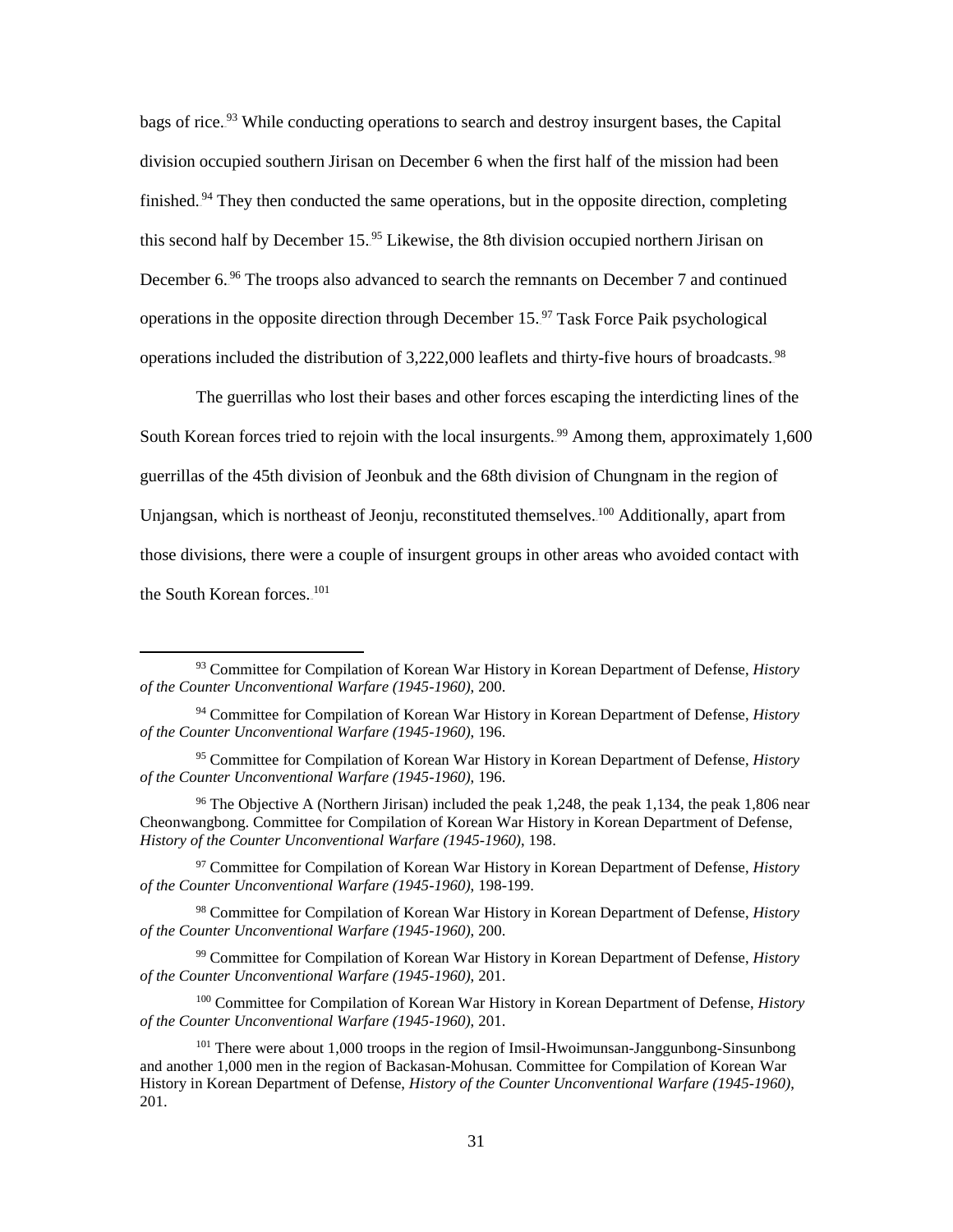bags of rice.[93] While conducting operations to search and destroy insurgent bases, the Capital division occupied southern Jirisan on December 6 when the first half of the mission had been finished.[94] They then conducted the same operations, but in the opposite direction, completing this second half by December 15.[95] Likewise, the 8th division occupied northern Jirisan on December 6.[96] The troops also advanced to search the remnants on December 7 and continued operations in the opposite direction through December 15.[97] Task Force Paik psychological operations included the distribution of 3,222,000 leaflets and thirty-five hours of broadcasts.[98]

The guerrillas who lost their bases and other forces escaping the interdicting lines of the South Korean forces tried to rejoin with the local insurgents.[99] Among them, approximately 1,600 guerrillas of the 45th division of Jeonbuk and the 68th division of Chungnam in the region of Unjangsan, which is northeast of Jeonju, reconstituted themselves.[100] Additionally, apart from those divisions, there were a couple of insurgent groups in other areas who avoided contact with the South Korean forces.[101]

---

[93] Committee for Compilation of Korean War History in Korean Department of Defense, *History of the Counter Unconventional Warfare (1945-1960)*, 200.

[94] Committee for Compilation of Korean War History in Korean Department of Defense, *History of the Counter Unconventional Warfare (1945-1960)*, 196.

[95] Committee for Compilation of Korean War History in Korean Department of Defense, *History of the Counter Unconventional Warfare (1945-1960)*, 196.

[96] The Objective A (Northern Jirisan) included the peak 1,248, the peak 1,134, the peak 1,806 near Cheonwangbong. Committee for Compilation of Korean War History in Korean Department of Defense, *History of the Counter Unconventional Warfare (1945-1960)*, 198.

[97] Committee for Compilation of Korean War History in Korean Department of Defense, *History of the Counter Unconventional Warfare (1945-1960)*, 198-199.

[98] Committee for Compilation of Korean War History in Korean Department of Defense, *History of the Counter Unconventional Warfare (1945-1960)*, 200.

[99] Committee for Compilation of Korean War History in Korean Department of Defense, *History of the Counter Unconventional Warfare (1945-1960)*, 201.

[100] Committee for Compilation of Korean War History in Korean Department of Defense, *History of the Counter Unconventional Warfare (1945-1960)*, 201.

[101] There were about 1,000 troops in the region of Imsil-Hwoimunsan-Janggunbong-Sinsunbong and another 1,000 men in the region of Backasan-Mohusan. Committee for Compilation of Korean War History in Korean Department of Defense, *History of the Counter Unconventional Warfare (1945-1960)*, 201.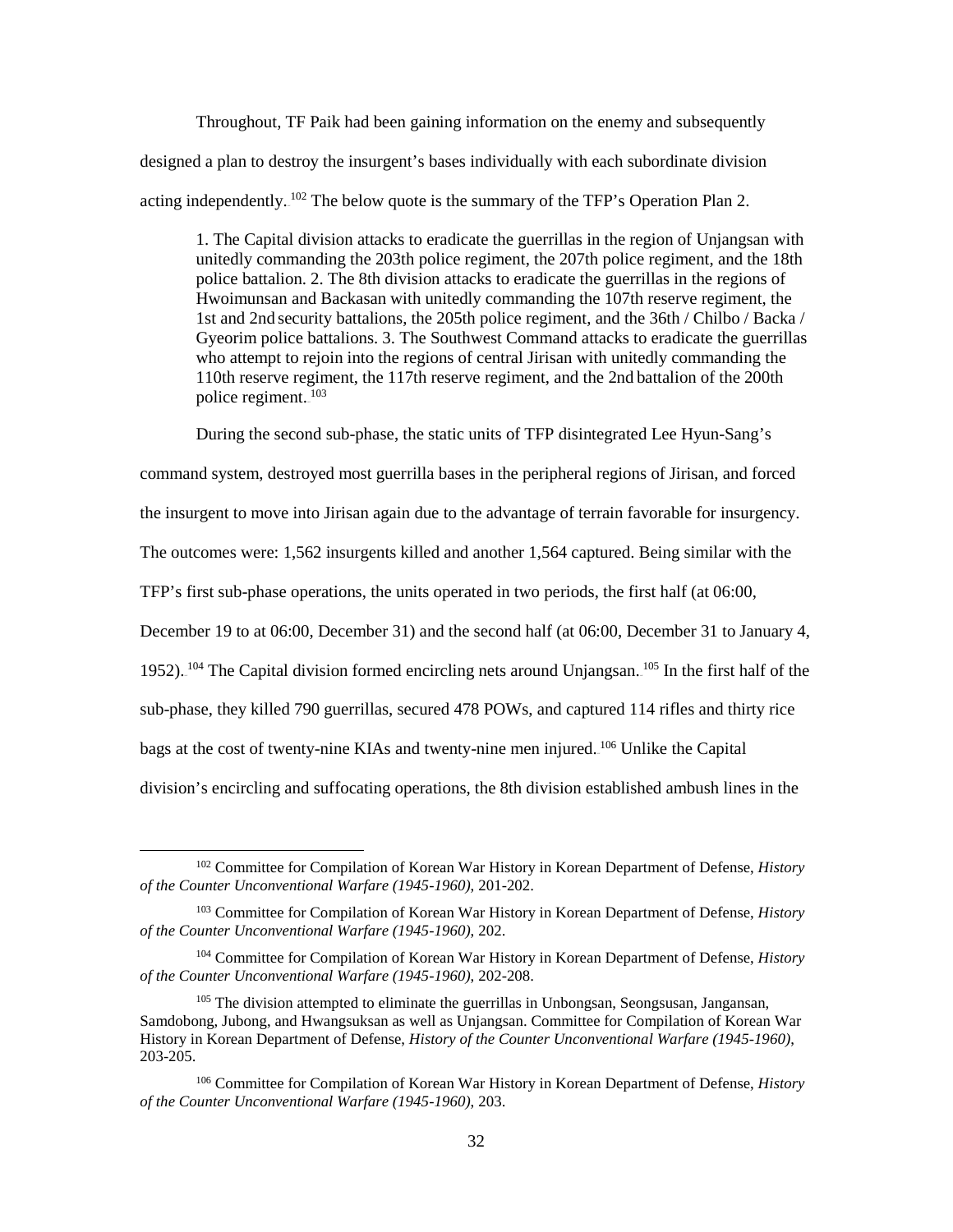Throughout, TF Paik had been gaining information on the enemy and subsequently designed a plan to destroy the insurgent's bases individually with each subordinate division acting independently.[102] The below quote is the summary of the TFP's Operation Plan 2.

> 1. The Capital division attacks to eradicate the guerrillas in the region of Unjangsan with unitedly commanding the 203th police regiment, the 207th police regiment, and the 18th police battalion. 2. The 8th division attacks to eradicate the guerrillas in the regions of Hwoimunsan and Backasan with unitedly commanding the 107th reserve regiment, the 1st and 2nd security battalions, the 205th police regiment, and the 36th / Chilbo / Backa / Gyeorim police battalions. 3. The Southwest Command attacks to eradicate the guerrillas who attempt to rejoin into the regions of central Jirisan with unitedly commanding the 110th reserve regiment, the 117th reserve regiment, and the 2nd battalion of the 200th police regiment.[103]

During the second sub-phase, the static units of TFP disintegrated Lee Hyun-Sang's command system, destroyed most guerrilla bases in the peripheral regions of Jirisan, and forced the insurgent to move into Jirisan again due to the advantage of terrain favorable for insurgency. The outcomes were: 1,562 insurgents killed and another 1,564 captured. Being similar with the TFP's first sub-phase operations, the units operated in two periods, the first half (at 06:00, December 19 to at 06:00, December 31) and the second half (at 06:00, December 31 to January 4, 1952).[104] The Capital division formed encircling nets around Unjangsan.[105] In the first half of the sub-phase, they killed 790 guerrillas, secured 478 POWs, and captured 114 rifles and thirty rice bags at the cost of twenty-nine KIAs and twenty-nine men injured.[106] Unlike the Capital division's encircling and suffocating operations, the 8th division established ambush lines in the

---

[102] Committee for Compilation of Korean War History in Korean Department of Defense, *History of the Counter Unconventional Warfare (1945-1960)*, 201-202.

[103] Committee for Compilation of Korean War History in Korean Department of Defense, *History of the Counter Unconventional Warfare (1945-1960)*, 202.

[104] Committee for Compilation of Korean War History in Korean Department of Defense, *History of the Counter Unconventional Warfare (1945-1960)*, 202-208.

[105] The division attempted to eliminate the guerrillas in Unbongsan, Seongsusan, Jangansan, Samdobong, Jubong, and Hwangsuksan as well as Unjangsan. Committee for Compilation of Korean War History in Korean Department of Defense, *History of the Counter Unconventional Warfare (1945-1960)*, 203-205.

[106] Committee for Compilation of Korean War History in Korean Department of Defense, *History of the Counter Unconventional Warfare (1945-1960)*, 203.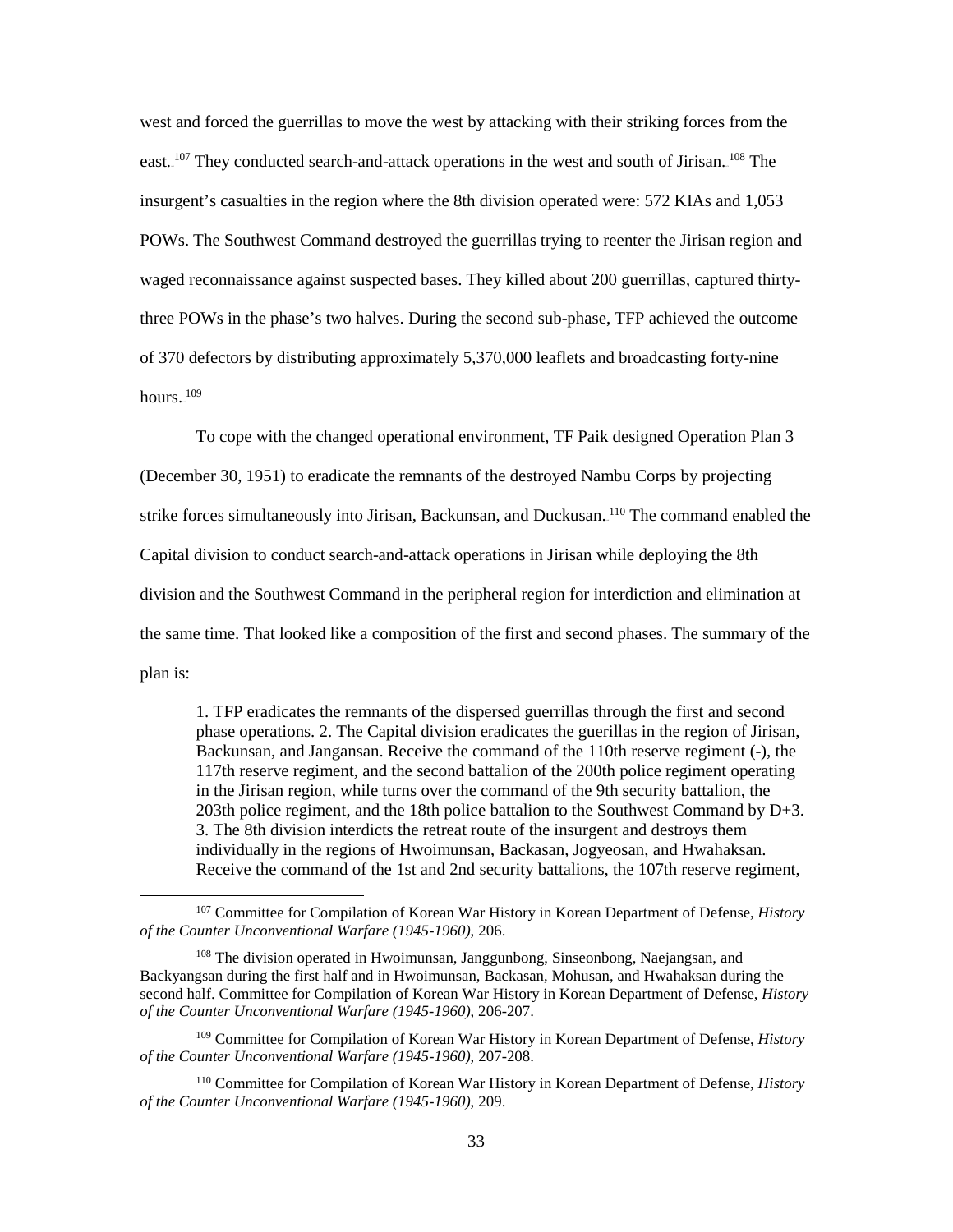west and forced the guerrillas to move the west by attacking with their striking forces from the east.[107] They conducted search-and-attack operations in the west and south of Jirisan.[108] The insurgent's casualties in the region where the 8th division operated were: 572 KIAs and 1,053 POWs. The Southwest Command destroyed the guerrillas trying to reenter the Jirisan region and waged reconnaissance against suspected bases. They killed about 200 guerrillas, captured thirty-three POWs in the phase's two halves. During the second sub-phase, TFP achieved the outcome of 370 defectors by distributing approximately 5,370,000 leaflets and broadcasting forty-nine hours.[109]

To cope with the changed operational environment, TF Paik designed Operation Plan 3 (December 30, 1951) to eradicate the remnants of the destroyed Nambu Corps by projecting strike forces simultaneously into Jirisan, Backunsan, and Duckusan.[110] The command enabled the Capital division to conduct search-and-attack operations in Jirisan while deploying the 8th division and the Southwest Command in the peripheral region for interdiction and elimination at the same time. That looked like a composition of the first and second phases. The summary of the plan is:

> 1. TFP eradicates the remnants of the dispersed guerrillas through the first and second phase operations. 2. The Capital division eradicates the guerillas in the region of Jirisan, Backunsan, and Jangansan. Receive the command of the 110th reserve regiment (-), the 117th reserve regiment, and the second battalion of the 200th police regiment operating in the Jirisan region, while turns over the command of the 9th security battalion, the 203th police regiment, and the 18th police battalion to the Southwest Command by D+3. 3. The 8th division interdicts the retreat route of the insurgent and destroys them individually in the regions of Hwoimunsan, Backasan, Jogyeosan, and Hwahaksan. Receive the command of the 1st and 2nd security battalions, the 107th reserve regiment,

---

[107] Committee for Compilation of Korean War History in Korean Department of Defense, *History of the Counter Unconventional Warfare (1945-1960)*, 206.

[108] The division operated in Hwoimunsan, Janggunbong, Sinseonbong, Naejangsan, and Backyangsan during the first half and in Hwoimunsan, Backasan, Mohusan, and Hwahaksan during the second half. Committee for Compilation of Korean War History in Korean Department of Defense, *History of the Counter Unconventional Warfare (1945-1960)*, 206-207.

[109] Committee for Compilation of Korean War History in Korean Department of Defense, *History of the Counter Unconventional Warfare (1945-1960)*, 207-208.

[110] Committee for Compilation of Korean War History in Korean Department of Defense, *History of the Counter Unconventional Warfare (1945-1960)*, 209.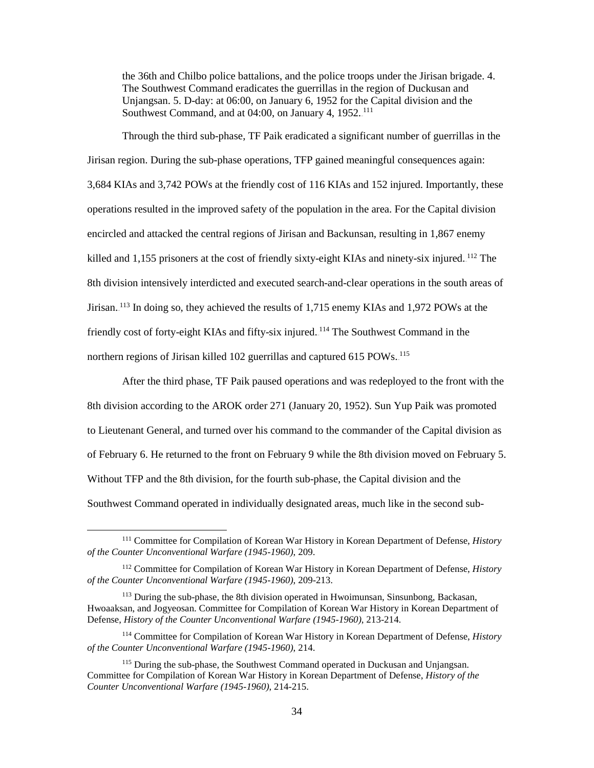the 36th and Chilbo police battalions, and the police troops under the Jirisan brigade. 4. The Southwest Command eradicates the guerrillas in the region of Duckusan and Unjangsan. 5. D-day: at 06:00, on January 6, 1952 for the Capital division and the Southwest Command, and at 04:00, on January 4, 1952.[111]

Through the third sub-phase, TF Paik eradicated a significant number of guerrillas in the Jirisan region. During the sub-phase operations, TFP gained meaningful consequences again: 3,684 KIAs and 3,742 POWs at the friendly cost of 116 KIAs and 152 injured. Importantly, these operations resulted in the improved safety of the population in the area. For the Capital division encircled and attacked the central regions of Jirisan and Backunsan, resulting in 1,867 enemy killed and 1,155 prisoners at the cost of friendly sixty-eight KIAs and ninety-six injured.[112] The 8th division intensively interdicted and executed search-and-clear operations in the south areas of Jirisan.[113] In doing so, they achieved the results of 1,715 enemy KIAs and 1,972 POWs at the friendly cost of forty-eight KIAs and fifty-six injured.[114] The Southwest Command in the northern regions of Jirisan killed 102 guerrillas and captured 615 POWs.[115]

After the third phase, TF Paik paused operations and was redeployed to the front with the 8th division according to the AROK order 271 (January 20, 1952). Sun Yup Paik was promoted to Lieutenant General, and turned over his command to the commander of the Capital division as of February 6. He returned to the front on February 9 while the 8th division moved on February 5. Without TFP and the 8th division, for the fourth sub-phase, the Capital division and the Southwest Command operated in individually designated areas, much like in the second sub-

---

[111] Committee for Compilation of Korean War History in Korean Department of Defense, *History of the Counter Unconventional Warfare (1945-1960)*, 209.

[112] Committee for Compilation of Korean War History in Korean Department of Defense, *History of the Counter Unconventional Warfare (1945-1960)*, 209-213.

[113] During the sub-phase, the 8th division operated in Hwoimunsan, Sinsunbong, Backasan, Hwoaaksan, and Jogyeosan. Committee for Compilation of Korean War History in Korean Department of Defense, *History of the Counter Unconventional Warfare (1945-1960)*, 213-214.

[114] Committee for Compilation of Korean War History in Korean Department of Defense, *History of the Counter Unconventional Warfare (1945-1960)*, 214.

[115] During the sub-phase, the Southwest Command operated in Duckusan and Unjangsan. Committee for Compilation of Korean War History in Korean Department of Defense, *History of the Counter Unconventional Warfare (1945-1960)*, 214-215.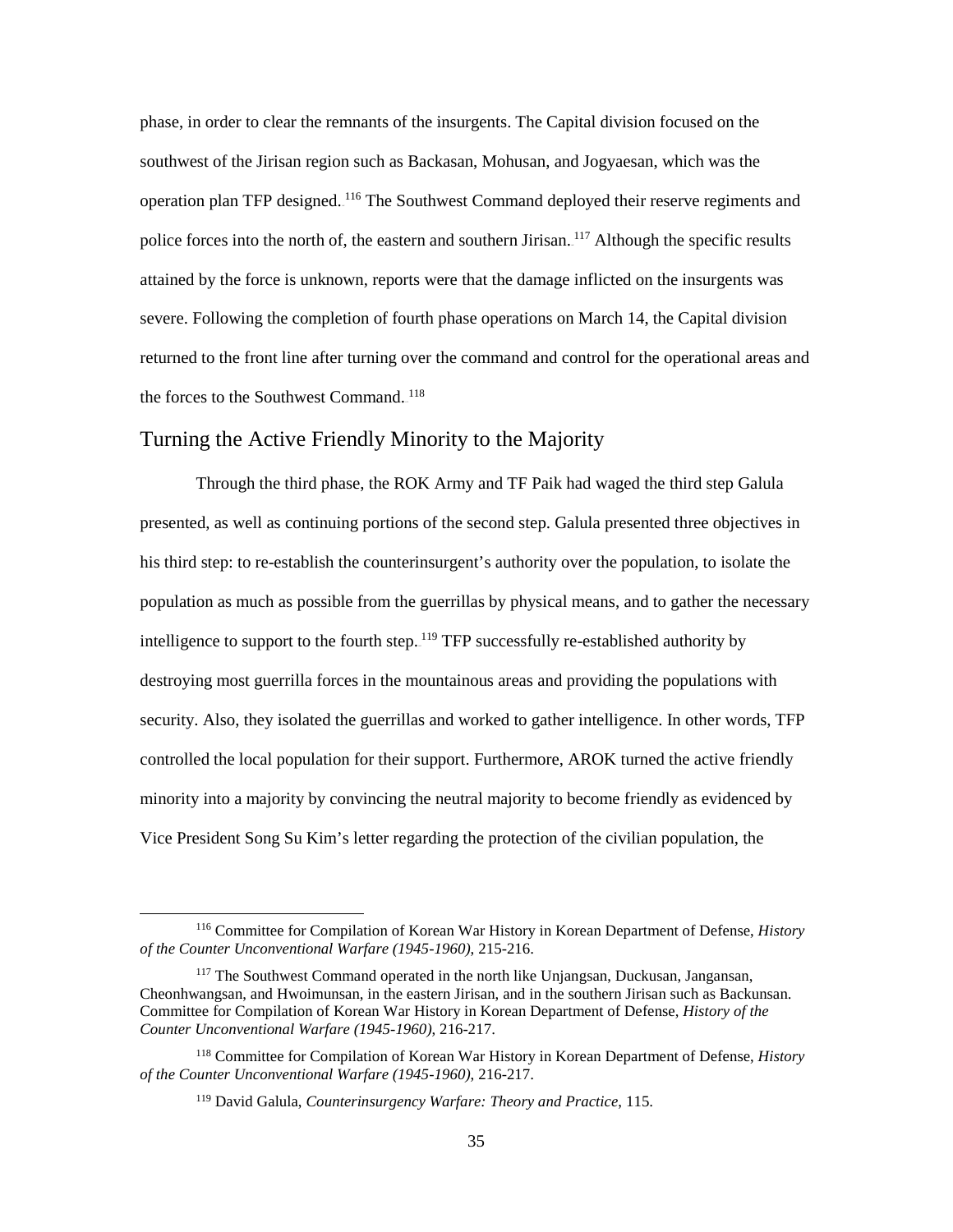phase, in order to clear the remnants of the insurgents. The Capital division focused on the southwest of the Jirisan region such as Backasan, Mohusan, and Jogyaesan, which was the operation plan TFP designed.[116] The Southwest Command deployed their reserve regiments and police forces into the north of, the eastern and southern Jirisan.[117] Although the specific results attained by the force is unknown, reports were that the damage inflicted on the insurgents was severe. Following the completion of fourth phase operations on March 14, the Capital division returned to the front line after turning over the command and control for the operational areas and the forces to the Southwest Command.[118]

## Turning the Active Friendly Minority to the Majority

Through the third phase, the ROK Army and TF Paik had waged the third step Galula presented, as well as continuing portions of the second step. Galula presented three objectives in his third step: to re-establish the counterinsurgent's authority over the population, to isolate the population as much as possible from the guerrillas by physical means, and to gather the necessary intelligence to support to the fourth step.[119] TFP successfully re-established authority by destroying most guerrilla forces in the mountainous areas and providing the populations with security. Also, they isolated the guerrillas and worked to gather intelligence. In other words, TFP controlled the local population for their support. Furthermore, AROK turned the active friendly minority into a majority by convincing the neutral majority to become friendly as evidenced by Vice President Song Su Kim's letter regarding the protection of the civilian population, the

---

[116] Committee for Compilation of Korean War History in Korean Department of Defense, *History of the Counter Unconventional Warfare (1945-1960)*, 215-216.

[117] The Southwest Command operated in the north like Unjangsan, Duckusan, Jangansan, Cheonhwangsan, and Hwoimunsan, in the eastern Jirisan, and in the southern Jirisan such as Backunsan. Committee for Compilation of Korean War History in Korean Department of Defense, *History of the Counter Unconventional Warfare (1945-1960)*, 216-217.

[118] Committee for Compilation of Korean War History in Korean Department of Defense, *History of the Counter Unconventional Warfare (1945-1960)*, 216-217.

[119] David Galula, *Counterinsurgency Warfare: Theory and Practice*, 115.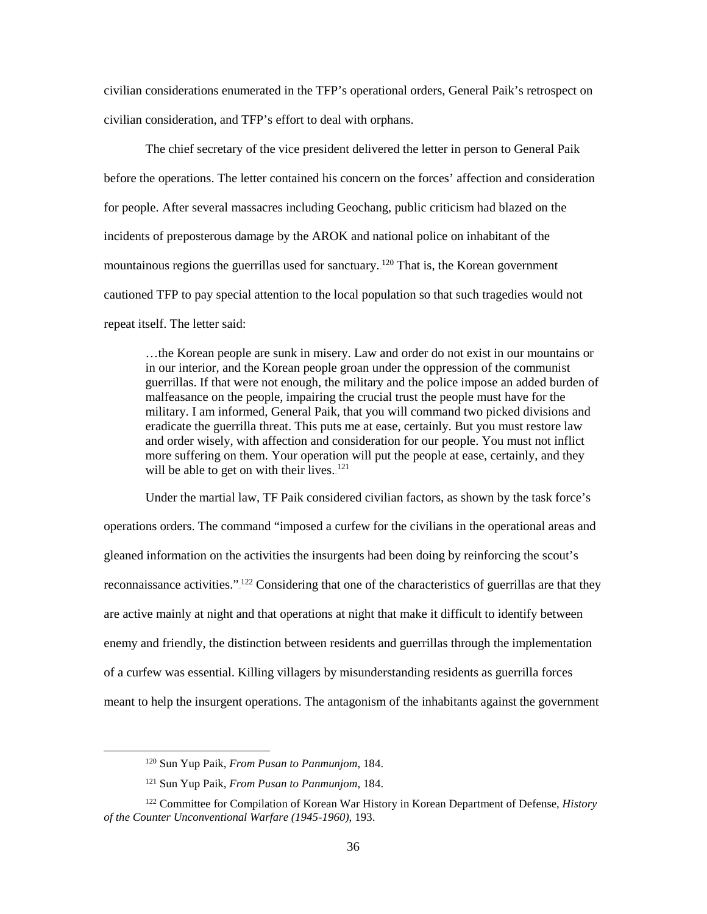civilian considerations enumerated in the TFP's operational orders, General Paik's retrospect on civilian consideration, and TFP's effort to deal with orphans.

The chief secretary of the vice president delivered the letter in person to General Paik before the operations. The letter contained his concern on the forces' affection and consideration for people. After several massacres including Geochang, public criticism had blazed on the incidents of preposterous damage by the AROK and national police on inhabitant of the mountainous regions the guerrillas used for sanctuary.[120] That is, the Korean government cautioned TFP to pay special attention to the local population so that such tragedies would not repeat itself. The letter said:

> …the Korean people are sunk in misery. Law and order do not exist in our mountains or in our interior, and the Korean people groan under the oppression of the communist guerrillas. If that were not enough, the military and the police impose an added burden of malfeasance on the people, impairing the crucial trust the people must have for the military. I am informed, General Paik, that you will command two picked divisions and eradicate the guerrilla threat. This puts me at ease, certainly. But you must restore law and order wisely, with affection and consideration for our people. You must not inflict more suffering on them. Your operation will put the people at ease, certainly, and they will be able to get on with their lives.[121]

Under the martial law, TF Paik considered civilian factors, as shown by the task force's operations orders. The command "imposed a curfew for the civilians in the operational areas and gleaned information on the activities the insurgents had been doing by reinforcing the scout's reconnaissance activities."[122] Considering that one of the characteristics of guerrillas are that they are active mainly at night and that operations at night that make it difficult to identify between enemy and friendly, the distinction between residents and guerrillas through the implementation of a curfew was essential. Killing villagers by misunderstanding residents as guerrilla forces meant to help the insurgent operations. The antagonism of the inhabitants against the government

---

[120] Sun Yup Paik, *From Pusan to Panmunjom*, 184.

[121] Sun Yup Paik, *From Pusan to Panmunjom*, 184.

[122] Committee for Compilation of Korean War History in Korean Department of Defense, *History of the Counter Unconventional Warfare (1945-1960)*, 193.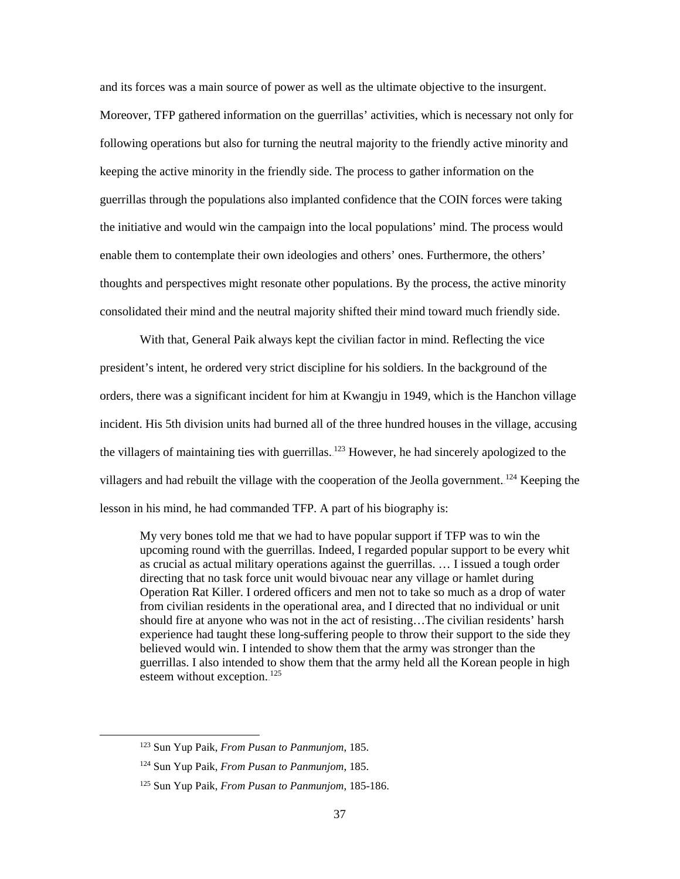and its forces was a main source of power as well as the ultimate objective to the insurgent. Moreover, TFP gathered information on the guerrillas' activities, which is necessary not only for following operations but also for turning the neutral majority to the friendly active minority and keeping the active minority in the friendly side. The process to gather information on the guerrillas through the populations also implanted confidence that the COIN forces were taking the initiative and would win the campaign into the local populations' mind. The process would enable them to contemplate their own ideologies and others' ones. Furthermore, the others' thoughts and perspectives might resonate other populations. By the process, the active minority consolidated their mind and the neutral majority shifted their mind toward much friendly side.

With that, General Paik always kept the civilian factor in mind. Reflecting the vice president's intent, he ordered very strict discipline for his soldiers. In the background of the orders, there was a significant incident for him at Kwangju in 1949, which is the Hanchon village incident. His 5th division units had burned all of the three hundred houses in the village, accusing the villagers of maintaining ties with guerrillas.[123] However, he had sincerely apologized to the villagers and had rebuilt the village with the cooperation of the Jeolla government.[124] Keeping the lesson in his mind, he had commanded TFP. A part of his biography is:

> My very bones told me that we had to have popular support if TFP was to win the upcoming round with the guerrillas. Indeed, I regarded popular support to be every whit as crucial as actual military operations against the guerrillas. … I issued a tough order directing that no task force unit would bivouac near any village or hamlet during Operation Rat Killer. I ordered officers and men not to take so much as a drop of water from civilian residents in the operational area, and I directed that no individual or unit should fire at anyone who was not in the act of resisting…The civilian residents' harsh experience had taught these long-suffering people to throw their support to the side they believed would win. I intended to show them that the army was stronger than the guerrillas. I also intended to show them that the army held all the Korean people in high esteem without exception.[125]

---

[123] Sun Yup Paik, *From Pusan to Panmunjom*, 185.

[124] Sun Yup Paik, *From Pusan to Panmunjom*, 185.

[125] Sun Yup Paik, *From Pusan to Panmunjom*, 185-186.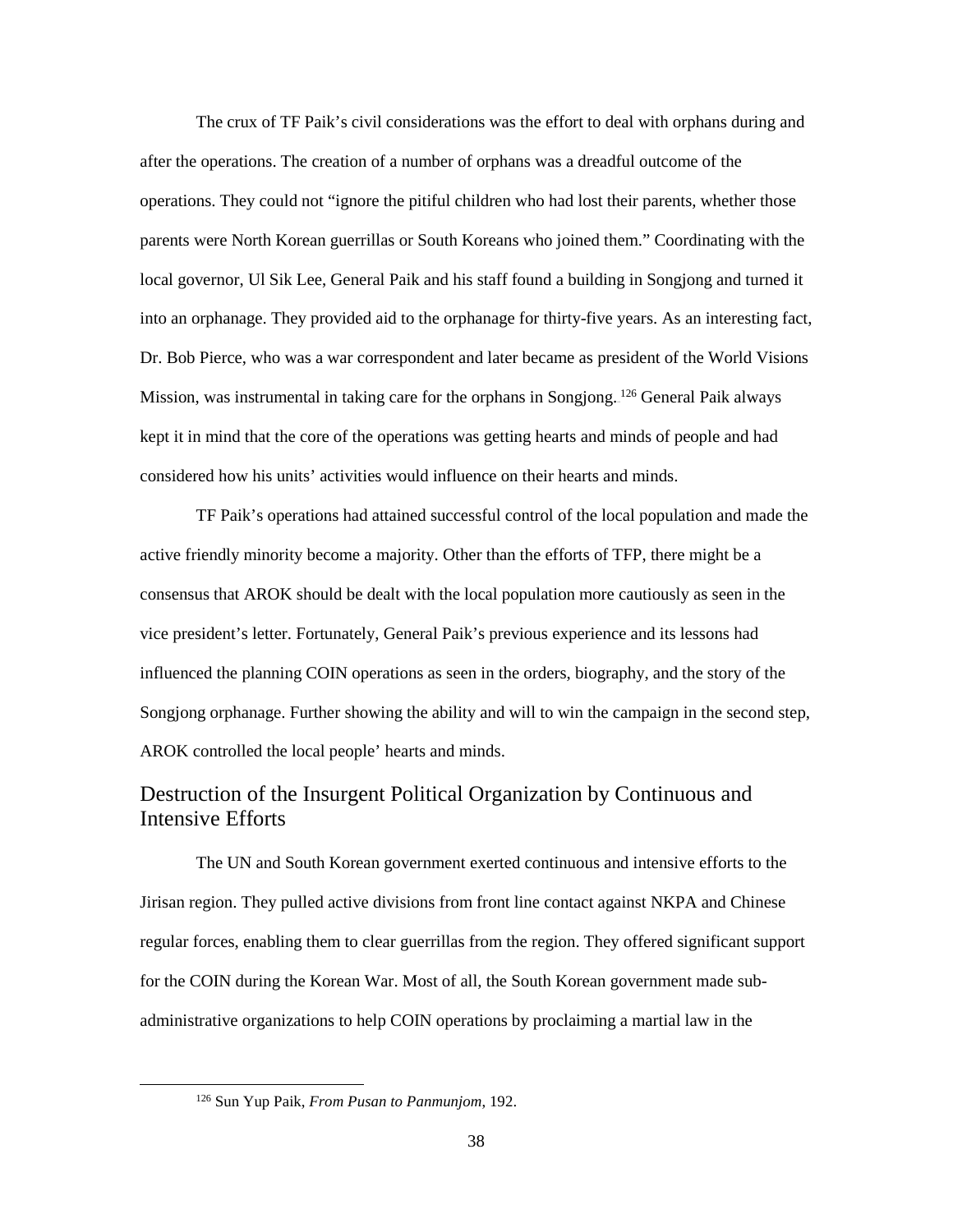The crux of TF Paik's civil considerations was the effort to deal with orphans during and after the operations. The creation of a number of orphans was a dreadful outcome of the operations. They could not "ignore the pitiful children who had lost their parents, whether those parents were North Korean guerrillas or South Koreans who joined them." Coordinating with the local governor, Ul Sik Lee, General Paik and his staff found a building in Songjong and turned it into an orphanage. They provided aid to the orphanage for thirty-five years. As an interesting fact, Dr. Bob Pierce, who was a war correspondent and later became as president of the World Visions Mission, was instrumental in taking care for the orphans in Songjong.[126] General Paik always kept it in mind that the core of the operations was getting hearts and minds of people and had considered how his units' activities would influence on their hearts and minds.

TF Paik's operations had attained successful control of the local population and made the active friendly minority become a majority. Other than the efforts of TFP, there might be a consensus that AROK should be dealt with the local population more cautiously as seen in the vice president's letter. Fortunately, General Paik's previous experience and its lessons had influenced the planning COIN operations as seen in the orders, biography, and the story of the Songjong orphanage. Further showing the ability and will to win the campaign in the second step, AROK controlled the local people' hearts and minds.

## Destruction of the Insurgent Political Organization by Continuous and Intensive Efforts

The UN and South Korean government exerted continuous and intensive efforts to the Jirisan region. They pulled active divisions from front line contact against NKPA and Chinese regular forces, enabling them to clear guerrillas from the region. They offered significant support for the COIN during the Korean War. Most of all, the South Korean government made sub-administrative organizations to help COIN operations by proclaiming a martial law in the

[126] Sun Yup Paik, *From Pusan to Panmunjom*, 192.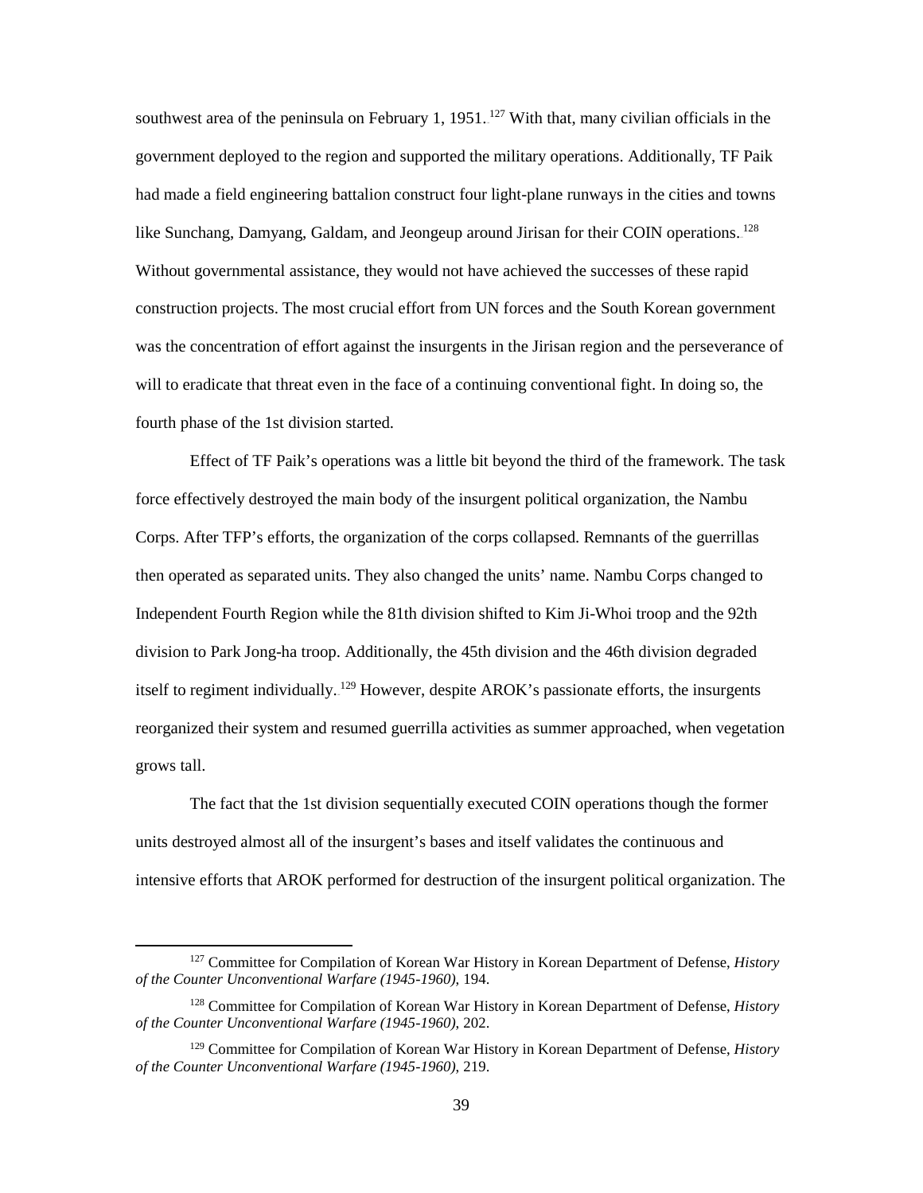southwest area of the peninsula on February 1, 1951.[127] With that, many civilian officials in the government deployed to the region and supported the military operations. Additionally, TF Paik had made a field engineering battalion construct four light-plane runways in the cities and towns like Sunchang, Damyang, Galdam, and Jeongeup around Jirisan for their COIN operations.[128] Without governmental assistance, they would not have achieved the successes of these rapid construction projects. The most crucial effort from UN forces and the South Korean government was the concentration of effort against the insurgents in the Jirisan region and the perseverance of will to eradicate that threat even in the face of a continuing conventional fight. In doing so, the fourth phase of the 1st division started.

Effect of TF Paik's operations was a little bit beyond the third of the framework. The task force effectively destroyed the main body of the insurgent political organization, the Nambu Corps. After TFP's efforts, the organization of the corps collapsed. Remnants of the guerrillas then operated as separated units. They also changed the units' name. Nambu Corps changed to Independent Fourth Region while the 81th division shifted to Kim Ji-Whoi troop and the 92th division to Park Jong-ha troop. Additionally, the 45th division and the 46th division degraded itself to regiment individually.[129] However, despite AROK's passionate efforts, the insurgents reorganized their system and resumed guerrilla activities as summer approached, when vegetation grows tall.

The fact that the 1st division sequentially executed COIN operations though the former units destroyed almost all of the insurgent's bases and itself validates the continuous and intensive efforts that AROK performed for destruction of the insurgent political organization. The

---

[127] Committee for Compilation of Korean War History in Korean Department of Defense, *History of the Counter Unconventional Warfare (1945-1960)*, 194.

[128] Committee for Compilation of Korean War History in Korean Department of Defense, *History of the Counter Unconventional Warfare (1945-1960)*, 202.

[129] Committee for Compilation of Korean War History in Korean Department of Defense, *History of the Counter Unconventional Warfare (1945-1960)*, 219.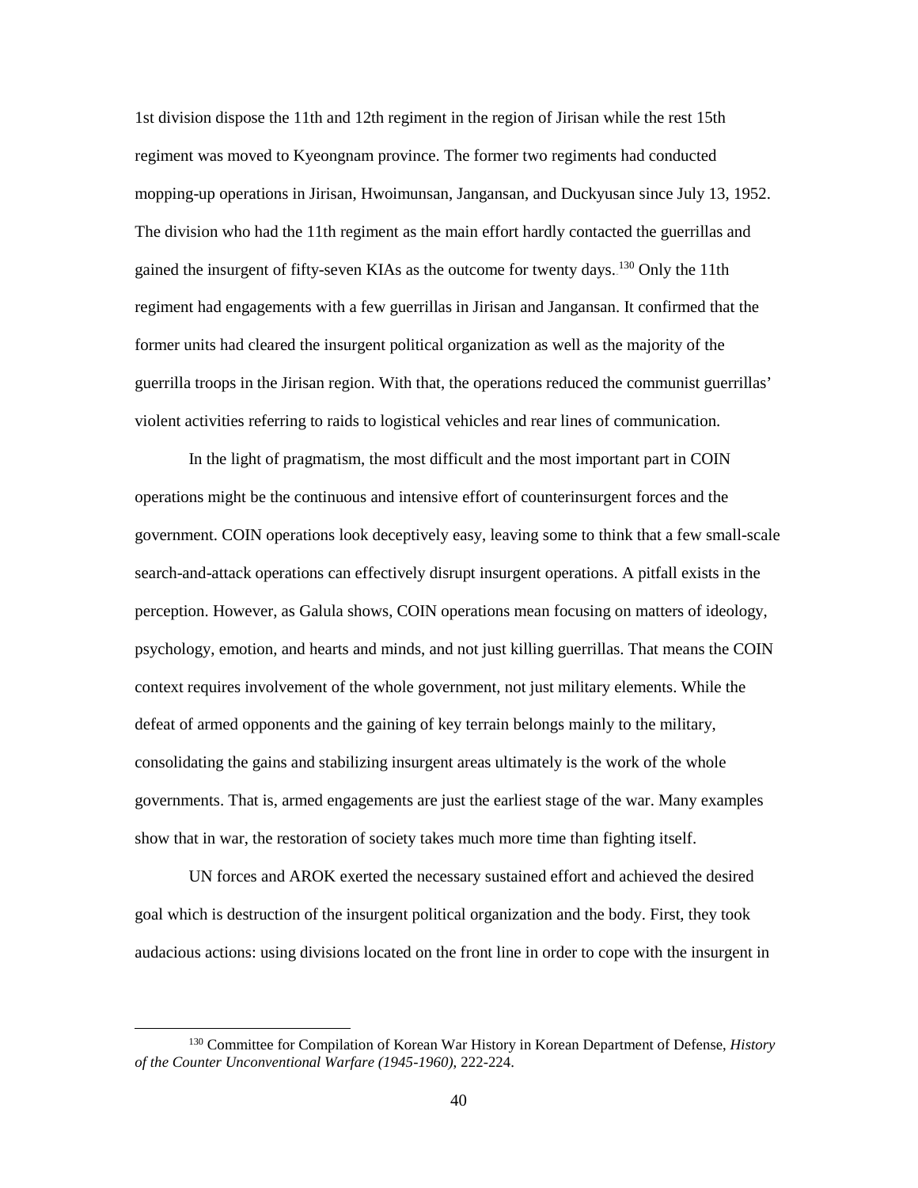1st division dispose the 11th and 12th regiment in the region of Jirisan while the rest 15th regiment was moved to Kyeongnam province. The former two regiments had conducted mopping-up operations in Jirisan, Hwoimunsan, Jangansan, and Duckyusan since July 13, 1952. The division who had the 11th regiment as the main effort hardly contacted the guerrillas and gained the insurgent of fifty-seven KIAs as the outcome for twenty days.[130] Only the 11th regiment had engagements with a few guerrillas in Jirisan and Jangansan. It confirmed that the former units had cleared the insurgent political organization as well as the majority of the guerrilla troops in the Jirisan region. With that, the operations reduced the communist guerrillas' violent activities referring to raids to logistical vehicles and rear lines of communication.

In the light of pragmatism, the most difficult and the most important part in COIN operations might be the continuous and intensive effort of counterinsurgent forces and the government. COIN operations look deceptively easy, leaving some to think that a few small-scale search-and-attack operations can effectively disrupt insurgent operations. A pitfall exists in the perception. However, as Galula shows, COIN operations mean focusing on matters of ideology, psychology, emotion, and hearts and minds, and not just killing guerrillas. That means the COIN context requires involvement of the whole government, not just military elements. While the defeat of armed opponents and the gaining of key terrain belongs mainly to the military, consolidating the gains and stabilizing insurgent areas ultimately is the work of the whole governments. That is, armed engagements are just the earliest stage of the war. Many examples show that in war, the restoration of society takes much more time than fighting itself.

UN forces and AROK exerted the necessary sustained effort and achieved the desired goal which is destruction of the insurgent political organization and the body. First, they took audacious actions: using divisions located on the front line in order to cope with the insurgent in

[130] Committee for Compilation of Korean War History in Korean Department of Defense, *History of the Counter Unconventional Warfare (1945-1960)*, 222-224.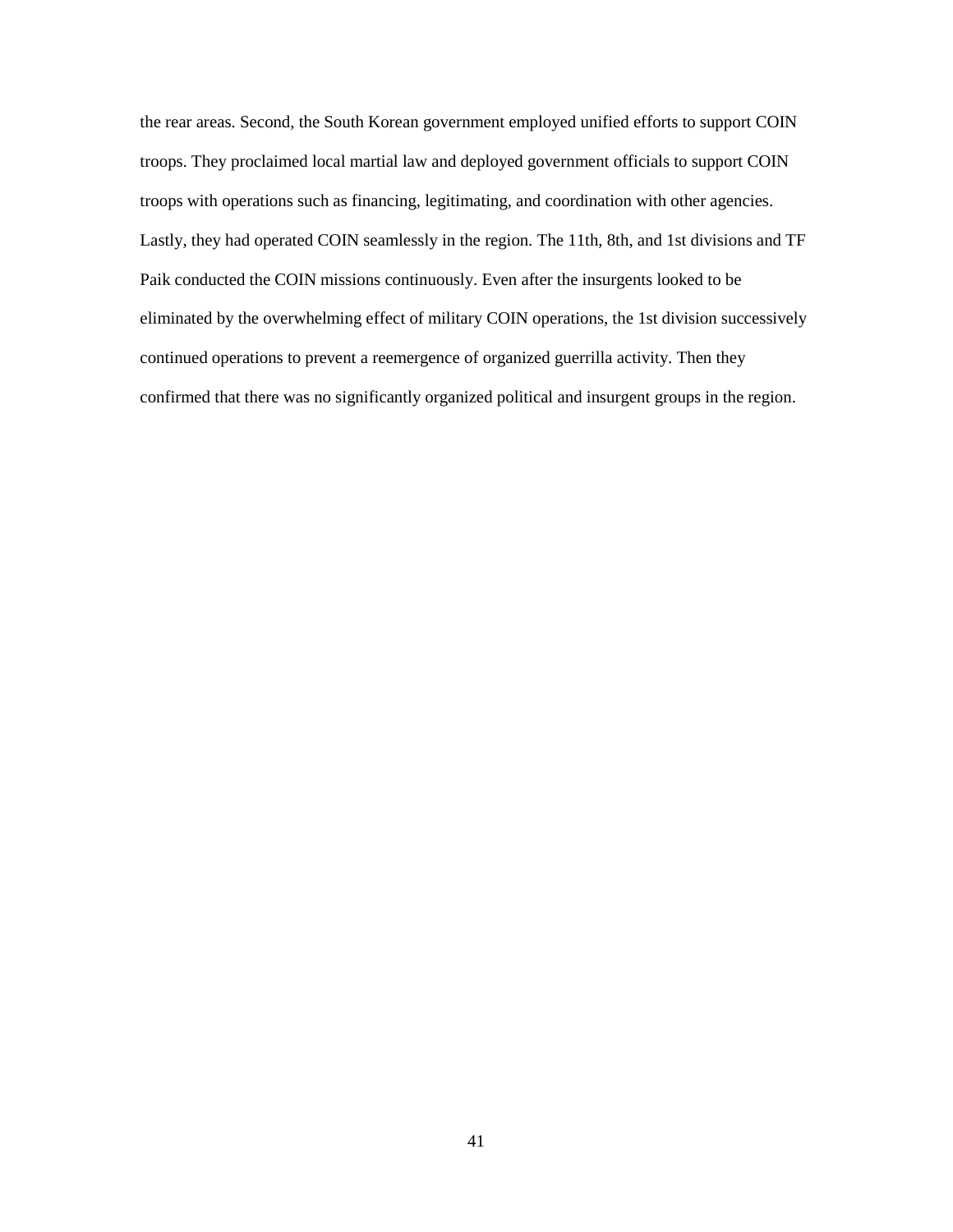the rear areas. Second, the South Korean government employed unified efforts to support COIN troops. They proclaimed local martial law and deployed government officials to support COIN troops with operations such as financing, legitimating, and coordination with other agencies. Lastly, they had operated COIN seamlessly in the region. The 11th, 8th, and 1st divisions and TF Paik conducted the COIN missions continuously. Even after the insurgents looked to be eliminated by the overwhelming effect of military COIN operations, the 1st division successively continued operations to prevent a reemergence of organized guerrilla activity. Then they confirmed that there was no significantly organized political and insurgent groups in the region.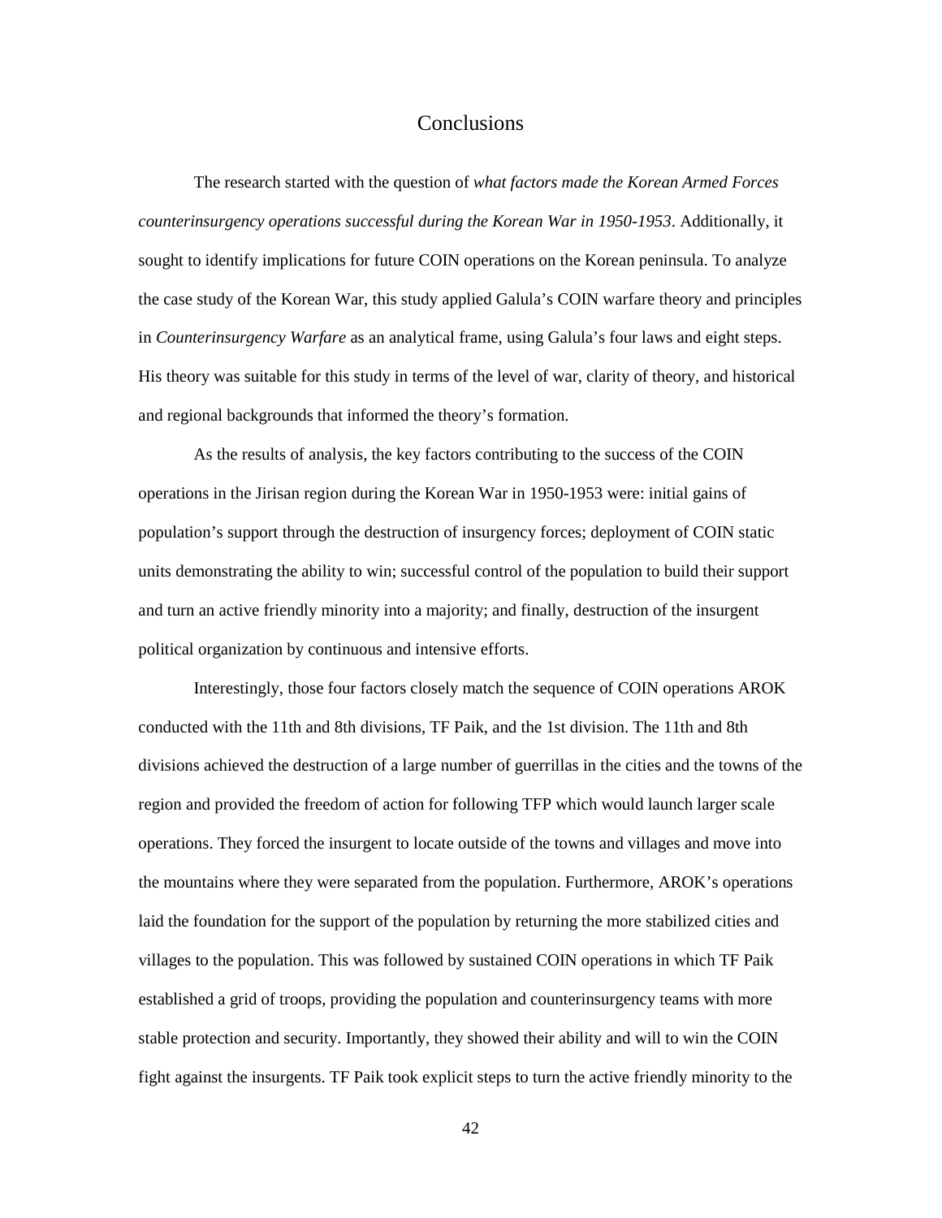# Conclusions

The research started with the question of *what factors made the Korean Armed Forces counterinsurgency operations successful during the Korean War in 1950-1953*. Additionally, it sought to identify implications for future COIN operations on the Korean peninsula. To analyze the case study of the Korean War, this study applied Galula's COIN warfare theory and principles in *Counterinsurgency Warfare* as an analytical frame, using Galula's four laws and eight steps. His theory was suitable for this study in terms of the level of war, clarity of theory, and historical and regional backgrounds that informed the theory's formation.

As the results of analysis, the key factors contributing to the success of the COIN operations in the Jirisan region during the Korean War in 1950-1953 were: initial gains of population's support through the destruction of insurgency forces; deployment of COIN static units demonstrating the ability to win; successful control of the population to build their support and turn an active friendly minority into a majority; and finally, destruction of the insurgent political organization by continuous and intensive efforts.

Interestingly, those four factors closely match the sequence of COIN operations AROK conducted with the 11th and 8th divisions, TF Paik, and the 1st division. The 11th and 8th divisions achieved the destruction of a large number of guerrillas in the cities and the towns of the region and provided the freedom of action for following TFP which would launch larger scale operations. They forced the insurgent to locate outside of the towns and villages and move into the mountains where they were separated from the population. Furthermore, AROK's operations laid the foundation for the support of the population by returning the more stabilized cities and villages to the population. This was followed by sustained COIN operations in which TF Paik established a grid of troops, providing the population and counterinsurgency teams with more stable protection and security. Importantly, they showed their ability and will to win the COIN fight against the insurgents. TF Paik took explicit steps to turn the active friendly minority to the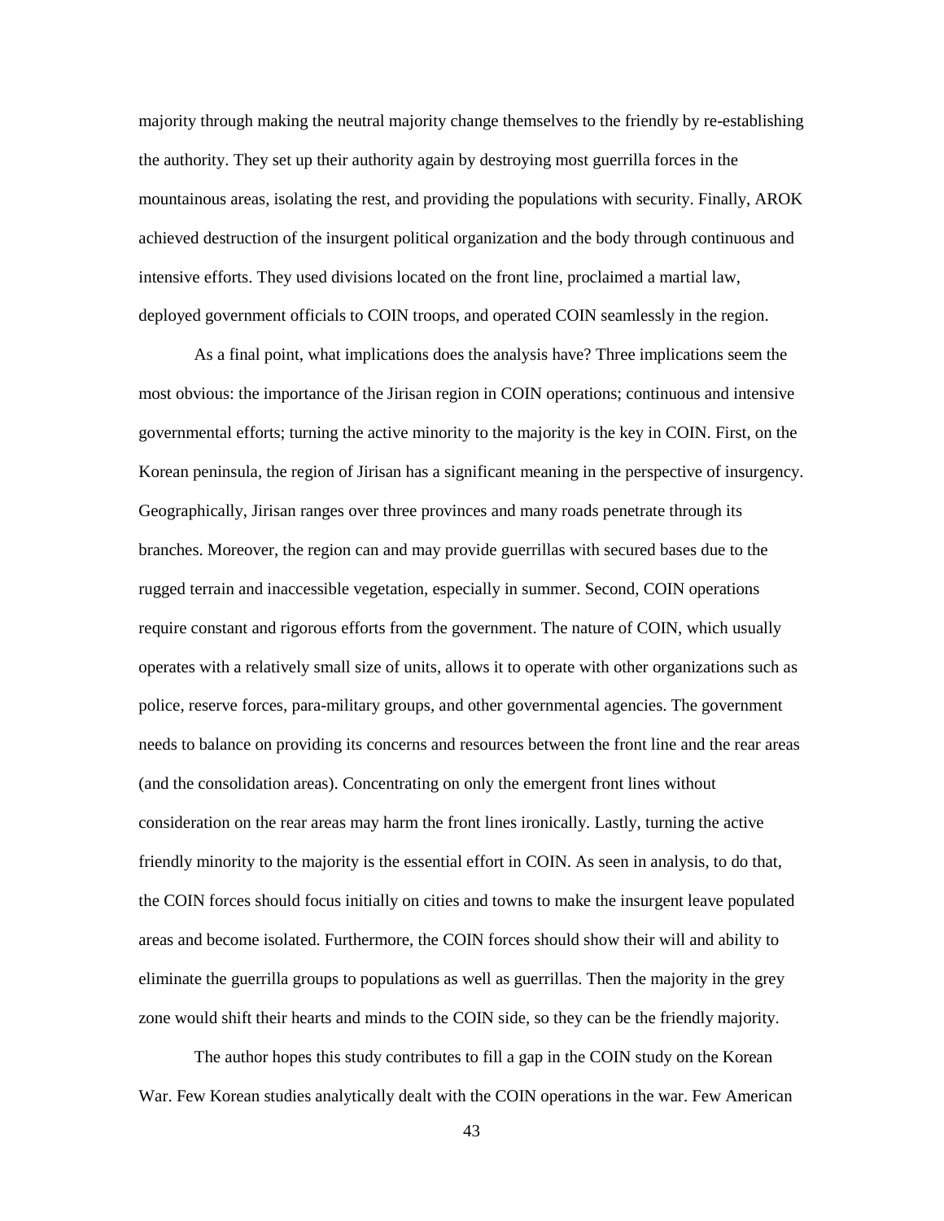majority through making the neutral majority change themselves to the friendly by re-establishing the authority. They set up their authority again by destroying most guerrilla forces in the mountainous areas, isolating the rest, and providing the populations with security. Finally, AROK achieved destruction of the insurgent political organization and the body through continuous and intensive efforts. They used divisions located on the front line, proclaimed a martial law, deployed government officials to COIN troops, and operated COIN seamlessly in the region.

As a final point, what implications does the analysis have? Three implications seem the most obvious: the importance of the Jirisan region in COIN operations; continuous and intensive governmental efforts; turning the active minority to the majority is the key in COIN. First, on the Korean peninsula, the region of Jirisan has a significant meaning in the perspective of insurgency. Geographically, Jirisan ranges over three provinces and many roads penetrate through its branches. Moreover, the region can and may provide guerrillas with secured bases due to the rugged terrain and inaccessible vegetation, especially in summer. Second, COIN operations require constant and rigorous efforts from the government. The nature of COIN, which usually operates with a relatively small size of units, allows it to operate with other organizations such as police, reserve forces, para-military groups, and other governmental agencies. The government needs to balance on providing its concerns and resources between the front line and the rear areas (and the consolidation areas). Concentrating on only the emergent front lines without consideration on the rear areas may harm the front lines ironically. Lastly, turning the active friendly minority to the majority is the essential effort in COIN. As seen in analysis, to do that, the COIN forces should focus initially on cities and towns to make the insurgent leave populated areas and become isolated. Furthermore, the COIN forces should show their will and ability to eliminate the guerrilla groups to populations as well as guerrillas. Then the majority in the grey zone would shift their hearts and minds to the COIN side, so they can be the friendly majority.

The author hopes this study contributes to fill a gap in the COIN study on the Korean War. Few Korean studies analytically dealt with the COIN operations in the war. Few American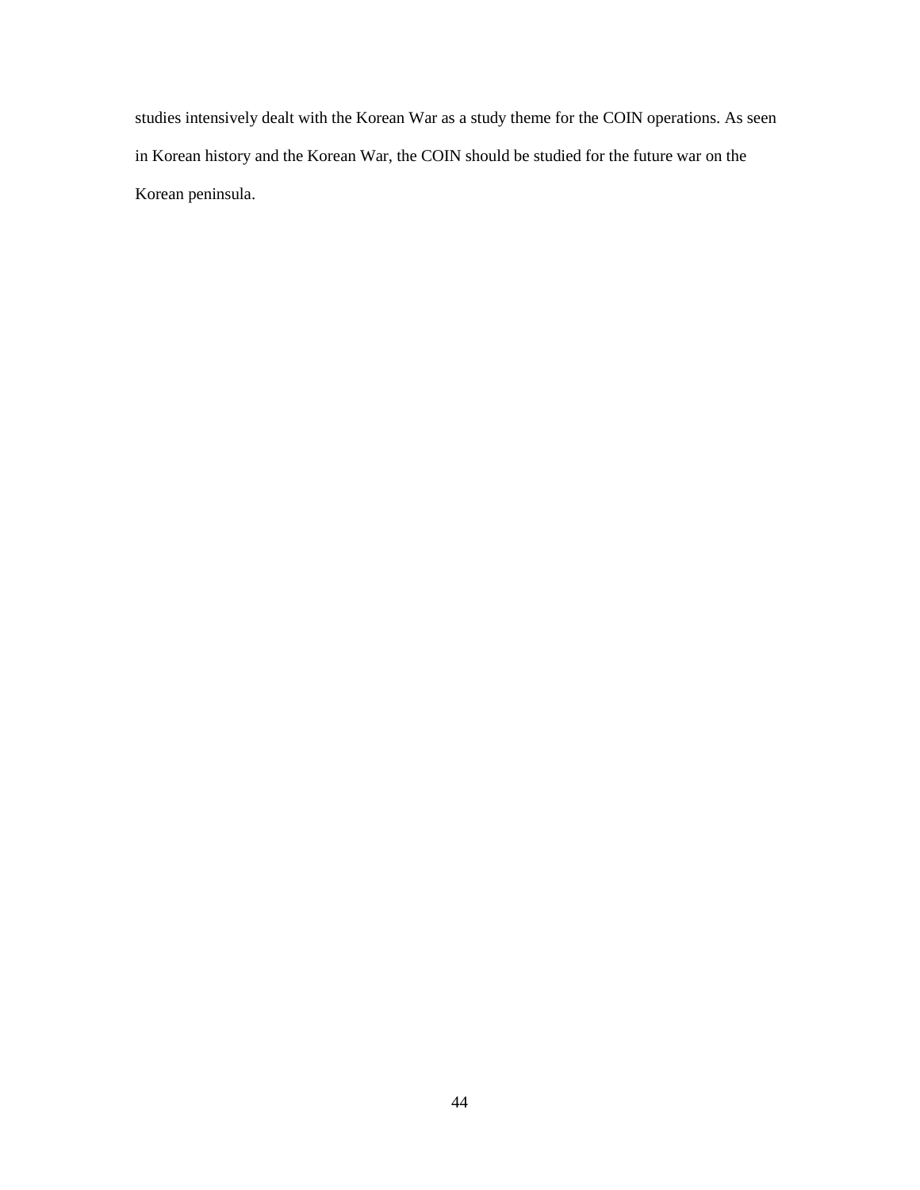studies intensively dealt with the Korean War as a study theme for the COIN operations. As seen in Korean history and the Korean War, the COIN should be studied for the future war on the Korean peninsula.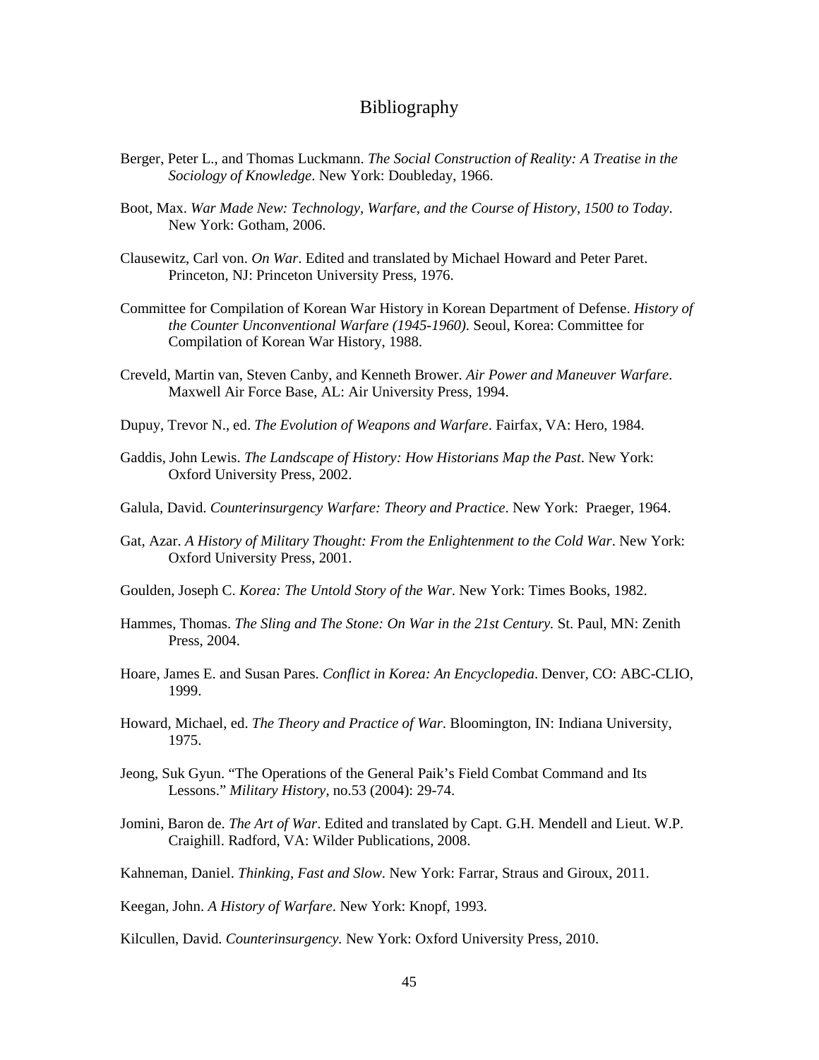# Bibliography

Berger, Peter L., and Thomas Luckmann. *The Social Construction of Reality: A Treatise in the Sociology of Knowledge*. New York: Doubleday, 1966.

Boot, Max. *War Made New: Technology, Warfare, and the Course of History, 1500 to Today*. New York: Gotham, 2006.

Clausewitz, Carl von. *On War*. Edited and translated by Michael Howard and Peter Paret. Princeton, NJ: Princeton University Press, 1976.

Committee for Compilation of Korean War History in Korean Department of Defense. *History of the Counter Unconventional Warfare (1945-1960)*. Seoul, Korea: Committee for Compilation of Korean War History, 1988.

Creveld, Martin van, Steven Canby, and Kenneth Brower. *Air Power and Maneuver Warfare*. Maxwell Air Force Base, AL: Air University Press, 1994.

Dupuy, Trevor N., ed. *The Evolution of Weapons and Warfare*. Fairfax, VA: Hero, 1984.

Gaddis, John Lewis. *The Landscape of History: How Historians Map the Past*. New York: Oxford University Press, 2002.

Galula, David. *Counterinsurgency Warfare: Theory and Practice*. New York: Praeger, 1964.

Gat, Azar. *A History of Military Thought: From the Enlightenment to the Cold War*. New York: Oxford University Press, 2001.

Goulden, Joseph C. *Korea: The Untold Story of the War*. New York: Times Books, 1982.

Hammes, Thomas. *The Sling and The Stone: On War in the 21st Century.* St. Paul, MN: Zenith Press, 2004.

Hoare, James E. and Susan Pares. *Conflict in Korea: An Encyclopedia*. Denver, CO: ABC-CLIO, 1999.

Howard, Michael, ed. *The Theory and Practice of War*. Bloomington, IN: Indiana University, 1975.

Jeong, Suk Gyun. "The Operations of the General Paik's Field Combat Command and Its Lessons." *Military History*, no.53 (2004): 29-74.

Jomini, Baron de. *The Art of War*. Edited and translated by Capt. G.H. Mendell and Lieut. W.P. Craighill. Radford, VA: Wilder Publications, 2008.

Kahneman, Daniel. *Thinking, Fast and Slow*. New York: Farrar, Straus and Giroux, 2011.

Keegan, John. *A History of Warfare*. New York: Knopf, 1993.

Kilcullen, David. *Counterinsurgency.* New York: Oxford University Press, 2010.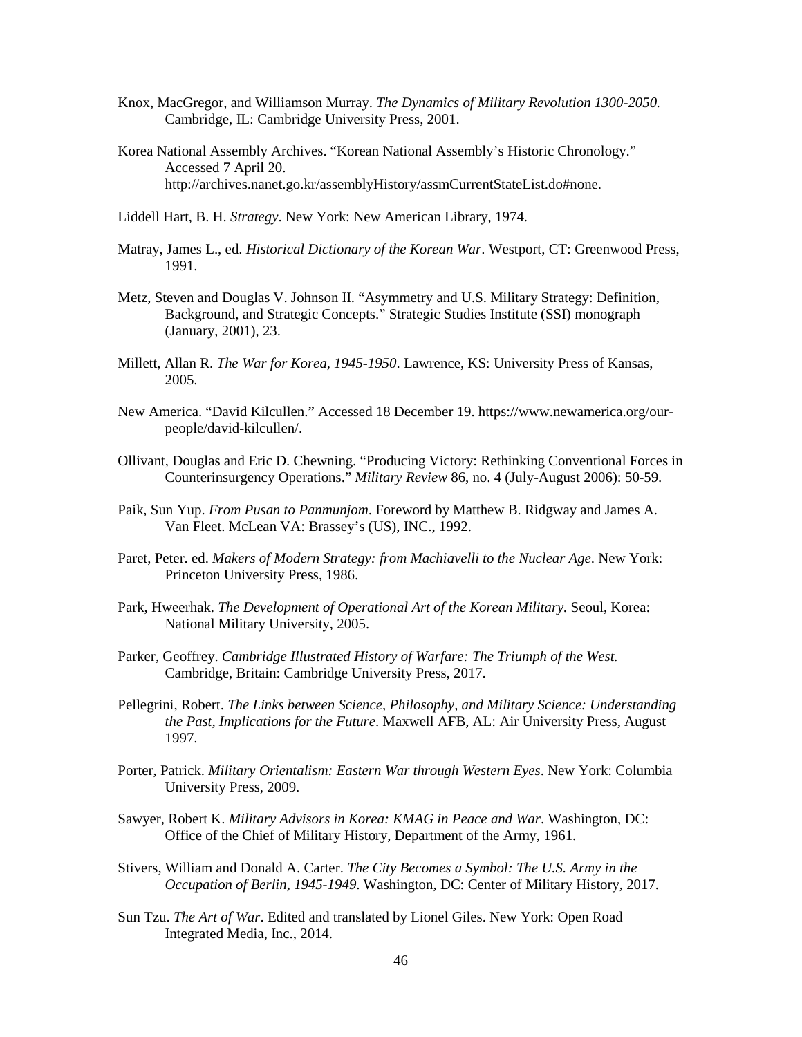Knox, MacGregor, and Williamson Murray. *The Dynamics of Military Revolution 1300-2050.* Cambridge, IL: Cambridge University Press, 2001.

Korea National Assembly Archives. "Korean National Assembly's Historic Chronology." Accessed 7 April 20. http://archives.nanet.go.kr/assemblyHistory/assmCurrentStateList.do#none.

Liddell Hart, B. H. *Strategy*. New York: New American Library, 1974.

Matray, James L., ed. *Historical Dictionary of the Korean War*. Westport, CT: Greenwood Press, 1991.

Metz, Steven and Douglas V. Johnson II. "Asymmetry and U.S. Military Strategy: Definition, Background, and Strategic Concepts." Strategic Studies Institute (SSI) monograph (January, 2001), 23.

Millett, Allan R. *The War for Korea, 1945-1950*. Lawrence, KS: University Press of Kansas, 2005.

New America. "David Kilcullen." Accessed 18 December 19. https://www.newamerica.org/our-people/david-kilcullen/.

Ollivant, Douglas and Eric D. Chewning. "Producing Victory: Rethinking Conventional Forces in Counterinsurgency Operations." *Military Review* 86, no. 4 (July-August 2006): 50-59.

Paik, Sun Yup. *From Pusan to Panmunjom*. Foreword by Matthew B. Ridgway and James A. Van Fleet. McLean VA: Brassey's (US), INC., 1992.

Paret, Peter. ed. *Makers of Modern Strategy: from Machiavelli to the Nuclear Age*. New York: Princeton University Press, 1986.

Park, Hweerhak. *The Development of Operational Art of the Korean Military.* Seoul, Korea: National Military University, 2005.

Parker, Geoffrey. *Cambridge Illustrated History of Warfare: The Triumph of the West.* Cambridge, Britain: Cambridge University Press, 2017.

Pellegrini, Robert. *The Links between Science, Philosophy, and Military Science: Understanding the Past, Implications for the Future*. Maxwell AFB, AL: Air University Press, August 1997.

Porter, Patrick. *Military Orientalism: Eastern War through Western Eyes*. New York: Columbia University Press, 2009.

Sawyer, Robert K. *Military Advisors in Korea: KMAG in Peace and War*. Washington, DC: Office of the Chief of Military History, Department of the Army, 1961.

Stivers, William and Donald A. Carter. *The City Becomes a Symbol: The U.S. Army in the Occupation of Berlin, 1945-1949*. Washington, DC: Center of Military History, 2017.

Sun Tzu. *The Art of War*. Edited and translated by Lionel Giles. New York: Open Road Integrated Media, Inc., 2014.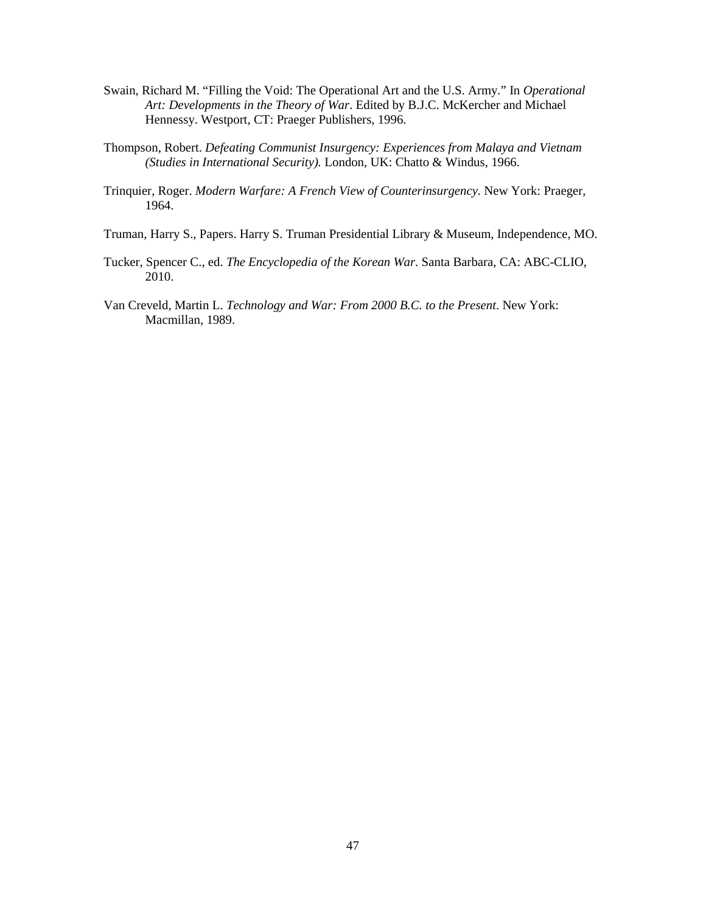Swain, Richard M. "Filling the Void: The Operational Art and the U.S. Army." In *Operational Art: Developments in the Theory of War*. Edited by B.J.C. McKercher and Michael Hennessy. Westport, CT: Praeger Publishers, 1996.

Thompson, Robert. *Defeating Communist Insurgency: Experiences from Malaya and Vietnam (Studies in International Security).* London, UK: Chatto & Windus, 1966.

Trinquier, Roger. *Modern Warfare: A French View of Counterinsurgency.* New York: Praeger, 1964.

Truman, Harry S., Papers. Harry S. Truman Presidential Library & Museum, Independence, MO.

Tucker, Spencer C., ed. *The Encyclopedia of the Korean War*. Santa Barbara, CA: ABC-CLIO, 2010.

Van Creveld, Martin L. *Technology and War: From 2000 B.C. to the Present*. New York: Macmillan, 1989.